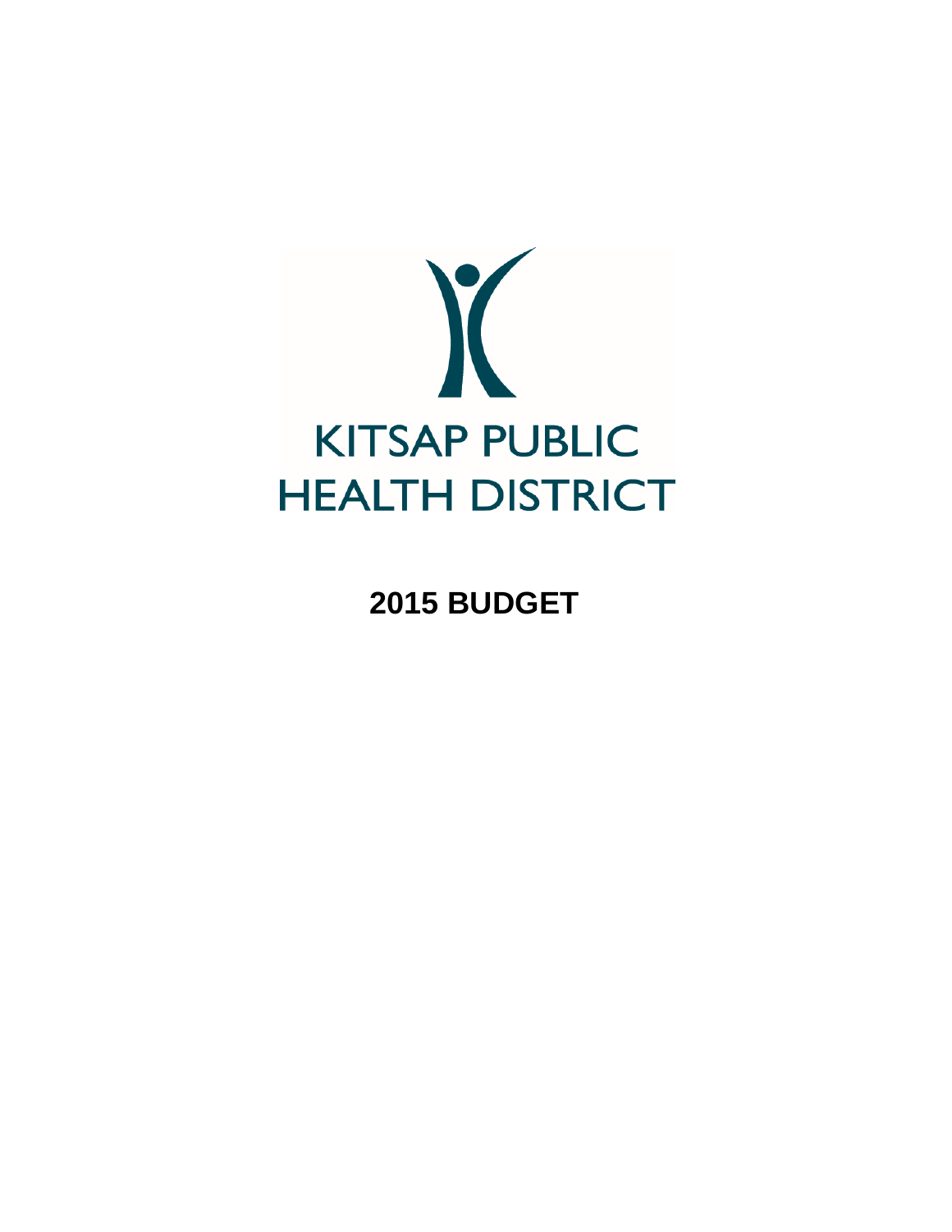KITSAP PUBLIC HEALTH DISTRICT

# 2015 BUDGET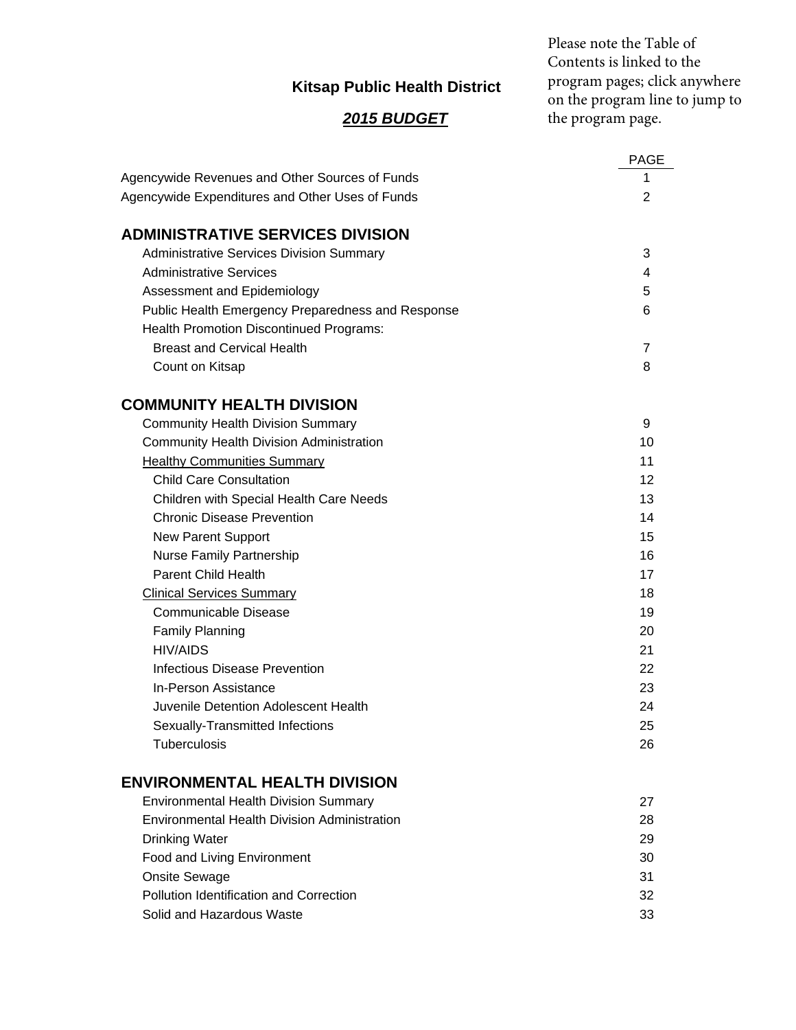# Kitsap Public Health District

## *2015 BUDGET*

Please note the Table of Contents is linked to the program pages; click anywhere on the program line to jump to the program page.

| | PAGE |
|---|---|
| Agencywide Revenues and Other Sources of Funds | 1 |
| Agencywide Expenditures and Other Uses of Funds | 2 |
| **ADMINISTRATIVE SERVICES DIVISION** | |
| Administrative Services Division Summary | 3 |
| Administrative Services | 4 |
| Assessment and Epidemiology | 5 |
| Public Health Emergency Preparedness and Response | 6 |
| Health Promotion Discontinued Programs: | |
| Breast and Cervical Health | 7 |
| Count on Kitsap | 8 |
| **COMMUNITY HEALTH DIVISION** | |
| Community Health Division Summary | 9 |
| Community Health Division Administration | 10 |
| Healthy Communities Summary | 11 |
| Child Care Consultation | 12 |
| Children with Special Health Care Needs | 13 |
| Chronic Disease Prevention | 14 |
| New Parent Support | 15 |
| Nurse Family Partnership | 16 |
| Parent Child Health | 17 |
| Clinical Services Summary | 18 |
| Communicable Disease | 19 |
| Family Planning | 20 |
| HIV/AIDS | 21 |
| Infectious Disease Prevention | 22 |
| In-Person Assistance | 23 |
| Juvenile Detention Adolescent Health | 24 |
| Sexually-Transmitted Infections | 25 |
| Tuberculosis | 26 |
| **ENVIRONMENTAL HEALTH DIVISION** | |
| Environmental Health Division Summary | 27 |
| Environmental Health Division Administration | 28 |
| Drinking Water | 29 |
| Food and Living Environment | 30 |
| Onsite Sewage | 31 |
| Pollution Identification and Correction | 32 |
| Solid and Hazardous Waste | 33 |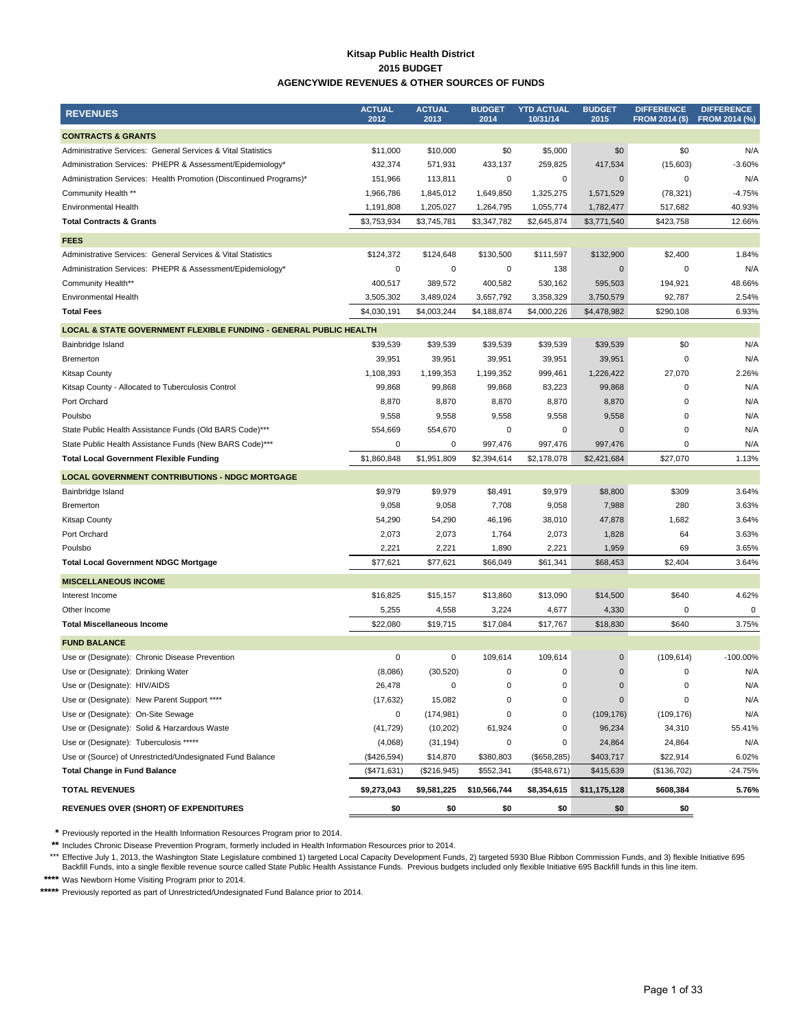**Kitsap Public Health District**
**2015 BUDGET**
**AGENCYWIDE REVENUES & OTHER SOURCES OF FUNDS**

| REVENUES | ACTUAL 2012 | ACTUAL 2013 | BUDGET 2014 | YTD ACTUAL 10/31/14 | BUDGET 2015 | DIFFERENCE FROM 2014 ($) | DIFFERENCE FROM 2014 (%) |
|---|---|---|---|---|---|---|---|
| **CONTRACTS & GRANTS** | | | | | | | |
| Administrative Services: General Services & Vital Statistics | $11,000 | $10,000 | $0 | $5,000 | $0 | $0 | N/A |
| Administration Services: PHEPR & Assessment/Epidemiology* | 432,374 | 571,931 | 433,137 | 259,825 | 417,534 | (15,603) | -3.60% |
| Administration Services: Health Promotion (Discontinued Programs)* | 151,966 | 113,811 | 0 | 0 | 0 | 0 | N/A |
| Community Health ** | 1,966,786 | 1,845,012 | 1,649,850 | 1,325,275 | 1,571,529 | (78,321) | -4.75% |
| Environmental Health | 1,191,808 | 1,205,027 | 1,264,795 | 1,055,774 | 1,782,477 | 517,682 | 40.93% |
| **Total Contracts & Grants** | $3,753,934 | $3,745,781 | $3,347,782 | $2,645,874 | $3,771,540 | $423,758 | 12.66% |
| **FEES** | | | | | | | |
| Administrative Services: General Services & Vital Statistics | $124,372 | $124,648 | $130,500 | $111,597 | $132,900 | $2,400 | 1.84% |
| Administration Services: PHEPR & Assessment/Epidemiology* | 0 | 0 | 0 | 138 | 0 | 0 | N/A |
| Community Health** | 400,517 | 389,572 | 400,582 | 530,162 | 595,503 | 194,921 | 48.66% |
| Environmental Health | 3,505,302 | 3,489,024 | 3,657,792 | 3,358,329 | 3,750,579 | 92,787 | 2.54% |
| **Total Fees** | $4,030,191 | $4,003,244 | $4,188,874 | $4,000,226 | $4,478,982 | $290,108 | 6.93% |
| **LOCAL & STATE GOVERNMENT FLEXIBLE FUNDING - GENERAL PUBLIC HEALTH** | | | | | | | |
| Bainbridge Island | $39,539 | $39,539 | $39,539 | $39,539 | $39,539 | $0 | N/A |
| Bremerton | 39,951 | 39,951 | 39,951 | 39,951 | 39,951 | 0 | N/A |
| Kitsap County | 1,108,393 | 1,199,353 | 1,199,352 | 999,461 | 1,226,422 | 27,070 | 2.26% |
| Kitsap County - Allocated to Tuberculosis Control | 99,868 | 99,868 | 99,868 | 83,223 | 99,868 | 0 | N/A |
| Port Orchard | 8,870 | 8,870 | 8,870 | 8,870 | 8,870 | 0 | N/A |
| Poulsbo | 9,558 | 9,558 | 9,558 | 9,558 | 9,558 | 0 | N/A |
| State Public Health Assistance Funds (Old BARS Code)*** | 554,669 | 554,670 | 0 | 0 | 0 | 0 | N/A |
| State Public Health Assistance Funds (New BARS Code)*** | 0 | 0 | 997,476 | 997,476 | 997,476 | 0 | N/A |
| **Total Local Government Flexible Funding** | $1,860,848 | $1,951,809 | $2,394,614 | $2,178,078 | $2,421,684 | $27,070 | 1.13% |
| **LOCAL GOVERNMENT CONTRIBUTIONS - NDGC MORTGAGE** | | | | | | | |
| Bainbridge Island | $9,979 | $9,979 | $8,491 | $9,979 | $8,800 | $309 | 3.64% |
| Bremerton | 9,058 | 9,058 | 7,708 | 9,058 | 7,988 | 280 | 3.63% |
| Kitsap County | 54,290 | 54,290 | 46,196 | 38,010 | 47,878 | 1,682 | 3.64% |
| Port Orchard | 2,073 | 2,073 | 1,764 | 2,073 | 1,828 | 64 | 3.63% |
| Poulsbo | 2,221 | 2,221 | 1,890 | 2,221 | 1,959 | 69 | 3.65% |
| **Total Local Government NDGC Mortgage** | $77,621 | $77,621 | $66,049 | $61,341 | $68,453 | $2,404 | 3.64% |
| **MISCELLANEOUS INCOME** | | | | | | | |
| Interest Income | $16,825 | $15,157 | $13,860 | $13,090 | $14,500 | $640 | 4.62% |
| Other Income | 5,255 | 4,558 | 3,224 | 4,677 | 4,330 | 0 | 0 |
| **Total Miscellaneous Income** | $22,080 | $19,715 | $17,084 | $17,767 | $18,830 | $640 | 3.75% |
| **FUND BALANCE** | | | | | | | |
| Use or (Designate): Chronic Disease Prevention | 0 | 0 | 109,614 | 109,614 | 0 | (109,614) | -100.00% |
| Use or (Designate): Drinking Water | (8,086) | (30,520) | 0 | 0 | 0 | 0 | N/A |
| Use or (Designate): HIV/AIDS | 26,478 | 0 | 0 | 0 | 0 | 0 | N/A |
| Use or (Designate): New Parent Support **** | (17,632) | 15,082 | 0 | 0 | 0 | 0 | N/A |
| Use or (Designate): On-Site Sewage | 0 | (174,981) | 0 | 0 | (109,176) | (109,176) | N/A |
| Use or (Designate): Solid & Harzardous Waste | (41,729) | (10,202) | 61,924 | 0 | 96,234 | 34,310 | 55.41% |
| Use or (Designate): Tuberculosis ***** | (4,068) | (31,194) | 0 | 0 | 24,864 | 24,864 | N/A |
| Use or (Source) of Unrestricted/Undesignated Fund Balance | ($426,594) | $14,870 | $380,803 | ($658,285) | $403,717 | $22,914 | 6.02% |
| **Total Change in Fund Balance** | ($471,631) | ($216,945) | $552,341 | ($548,671) | $415,639 | ($136,702) | -24.75% |
| **TOTAL REVENUES** | **$9,273,043** | **$9,581,225** | **$10,566,744** | **$8,354,615** | **$11,175,128** | **$608,384** | **5.76%** |
| **REVENUES OVER (SHORT) OF EXPENDITURES** | **$0** | **$0** | **$0** | **$0** | **$0** | **$0** | |

\* Previously reported in the Health Information Resources Program prior to 2014.

** Includes Chronic Disease Prevention Program, formerly included in Health Information Resources prior to 2014.

*** Effective July 1, 2013, the Washington State Legislature combined 1) targeted Local Capacity Development Funds, 2) targeted 5930 Blue Ribbon Commission Funds, and 3) flexible Initiative 695 Backfill Funds, into a single flexible revenue source called State Public Health Assistance Funds. Previous budgets included only flexible Initiative 695 Backfill funds in this line item.

**** Was Newborn Home Visiting Program prior to 2014.

***** Previously reported as part of Unrestricted/Undesignated Fund Balance prior to 2014.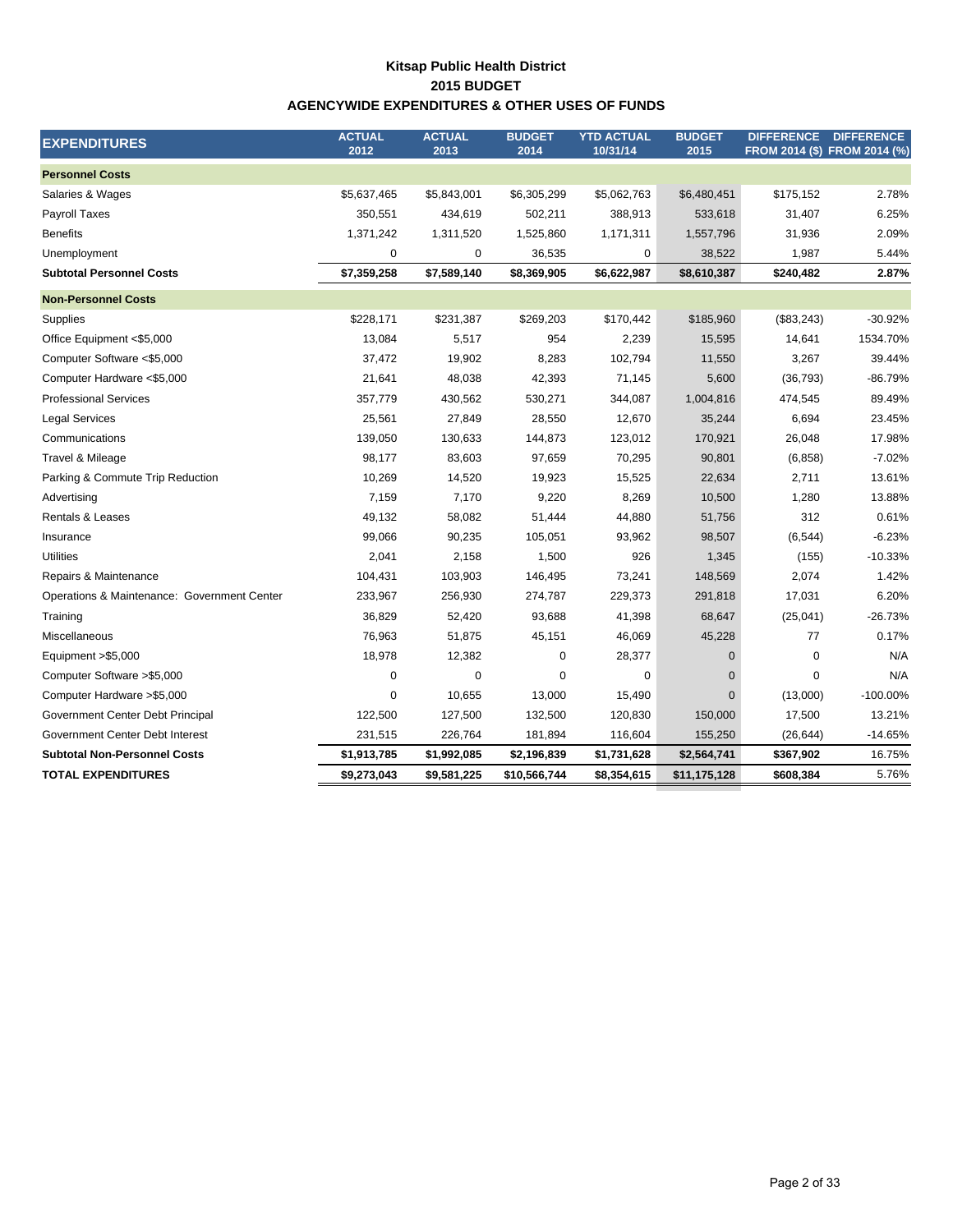# Kitsap Public Health District
## 2015 BUDGET
## AGENCYWIDE EXPENDITURES & OTHER USES OF FUNDS

| EXPENDITURES | ACTUAL 2012 | ACTUAL 2013 | BUDGET 2014 | YTD ACTUAL 10/31/14 | BUDGET 2015 | DIFFERENCE FROM 2014 ($) | DIFFERENCE FROM 2014 (%) |
|---|---|---|---|---|---|---|---|
| **Personnel Costs** | | | | | | | |
| Salaries & Wages | $5,637,465 | $5,843,001 | $6,305,299 | $5,062,763 | $6,480,451 | $175,152 | 2.78% |
| Payroll Taxes | 350,551 | 434,619 | 502,211 | 388,913 | 533,618 | 31,407 | 6.25% |
| Benefits | 1,371,242 | 1,311,520 | 1,525,860 | 1,171,311 | 1,557,796 | 31,936 | 2.09% |
| Unemployment | 0 | 0 | 36,535 | 0 | 38,522 | 1,987 | 5.44% |
| **Subtotal Personnel Costs** | **$7,359,258** | **$7,589,140** | **$8,369,905** | **$6,622,987** | **$8,610,387** | **$240,482** | **2.87%** |
| **Non-Personnel Costs** | | | | | | | |
| Supplies | $228,171 | $231,387 | $269,203 | $170,442 | $185,960 | ($83,243) | -30.92% |
| Office Equipment <$5,000 | 13,084 | 5,517 | 954 | 2,239 | 15,595 | 14,641 | 1534.70% |
| Computer Software <$5,000 | 37,472 | 19,902 | 8,283 | 102,794 | 11,550 | 3,267 | 39.44% |
| Computer Hardware <$5,000 | 21,641 | 48,038 | 42,393 | 71,145 | 5,600 | (36,793) | -86.79% |
| Professional Services | 357,779 | 430,562 | 530,271 | 344,087 | 1,004,816 | 474,545 | 89.49% |
| Legal Services | 25,561 | 27,849 | 28,550 | 12,670 | 35,244 | 6,694 | 23.45% |
| Communications | 139,050 | 130,633 | 144,873 | 123,012 | 170,921 | 26,048 | 17.98% |
| Travel & Mileage | 98,177 | 83,603 | 97,659 | 70,295 | 90,801 | (6,858) | -7.02% |
| Parking & Commute Trip Reduction | 10,269 | 14,520 | 19,923 | 15,525 | 22,634 | 2,711 | 13.61% |
| Advertising | 7,159 | 7,170 | 9,220 | 8,269 | 10,500 | 1,280 | 13.88% |
| Rentals & Leases | 49,132 | 58,082 | 51,444 | 44,880 | 51,756 | 312 | 0.61% |
| Insurance | 99,066 | 90,235 | 105,051 | 93,962 | 98,507 | (6,544) | -6.23% |
| Utilities | 2,041 | 2,158 | 1,500 | 926 | 1,345 | (155) | -10.33% |
| Repairs & Maintenance | 104,431 | 103,903 | 146,495 | 73,241 | 148,569 | 2,074 | 1.42% |
| Operations & Maintenance: Government Center | 233,967 | 256,930 | 274,787 | 229,373 | 291,818 | 17,031 | 6.20% |
| Training | 36,829 | 52,420 | 93,688 | 41,398 | 68,647 | (25,041) | -26.73% |
| Miscellaneous | 76,963 | 51,875 | 45,151 | 46,069 | 45,228 | 77 | 0.17% |
| Equipment >$5,000 | 18,978 | 12,382 | 0 | 28,377 | 0 | 0 | N/A |
| Computer Software >$5,000 | 0 | 0 | 0 | 0 | 0 | 0 | N/A |
| Computer Hardware >$5,000 | 0 | 10,655 | 13,000 | 15,490 | 0 | (13,000) | -100.00% |
| Government Center Debt Principal | 122,500 | 127,500 | 132,500 | 120,830 | 150,000 | 17,500 | 13.21% |
| Government Center Debt Interest | 231,515 | 226,764 | 181,894 | 116,604 | 155,250 | (26,644) | -14.65% |
| **Subtotal Non-Personnel Costs** | **$1,913,785** | **$1,992,085** | **$2,196,839** | **$1,731,628** | **$2,564,741** | **$367,902** | 16.75% |
| **TOTAL EXPENDITURES** | **$9,273,043** | **$9,581,225** | **$10,566,744** | **$8,354,615** | **$11,175,128** | **$608,384** | 5.76% |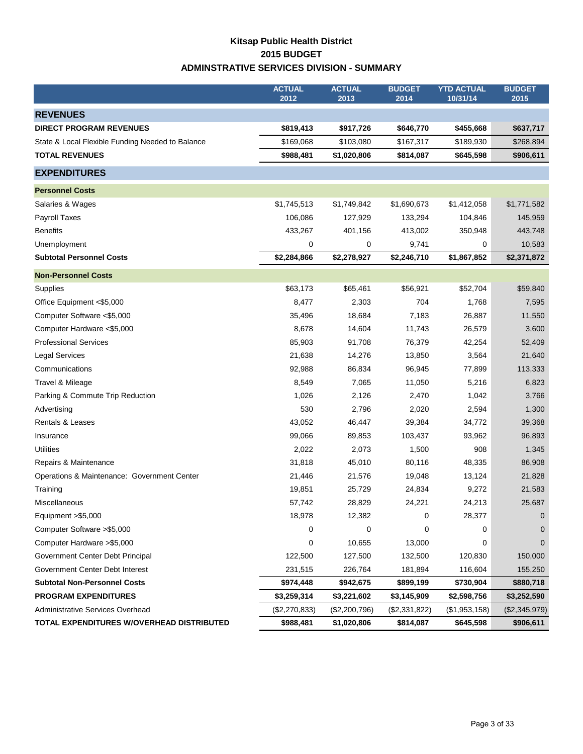# Kitsap Public Health District
## 2015 BUDGET
## ADMINSTRATIVE SERVICES DIVISION - SUMMARY

| | ACTUAL 2012 | ACTUAL 2013 | BUDGET 2014 | YTD ACTUAL 10/31/14 | BUDGET 2015 |
|---|---|---|---|---|---|
| **REVENUES** | | | | | |
| **DIRECT PROGRAM REVENUES** | **$819,413** | **$917,726** | **$646,770** | **$455,668** | **$637,717** |
| State & Local Flexible Funding Needed to Balance | $169,068 | $103,080 | $167,317 | $189,930 | $268,894 |
| **TOTAL REVENUES** | **$988,481** | **$1,020,806** | **$814,087** | **$645,598** | **$906,611** |
| **EXPENDITURES** | | | | | |
| **Personnel Costs** | | | | | |
| Salaries & Wages | $1,745,513 | $1,749,842 | $1,690,673 | $1,412,058 | $1,771,582 |
| Payroll Taxes | 106,086 | 127,929 | 133,294 | 104,846 | 145,959 |
| Benefits | 433,267 | 401,156 | 413,002 | 350,948 | 443,748 |
| Unemployment | 0 | 0 | 9,741 | 0 | 10,583 |
| **Subtotal Personnel Costs** | **$2,284,866** | **$2,278,927** | **$2,246,710** | **$1,867,852** | **$2,371,872** |
| **Non-Personnel Costs** | | | | | |
| Supplies | $63,173 | $65,461 | $56,921 | $52,704 | $59,840 |
| Office Equipment <$5,000 | 8,477 | 2,303 | 704 | 1,768 | 7,595 |
| Computer Software <$5,000 | 35,496 | 18,684 | 7,183 | 26,887 | 11,550 |
| Computer Hardware <$5,000 | 8,678 | 14,604 | 11,743 | 26,579 | 3,600 |
| Professional Services | 85,903 | 91,708 | 76,379 | 42,254 | 52,409 |
| Legal Services | 21,638 | 14,276 | 13,850 | 3,564 | 21,640 |
| Communications | 92,988 | 86,834 | 96,945 | 77,899 | 113,333 |
| Travel & Mileage | 8,549 | 7,065 | 11,050 | 5,216 | 6,823 |
| Parking & Commute Trip Reduction | 1,026 | 2,126 | 2,470 | 1,042 | 3,766 |
| Advertising | 530 | 2,796 | 2,020 | 2,594 | 1,300 |
| Rentals & Leases | 43,052 | 46,447 | 39,384 | 34,772 | 39,368 |
| Insurance | 99,066 | 89,853 | 103,437 | 93,962 | 96,893 |
| Utilities | 2,022 | 2,073 | 1,500 | 908 | 1,345 |
| Repairs & Maintenance | 31,818 | 45,010 | 80,116 | 48,335 | 86,908 |
| Operations & Maintenance: Government Center | 21,446 | 21,576 | 19,048 | 13,124 | 21,828 |
| Training | 19,851 | 25,729 | 24,834 | 9,272 | 21,583 |
| Miscellaneous | 57,742 | 28,829 | 24,221 | 24,213 | 25,687 |
| Equipment >$5,000 | 18,978 | 12,382 | 0 | 28,377 | 0 |
| Computer Software >$5,000 | 0 | 0 | 0 | 0 | 0 |
| Computer Hardware >$5,000 | 0 | 10,655 | 13,000 | 0 | 0 |
| Government Center Debt Principal | 122,500 | 127,500 | 132,500 | 120,830 | 150,000 |
| Government Center Debt Interest | 231,515 | 226,764 | 181,894 | 116,604 | 155,250 |
| **Subtotal Non-Personnel Costs** | **$974,448** | **$942,675** | **$899,199** | **$730,904** | **$880,718** |
| **PROGRAM EXPENDITURES** | **$3,259,314** | **$3,221,602** | **$3,145,909** | **$2,598,756** | **$3,252,590** |
| Administrative Services Overhead | ($2,270,833) | ($2,200,796) | ($2,331,822) | ($1,953,158) | ($2,345,979) |
| **TOTAL EXPENDITURES W/OVERHEAD DISTRIBUTED** | **$988,481** | **$1,020,806** | **$814,087** | **$645,598** | **$906,611** |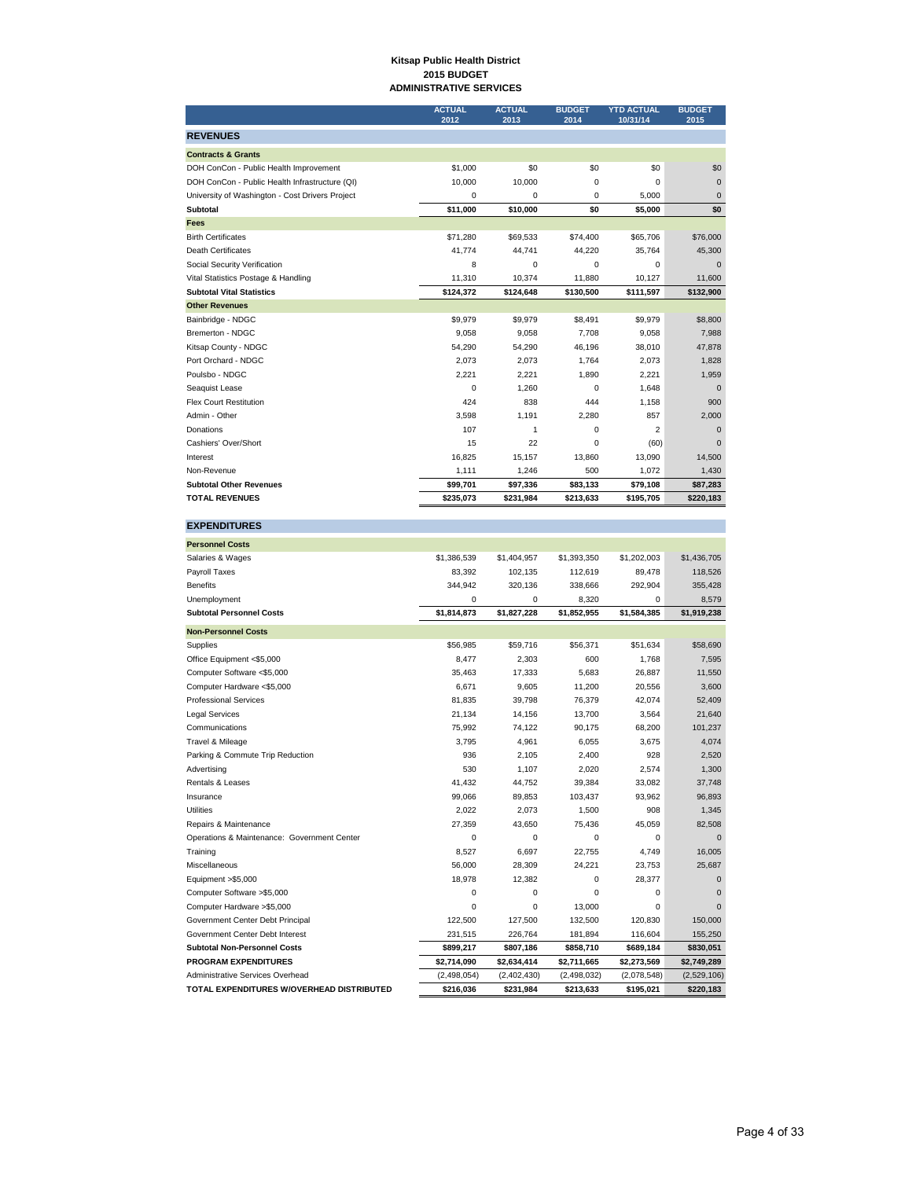**Kitsap Public Health District**
**2015 BUDGET**
**ADMINISTRATIVE SERVICES**

| | ACTUAL 2012 | ACTUAL 2013 | BUDGET 2014 | YTD ACTUAL 10/31/14 | BUDGET 2015 |
|---|---|---|---|---|---|
| **REVENUES** | | | | | |
| **Contracts & Grants** | | | | | |
| DOH ConCon - Public Health Improvement | $1,000 | $0 | $0 | $0 | $0 |
| DOH ConCon - Public Health Infrastructure (QI) | 10,000 | 10,000 | 0 | 0 | 0 |
| University of Washington - Cost Drivers Project | 0 | 0 | 0 | 5,000 | 0 |
| **Subtotal** | **$11,000** | **$10,000** | **$0** | **$5,000** | **$0** |
| **Fees** | | | | | |
| Birth Certificates | $71,280 | $69,533 | $74,400 | $65,706 | $76,000 |
| Death Certificates | 41,774 | 44,741 | 44,220 | 35,764 | 45,300 |
| Social Security Verification | 8 | 0 | 0 | 0 | 0 |
| Vital Statistics Postage & Handling | 11,310 | 10,374 | 11,880 | 10,127 | 11,600 |
| **Subtotal Vital Statistics** | **$124,372** | **$124,648** | **$130,500** | **$111,597** | **$132,900** |
| **Other Revenues** | | | | | |
| Bainbridge - NDGC | $9,979 | $9,979 | $8,491 | $9,979 | $8,800 |
| Bremerton - NDGC | 9,058 | 9,058 | 7,708 | 9,058 | 7,988 |
| Kitsap County - NDGC | 54,290 | 54,290 | 46,196 | 38,010 | 47,878 |
| Port Orchard - NDGC | 2,073 | 2,073 | 1,764 | 2,073 | 1,828 |
| Poulsbo - NDGC | 2,221 | 2,221 | 1,890 | 2,221 | 1,959 |
| Seaquist Lease | 0 | 1,260 | 0 | 1,648 | 0 |
| Flex Court Restitution | 424 | 838 | 444 | 1,158 | 900 |
| Admin - Other | 3,598 | 1,191 | 2,280 | 857 | 2,000 |
| Donations | 107 | 1 | 0 | 2 | 0 |
| Cashiers' Over/Short | 15 | 22 | 0 | (60) | 0 |
| Interest | 16,825 | 15,157 | 13,860 | 13,090 | 14,500 |
| Non-Revenue | 1,111 | 1,246 | 500 | 1,072 | 1,430 |
| **Subtotal Other Revenues** | **$99,701** | **$97,336** | **$83,133** | **$79,108** | **$87,283** |
| **TOTAL REVENUES** | **$235,073** | **$231,984** | **$213,633** | **$195,705** | **$220,183** |
| **EXPENDITURES** | | | | | |
| **Personnel Costs** | | | | | |
| Salaries & Wages | $1,386,539 | $1,404,957 | $1,393,350 | $1,202,003 | $1,436,705 |
| Payroll Taxes | 83,392 | 102,135 | 112,619 | 89,478 | 118,526 |
| Benefits | 344,942 | 320,136 | 338,666 | 292,904 | 355,428 |
| Unemployment | 0 | 0 | 8,320 | 0 | 8,579 |
| **Subtotal Personnel Costs** | **$1,814,873** | **$1,827,228** | **$1,852,955** | **$1,584,385** | **$1,919,238** |
| **Non-Personnel Costs** | | | | | |
| Supplies | $56,985 | $59,716 | $56,371 | $51,634 | $58,690 |
| Office Equipment <$5,000 | 8,477 | 2,303 | 600 | 1,768 | 7,595 |
| Computer Software <$5,000 | 35,463 | 17,333 | 5,683 | 26,887 | 11,550 |
| Computer Hardware <$5,000 | 6,671 | 9,605 | 11,200 | 20,556 | 3,600 |
| Professional Services | 81,835 | 39,798 | 76,379 | 42,074 | 52,409 |
| Legal Services | 21,134 | 14,156 | 13,700 | 3,564 | 21,640 |
| Communications | 75,992 | 74,122 | 90,175 | 68,200 | 101,237 |
| Travel & Mileage | 3,795 | 4,961 | 6,055 | 3,675 | 4,074 |
| Parking & Commute Trip Reduction | 936 | 2,105 | 2,400 | 928 | 2,520 |
| Advertising | 530 | 1,107 | 2,020 | 2,574 | 1,300 |
| Rentals & Leases | 41,432 | 44,752 | 39,384 | 33,082 | 37,748 |
| Insurance | 99,066 | 89,853 | 103,437 | 93,962 | 96,893 |
| Utilities | 2,022 | 2,073 | 1,500 | 908 | 1,345 |
| Repairs & Maintenance | 27,359 | 43,650 | 75,436 | 45,059 | 82,508 |
| Operations & Maintenance: Government Center | 0 | 0 | 0 | 0 | 0 |
| Training | 8,527 | 6,697 | 22,755 | 4,749 | 16,005 |
| Miscellaneous | 56,000 | 28,309 | 24,221 | 23,753 | 25,687 |
| Equipment >$5,000 | 18,978 | 12,382 | 0 | 28,377 | 0 |
| Computer Software >$5,000 | 0 | 0 | 0 | 0 | 0 |
| Computer Hardware >$5,000 | 0 | 0 | 13,000 | 0 | 0 |
| Government Center Debt Principal | 122,500 | 127,500 | 132,500 | 120,830 | 150,000 |
| Government Center Debt Interest | 231,515 | 226,764 | 181,894 | 116,604 | 155,250 |
| **Subtotal Non-Personnel Costs** | **$899,217** | **$807,186** | **$858,710** | **$689,184** | **$830,051** |
| **PROGRAM EXPENDITURES** | **$2,714,090** | **$2,634,414** | **$2,711,665** | **$2,273,569** | **$2,749,289** |
| Administrative Services Overhead | (2,498,054) | (2,402,430) | (2,498,032) | (2,078,548) | (2,529,106) |
| **TOTAL EXPENDITURES W/OVERHEAD DISTRIBUTED** | **$216,036** | **$231,984** | **$213,633** | **$195,021** | **$220,183** |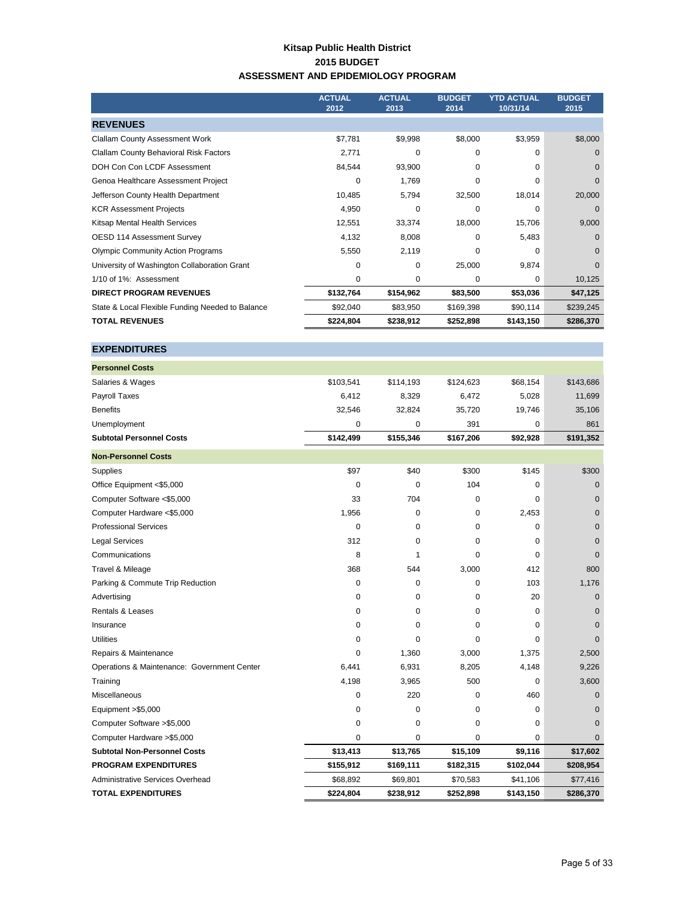# Kitsap Public Health District
## 2015 BUDGET
## ASSESSMENT AND EPIDEMIOLOGY PROGRAM

| | ACTUAL 2012 | ACTUAL 2013 | BUDGET 2014 | YTD ACTUAL 10/31/14 | BUDGET 2015 |
|---|---|---|---|---|---|
| **REVENUES** | | | | | |
| Clallam County Assessment Work | $7,781 | $9,998 | $8,000 | $3,959 | $8,000 |
| Clallam County Behavioral Risk Factors | 2,771 | 0 | 0 | 0 | 0 |
| DOH Con Con LCDF Assessment | 84,544 | 93,900 | 0 | 0 | 0 |
| Genoa Healthcare Assessment Project | 0 | 1,769 | 0 | 0 | 0 |
| Jefferson County Health Department | 10,485 | 5,794 | 32,500 | 18,014 | 20,000 |
| KCR Assessment Projects | 4,950 | 0 | 0 | 0 | 0 |
| Kitsap Mental Health Services | 12,551 | 33,374 | 18,000 | 15,706 | 9,000 |
| OESD 114 Assessment Survey | 4,132 | 8,008 | 0 | 5,483 | 0 |
| Olympic Community Action Programs | 5,550 | 2,119 | 0 | 0 | 0 |
| University of Washington Collaboration Grant | 0 | 0 | 25,000 | 9,874 | 0 |
| 1/10 of 1%: Assessment | 0 | 0 | 0 | 0 | 10,125 |
| **DIRECT PROGRAM REVENUES** | **$132,764** | **$154,962** | **$83,500** | **$53,036** | **$47,125** |
| State & Local Flexible Funding Needed to Balance | $92,040 | $83,950 | $169,398 | $90,114 | $239,245 |
| **TOTAL REVENUES** | **$224,804** | **$238,912** | **$252,898** | **$143,150** | **$286,370** |
| | | | | | |
| **EXPENDITURES** | | | | | |
| **Personnel Costs** | | | | | |
| Salaries & Wages | $103,541 | $114,193 | $124,623 | $68,154 | $143,686 |
| Payroll Taxes | 6,412 | 8,329 | 6,472 | 5,028 | 11,699 |
| Benefits | 32,546 | 32,824 | 35,720 | 19,746 | 35,106 |
| Unemployment | 0 | 0 | 391 | 0 | 861 |
| **Subtotal Personnel Costs** | **$142,499** | **$155,346** | **$167,206** | **$92,928** | **$191,352** |
| **Non-Personnel Costs** | | | | | |
| Supplies | $97 | $40 | $300 | $145 | $300 |
| Office Equipment <$5,000 | 0 | 0 | 104 | 0 | 0 |
| Computer Software <$5,000 | 33 | 704 | 0 | 0 | 0 |
| Computer Hardware <$5,000 | 1,956 | 0 | 0 | 2,453 | 0 |
| Professional Services | 0 | 0 | 0 | 0 | 0 |
| Legal Services | 312 | 0 | 0 | 0 | 0 |
| Communications | 8 | 1 | 0 | 0 | 0 |
| Travel & Mileage | 368 | 544 | 3,000 | 412 | 800 |
| Parking & Commute Trip Reduction | 0 | 0 | 0 | 103 | 1,176 |
| Advertising | 0 | 0 | 0 | 20 | 0 |
| Rentals & Leases | 0 | 0 | 0 | 0 | 0 |
| Insurance | 0 | 0 | 0 | 0 | 0 |
| Utilities | 0 | 0 | 0 | 0 | 0 |
| Repairs & Maintenance | 0 | 1,360 | 3,000 | 1,375 | 2,500 |
| Operations & Maintenance: Government Center | 6,441 | 6,931 | 8,205 | 4,148 | 9,226 |
| Training | 4,198 | 3,965 | 500 | 0 | 3,600 |
| Miscellaneous | 0 | 220 | 0 | 460 | 0 |
| Equipment >$5,000 | 0 | 0 | 0 | 0 | 0 |
| Computer Software >$5,000 | 0 | 0 | 0 | 0 | 0 |
| Computer Hardware >$5,000 | 0 | 0 | 0 | 0 | 0 |
| **Subtotal Non-Personnel Costs** | **$13,413** | **$13,765** | **$15,109** | **$9,116** | **$17,602** |
| **PROGRAM EXPENDITURES** | **$155,912** | **$169,111** | **$182,315** | **$102,044** | **$208,954** |
| Administrative Services Overhead | $68,892 | $69,801 | $70,583 | $41,106 | $77,416 |
| **TOTAL EXPENDITURES** | **$224,804** | **$238,912** | **$252,898** | **$143,150** | **$286,370** |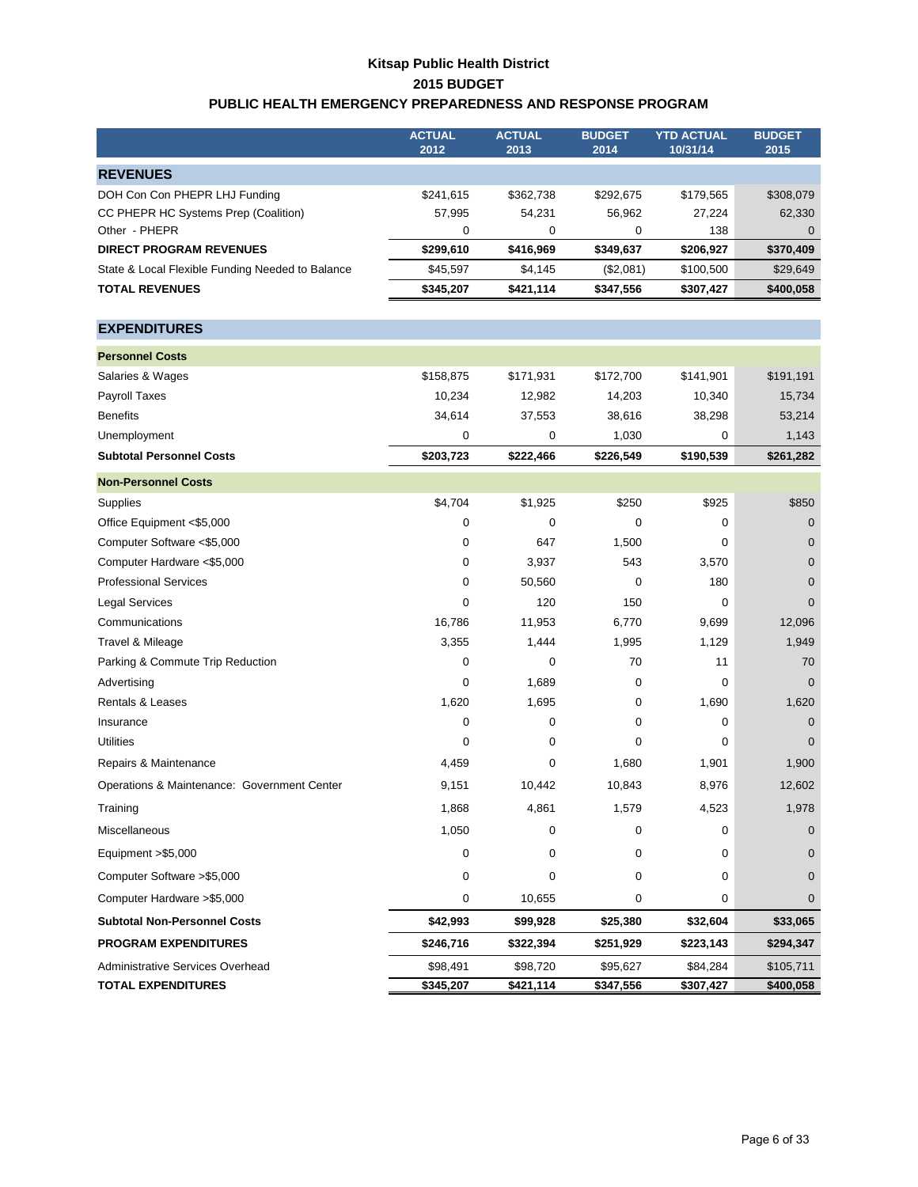# Kitsap Public Health District

## 2015 BUDGET

### PUBLIC HEALTH EMERGENCY PREPAREDNESS AND RESPONSE PROGRAM

| | ACTUAL 2012 | ACTUAL 2013 | BUDGET 2014 | YTD ACTUAL 10/31/14 | BUDGET 2015 |
|---|---|---|---|---|---|
| **REVENUES** | | | | | |
| DOH Con Con PHEPR LHJ Funding | $241,615 | $362,738 | $292,675 | $179,565 | $308,079 |
| CC PHEPR HC Systems Prep (Coalition) | 57,995 | 54,231 | 56,962 | 27,224 | 62,330 |
| Other - PHEPR | 0 | 0 | 0 | 138 | 0 |
| **DIRECT PROGRAM REVENUES** | **$299,610** | **$416,969** | **$349,637** | **$206,927** | **$370,409** |
| State & Local Flexible Funding Needed to Balance | $45,597 | $4,145 | ($2,081) | $100,500 | $29,649 |
| **TOTAL REVENUES** | **$345,207** | **$421,114** | **$347,556** | **$307,427** | **$400,058** |
| **EXPENDITURES** | | | | | |
| **Personnel Costs** | | | | | |
| Salaries & Wages | $158,875 | $171,931 | $172,700 | $141,901 | $191,191 |
| Payroll Taxes | 10,234 | 12,982 | 14,203 | 10,340 | 15,734 |
| Benefits | 34,614 | 37,553 | 38,616 | 38,298 | 53,214 |
| Unemployment | 0 | 0 | 1,030 | 0 | 1,143 |
| **Subtotal Personnel Costs** | **$203,723** | **$222,466** | **$226,549** | **$190,539** | **$261,282** |
| **Non-Personnel Costs** | | | | | |
| Supplies | $4,704 | $1,925 | $250 | $925 | $850 |
| Office Equipment <$5,000 | 0 | 0 | 0 | 0 | 0 |
| Computer Software <$5,000 | 0 | 647 | 1,500 | 0 | 0 |
| Computer Hardware <$5,000 | 0 | 3,937 | 543 | 3,570 | 0 |
| Professional Services | 0 | 50,560 | 0 | 180 | 0 |
| Legal Services | 0 | 120 | 150 | 0 | 0 |
| Communications | 16,786 | 11,953 | 6,770 | 9,699 | 12,096 |
| Travel & Mileage | 3,355 | 1,444 | 1,995 | 1,129 | 1,949 |
| Parking & Commute Trip Reduction | 0 | 0 | 70 | 11 | 70 |
| Advertising | 0 | 1,689 | 0 | 0 | 0 |
| Rentals & Leases | 1,620 | 1,695 | 0 | 1,690 | 1,620 |
| Insurance | 0 | 0 | 0 | 0 | 0 |
| Utilities | 0 | 0 | 0 | 0 | 0 |
| Repairs & Maintenance | 4,459 | 0 | 1,680 | 1,901 | 1,900 |
| Operations & Maintenance: Government Center | 9,151 | 10,442 | 10,843 | 8,976 | 12,602 |
| Training | 1,868 | 4,861 | 1,579 | 4,523 | 1,978 |
| Miscellaneous | 1,050 | 0 | 0 | 0 | 0 |
| Equipment >$5,000 | 0 | 0 | 0 | 0 | 0 |
| Computer Software >$5,000 | 0 | 0 | 0 | 0 | 0 |
| Computer Hardware >$5,000 | 0 | 10,655 | 0 | 0 | 0 |
| **Subtotal Non-Personnel Costs** | **$42,993** | **$99,928** | **$25,380** | **$32,604** | **$33,065** |
| **PROGRAM EXPENDITURES** | **$246,716** | **$322,394** | **$251,929** | **$223,143** | **$294,347** |
| Administrative Services Overhead | $98,491 | $98,720 | $95,627 | $84,284 | $105,711 |
| **TOTAL EXPENDITURES** | **$345,207** | **$421,114** | **$347,556** | **$307,427** | **$400,058** |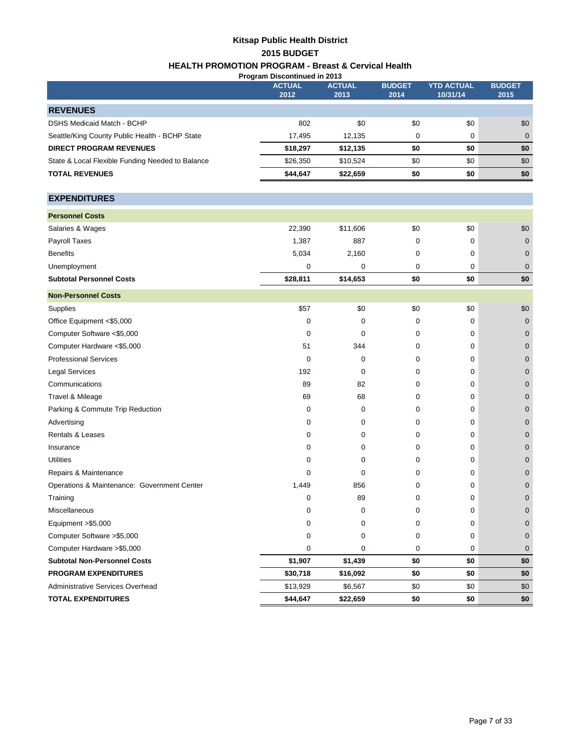# Kitsap Public Health District

## 2015 BUDGET

### HEALTH PROMOTION PROGRAM - Breast & Cervical Health

**Program Discontinued in 2013**

| | ACTUAL 2012 | ACTUAL 2013 | BUDGET 2014 | YTD ACTUAL 10/31/14 | BUDGET 2015 |
|---|---|---|---|---|---|
| **REVENUES** | | | | | |
| DSHS Medicaid Match - BCHP | 802 | $0 | $0 | $0 | $0 |
| Seattle/King County Public Health - BCHP State | 17,495 | 12,135 | 0 | 0 | 0 |
| **DIRECT PROGRAM REVENUES** | **$18,297** | **$12,135** | **$0** | **$0** | **$0** |
| State & Local Flexible Funding Needed to Balance | $26,350 | $10,524 | $0 | $0 | $0 |
| **TOTAL REVENUES** | **$44,647** | **$22,659** | **$0** | **$0** | **$0** |
| **EXPENDITURES** | | | | | |
| **Personnel Costs** | | | | | |
| Salaries & Wages | 22,390 | $11,606 | $0 | $0 | $0 |
| Payroll Taxes | 1,387 | 887 | 0 | 0 | 0 |
| Benefits | 5,034 | 2,160 | 0 | 0 | 0 |
| Unemployment | 0 | 0 | 0 | 0 | 0 |
| **Subtotal Personnel Costs** | **$28,811** | **$14,653** | **$0** | **$0** | **$0** |
| **Non-Personnel Costs** | | | | | |
| Supplies | $57 | $0 | $0 | $0 | $0 |
| Office Equipment <$5,000 | 0 | 0 | 0 | 0 | 0 |
| Computer Software <$5,000 | 0 | 0 | 0 | 0 | 0 |
| Computer Hardware <$5,000 | 51 | 344 | 0 | 0 | 0 |
| Professional Services | 0 | 0 | 0 | 0 | 0 |
| Legal Services | 192 | 0 | 0 | 0 | 0 |
| Communications | 89 | 82 | 0 | 0 | 0 |
| Travel & Mileage | 69 | 68 | 0 | 0 | 0 |
| Parking & Commute Trip Reduction | 0 | 0 | 0 | 0 | 0 |
| Advertising | 0 | 0 | 0 | 0 | 0 |
| Rentals & Leases | 0 | 0 | 0 | 0 | 0 |
| Insurance | 0 | 0 | 0 | 0 | 0 |
| Utilities | 0 | 0 | 0 | 0 | 0 |
| Repairs & Maintenance | 0 | 0 | 0 | 0 | 0 |
| Operations & Maintenance: Government Center | 1,449 | 856 | 0 | 0 | 0 |
| Training | 0 | 89 | 0 | 0 | 0 |
| Miscellaneous | 0 | 0 | 0 | 0 | 0 |
| Equipment >$5,000 | 0 | 0 | 0 | 0 | 0 |
| Computer Software >$5,000 | 0 | 0 | 0 | 0 | 0 |
| Computer Hardware >$5,000 | 0 | 0 | 0 | 0 | 0 |
| **Subtotal Non-Personnel Costs** | **$1,907** | **$1,439** | **$0** | **$0** | **$0** |
| **PROGRAM EXPENDITURES** | **$30,718** | **$16,092** | **$0** | **$0** | **$0** |
| Administrative Services Overhead | $13,929 | $6,567 | $0 | $0 | $0 |
| **TOTAL EXPENDITURES** | **$44,647** | **$22,659** | **$0** | **$0** | **$0** |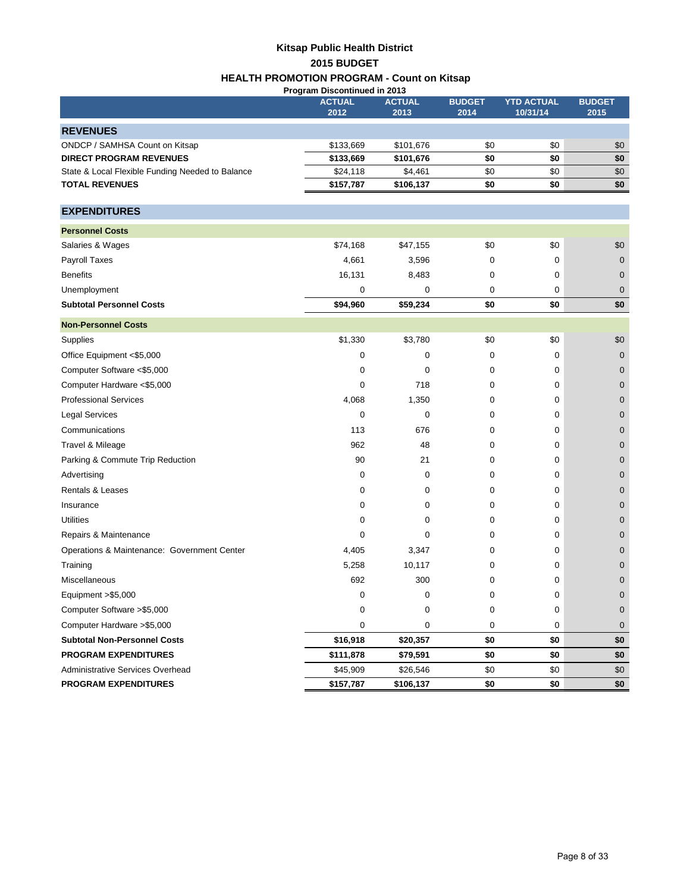# Kitsap Public Health District

## 2015 BUDGET

### HEALTH PROMOTION PROGRAM - Count on Kitsap

**Program Discontinued in 2013**

| | ACTUAL 2012 | ACTUAL 2013 | BUDGET 2014 | YTD ACTUAL 10/31/14 | BUDGET 2015 |
|---|---|---|---|---|---|
| **REVENUES** | | | | | |
| ONDCP / SAMHSA Count on Kitsap | $133,669 | $101,676 | $0 | $0 | $0 |
| **DIRECT PROGRAM REVENUES** | **$133,669** | **$101,676** | **$0** | **$0** | **$0** |
| State & Local Flexible Funding Needed to Balance | $24,118 | $4,461 | $0 | $0 | $0 |
| **TOTAL REVENUES** | **$157,787** | **$106,137** | **$0** | **$0** | **$0** |
| **EXPENDITURES** | | | | | |
| **Personnel Costs** | | | | | |
| Salaries & Wages | $74,168 | $47,155 | $0 | $0 | $0 |
| Payroll Taxes | 4,661 | 3,596 | 0 | 0 | 0 |
| Benefits | 16,131 | 8,483 | 0 | 0 | 0 |
| Unemployment | 0 | 0 | 0 | 0 | 0 |
| **Subtotal Personnel Costs** | **$94,960** | **$59,234** | **$0** | **$0** | **$0** |
| **Non-Personnel Costs** | | | | | |
| Supplies | $1,330 | $3,780 | $0 | $0 | $0 |
| Office Equipment <$5,000 | 0 | 0 | 0 | 0 | 0 |
| Computer Software <$5,000 | 0 | 0 | 0 | 0 | 0 |
| Computer Hardware <$5,000 | 0 | 718 | 0 | 0 | 0 |
| Professional Services | 4,068 | 1,350 | 0 | 0 | 0 |
| Legal Services | 0 | 0 | 0 | 0 | 0 |
| Communications | 113 | 676 | 0 | 0 | 0 |
| Travel & Mileage | 962 | 48 | 0 | 0 | 0 |
| Parking & Commute Trip Reduction | 90 | 21 | 0 | 0 | 0 |
| Advertising | 0 | 0 | 0 | 0 | 0 |
| Rentals & Leases | 0 | 0 | 0 | 0 | 0 |
| Insurance | 0 | 0 | 0 | 0 | 0 |
| Utilities | 0 | 0 | 0 | 0 | 0 |
| Repairs & Maintenance | 0 | 0 | 0 | 0 | 0 |
| Operations & Maintenance: Government Center | 4,405 | 3,347 | 0 | 0 | 0 |
| Training | 5,258 | 10,117 | 0 | 0 | 0 |
| Miscellaneous | 692 | 300 | 0 | 0 | 0 |
| Equipment >$5,000 | 0 | 0 | 0 | 0 | 0 |
| Computer Software >$5,000 | 0 | 0 | 0 | 0 | 0 |
| Computer Hardware >$5,000 | 0 | 0 | 0 | 0 | 0 |
| **Subtotal Non-Personnel Costs** | **$16,918** | **$20,357** | **$0** | **$0** | **$0** |
| **PROGRAM EXPENDITURES** | **$111,878** | **$79,591** | **$0** | **$0** | **$0** |
| Administrative Services Overhead | $45,909 | $26,546 | $0 | $0 | $0 |
| **PROGRAM EXPENDITURES** | **$157,787** | **$106,137** | **$0** | **$0** | **$0** |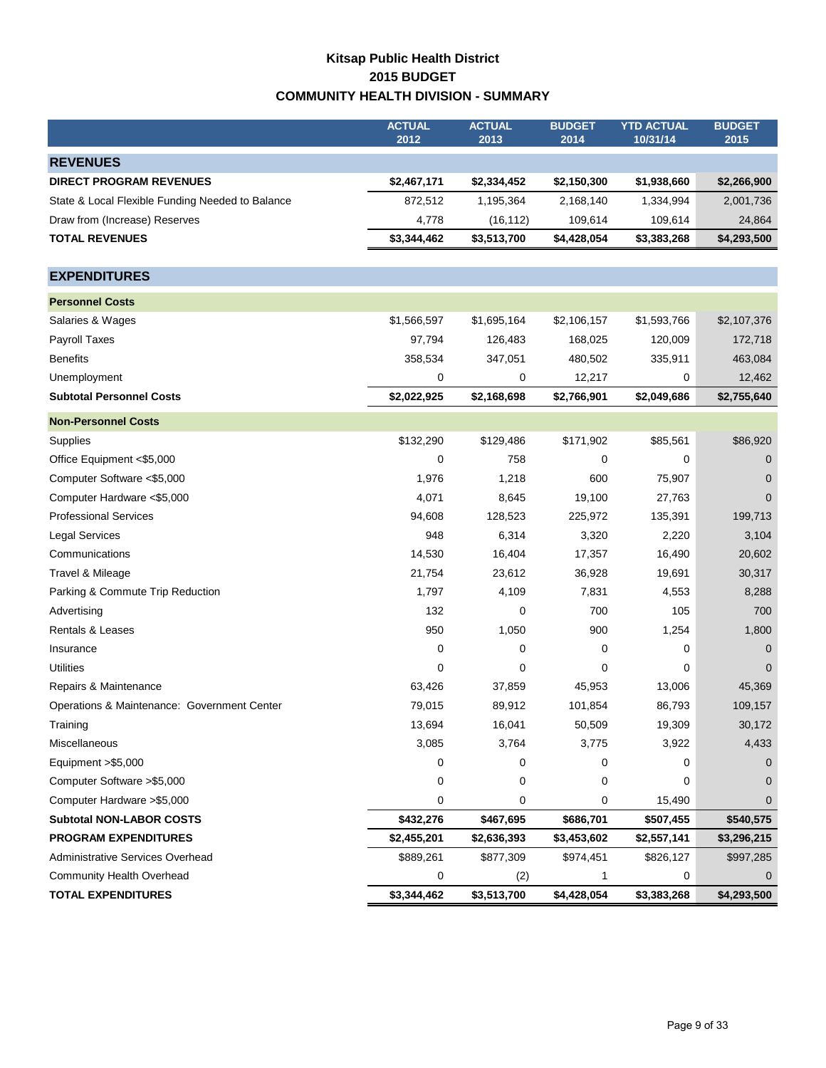# Kitsap Public Health District
## 2015 BUDGET
## COMMUNITY HEALTH DIVISION - SUMMARY

| | ACTUAL 2012 | ACTUAL 2013 | BUDGET 2014 | YTD ACTUAL 10/31/14 | BUDGET 2015 |
|---|---|---|---|---|---|
| **REVENUES** | | | | | |
| **DIRECT PROGRAM REVENUES** | **$2,467,171** | **$2,334,452** | **$2,150,300** | **$1,938,660** | **$2,266,900** |
| State & Local Flexible Funding Needed to Balance | 872,512 | 1,195,364 | 2,168,140 | 1,334,994 | 2,001,736 |
| Draw from (Increase) Reserves | 4,778 | (16,112) | 109,614 | 109,614 | 24,864 |
| **TOTAL REVENUES** | **$3,344,462** | **$3,513,700** | **$4,428,054** | **$3,383,268** | **$4,293,500** |
| **EXPENDITURES** | | | | | |
| **Personnel Costs** | | | | | |
| Salaries & Wages | $1,566,597 | $1,695,164 | $2,106,157 | $1,593,766 | $2,107,376 |
| Payroll Taxes | 97,794 | 126,483 | 168,025 | 120,009 | 172,718 |
| Benefits | 358,534 | 347,051 | 480,502 | 335,911 | 463,084 |
| Unemployment | 0 | 0 | 12,217 | 0 | 12,462 |
| **Subtotal Personnel Costs** | **$2,022,925** | **$2,168,698** | **$2,766,901** | **$2,049,686** | **$2,755,640** |
| **Non-Personnel Costs** | | | | | |
| Supplies | $132,290 | $129,486 | $171,902 | $85,561 | $86,920 |
| Office Equipment <$5,000 | 0 | 758 | 0 | 0 | 0 |
| Computer Software <$5,000 | 1,976 | 1,218 | 600 | 75,907 | 0 |
| Computer Hardware <$5,000 | 4,071 | 8,645 | 19,100 | 27,763 | 0 |
| Professional Services | 94,608 | 128,523 | 225,972 | 135,391 | 199,713 |
| Legal Services | 948 | 6,314 | 3,320 | 2,220 | 3,104 |
| Communications | 14,530 | 16,404 | 17,357 | 16,490 | 20,602 |
| Travel & Mileage | 21,754 | 23,612 | 36,928 | 19,691 | 30,317 |
| Parking & Commute Trip Reduction | 1,797 | 4,109 | 7,831 | 4,553 | 8,288 |
| Advertising | 132 | 0 | 700 | 105 | 700 |
| Rentals & Leases | 950 | 1,050 | 900 | 1,254 | 1,800 |
| Insurance | 0 | 0 | 0 | 0 | 0 |
| Utilities | 0 | 0 | 0 | 0 | 0 |
| Repairs & Maintenance | 63,426 | 37,859 | 45,953 | 13,006 | 45,369 |
| Operations & Maintenance: Government Center | 79,015 | 89,912 | 101,854 | 86,793 | 109,157 |
| Training | 13,694 | 16,041 | 50,509 | 19,309 | 30,172 |
| Miscellaneous | 3,085 | 3,764 | 3,775 | 3,922 | 4,433 |
| Equipment >$5,000 | 0 | 0 | 0 | 0 | 0 |
| Computer Software >$5,000 | 0 | 0 | 0 | 0 | 0 |
| Computer Hardware >$5,000 | 0 | 0 | 0 | 15,490 | 0 |
| **Subtotal NON-LABOR COSTS** | **$432,276** | **$467,695** | **$686,701** | **$507,455** | **$540,575** |
| **PROGRAM EXPENDITURES** | **$2,455,201** | **$2,636,393** | **$3,453,602** | **$2,557,141** | **$3,296,215** |
| Administrative Services Overhead | $889,261 | $877,309 | $974,451 | $826,127 | $997,285 |
| Community Health Overhead | 0 | (2) | 1 | 0 | 0 |
| **TOTAL EXPENDITURES** | **$3,344,462** | **$3,513,700** | **$4,428,054** | **$3,383,268** | **$4,293,500** |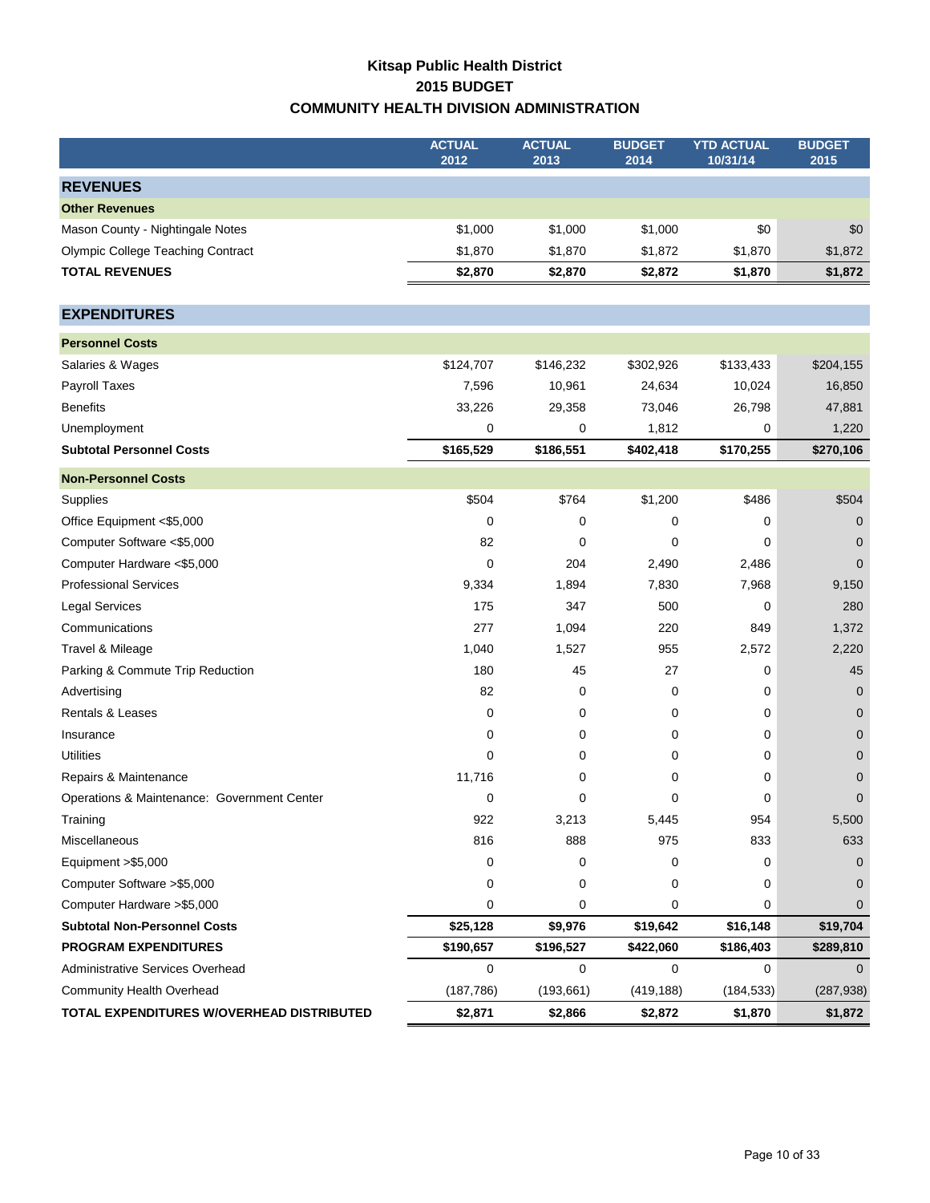# Kitsap Public Health District
## 2015 BUDGET
## COMMUNITY HEALTH DIVISION ADMINISTRATION

| | ACTUAL 2012 | ACTUAL 2013 | BUDGET 2014 | YTD ACTUAL 10/31/14 | BUDGET 2015 |
|---|---|---|---|---|---|
| **REVENUES** | | | | | |
| **Other Revenues** | | | | | |
| Mason County - Nightingale Notes | $1,000 | $1,000 | $1,000 | $0 | $0 |
| Olympic College Teaching Contract | $1,870 | $1,870 | $1,872 | $1,870 | $1,872 |
| **TOTAL REVENUES** | **$2,870** | **$2,870** | **$2,872** | **$1,870** | **$1,872** |
| **EXPENDITURES** | | | | | |
| **Personnel Costs** | | | | | |
| Salaries & Wages | $124,707 | $146,232 | $302,926 | $133,433 | $204,155 |
| Payroll Taxes | 7,596 | 10,961 | 24,634 | 10,024 | 16,850 |
| Benefits | 33,226 | 29,358 | 73,046 | 26,798 | 47,881 |
| Unemployment | 0 | 0 | 1,812 | 0 | 1,220 |
| **Subtotal Personnel Costs** | **$165,529** | **$186,551** | **$402,418** | **$170,255** | **$270,106** |
| **Non-Personnel Costs** | | | | | |
| Supplies | $504 | $764 | $1,200 | $486 | $504 |
| Office Equipment <$5,000 | 0 | 0 | 0 | 0 | 0 |
| Computer Software <$5,000 | 82 | 0 | 0 | 0 | 0 |
| Computer Hardware <$5,000 | 0 | 204 | 2,490 | 2,486 | 0 |
| Professional Services | 9,334 | 1,894 | 7,830 | 7,968 | 9,150 |
| Legal Services | 175 | 347 | 500 | 0 | 280 |
| Communications | 277 | 1,094 | 220 | 849 | 1,372 |
| Travel & Mileage | 1,040 | 1,527 | 955 | 2,572 | 2,220 |
| Parking & Commute Trip Reduction | 180 | 45 | 27 | 0 | 45 |
| Advertising | 82 | 0 | 0 | 0 | 0 |
| Rentals & Leases | 0 | 0 | 0 | 0 | 0 |
| Insurance | 0 | 0 | 0 | 0 | 0 |
| Utilities | 0 | 0 | 0 | 0 | 0 |
| Repairs & Maintenance | 11,716 | 0 | 0 | 0 | 0 |
| Operations & Maintenance: Government Center | 0 | 0 | 0 | 0 | 0 |
| Training | 922 | 3,213 | 5,445 | 954 | 5,500 |
| Miscellaneous | 816 | 888 | 975 | 833 | 633 |
| Equipment >$5,000 | 0 | 0 | 0 | 0 | 0 |
| Computer Software >$5,000 | 0 | 0 | 0 | 0 | 0 |
| Computer Hardware >$5,000 | 0 | 0 | 0 | 0 | 0 |
| **Subtotal Non-Personnel Costs** | **$25,128** | **$9,976** | **$19,642** | **$16,148** | **$19,704** |
| **PROGRAM EXPENDITURES** | **$190,657** | **$196,527** | **$422,060** | **$186,403** | **$289,810** |
| Administrative Services Overhead | 0 | 0 | 0 | 0 | 0 |
| Community Health Overhead | (187,786) | (193,661) | (419,188) | (184,533) | (287,938) |
| **TOTAL EXPENDITURES W/OVERHEAD DISTRIBUTED** | **$2,871** | **$2,866** | **$2,872** | **$1,870** | **$1,872** |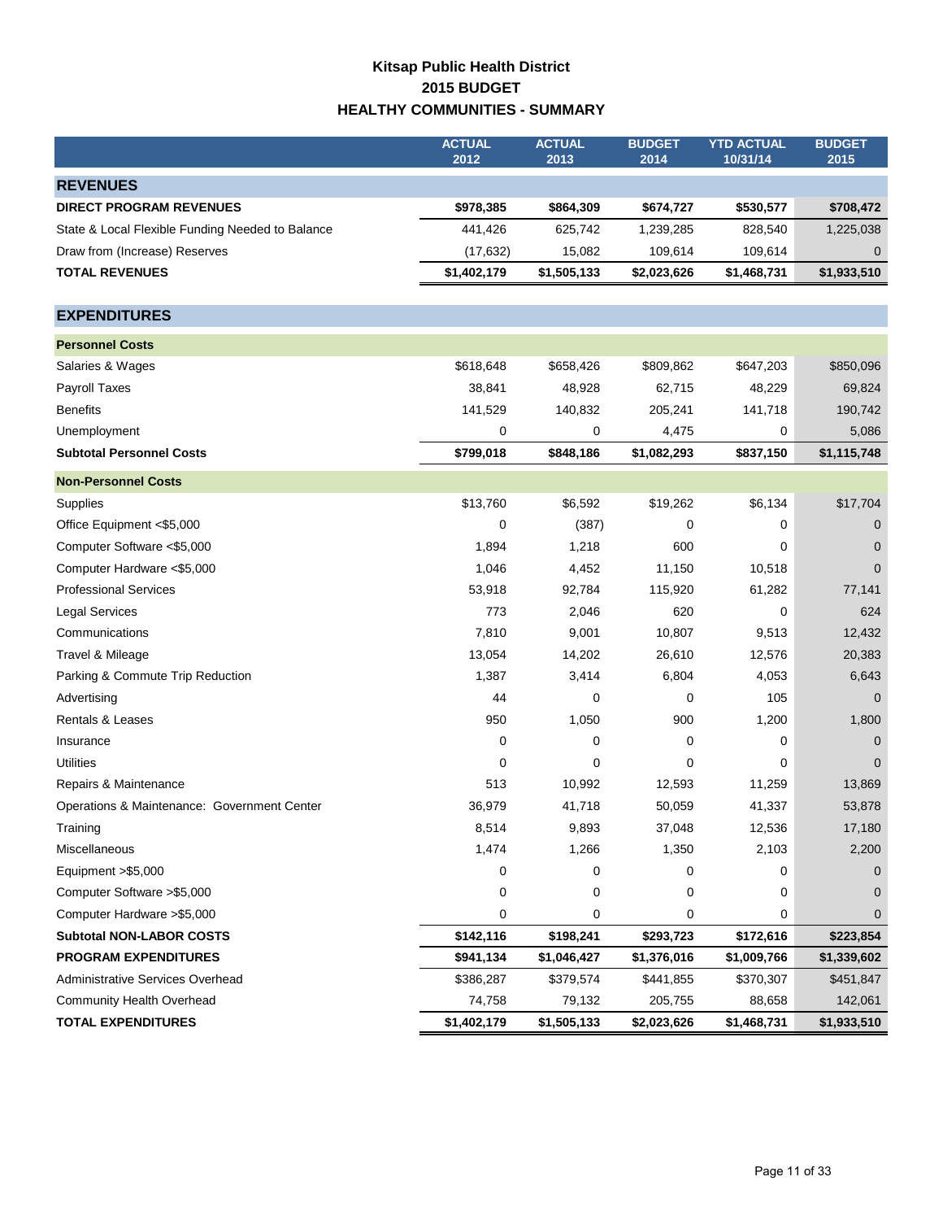# Kitsap Public Health District
## 2015 BUDGET
## HEALTHY COMMUNITIES - SUMMARY

| | ACTUAL 2012 | ACTUAL 2013 | BUDGET 2014 | YTD ACTUAL 10/31/14 | BUDGET 2015 |
|---|---|---|---|---|---|
| **REVENUES** | | | | | |
| **DIRECT PROGRAM REVENUES** | **$978,385** | **$864,309** | **$674,727** | **$530,577** | **$708,472** |
| State & Local Flexible Funding Needed to Balance | 441,426 | 625,742 | 1,239,285 | 828,540 | 1,225,038 |
| Draw from (Increase) Reserves | (17,632) | 15,082 | 109,614 | 109,614 | 0 |
| **TOTAL REVENUES** | **$1,402,179** | **$1,505,133** | **$2,023,626** | **$1,468,731** | **$1,933,510** |
| **EXPENDITURES** | | | | | |
| **Personnel Costs** | | | | | |
| Salaries & Wages | $618,648 | $658,426 | $809,862 | $647,203 | $850,096 |
| Payroll Taxes | 38,841 | 48,928 | 62,715 | 48,229 | 69,824 |
| Benefits | 141,529 | 140,832 | 205,241 | 141,718 | 190,742 |
| Unemployment | 0 | 0 | 4,475 | 0 | 5,086 |
| **Subtotal Personnel Costs** | **$799,018** | **$848,186** | **$1,082,293** | **$837,150** | **$1,115,748** |
| **Non-Personnel Costs** | | | | | |
| Supplies | $13,760 | $6,592 | $19,262 | $6,134 | $17,704 |
| Office Equipment <$5,000 | 0 | (387) | 0 | 0 | 0 |
| Computer Software <$5,000 | 1,894 | 1,218 | 600 | 0 | 0 |
| Computer Hardware <$5,000 | 1,046 | 4,452 | 11,150 | 10,518 | 0 |
| Professional Services | 53,918 | 92,784 | 115,920 | 61,282 | 77,141 |
| Legal Services | 773 | 2,046 | 620 | 0 | 624 |
| Communications | 7,810 | 9,001 | 10,807 | 9,513 | 12,432 |
| Travel & Mileage | 13,054 | 14,202 | 26,610 | 12,576 | 20,383 |
| Parking & Commute Trip Reduction | 1,387 | 3,414 | 6,804 | 4,053 | 6,643 |
| Advertising | 44 | 0 | 0 | 105 | 0 |
| Rentals & Leases | 950 | 1,050 | 900 | 1,200 | 1,800 |
| Insurance | 0 | 0 | 0 | 0 | 0 |
| Utilities | 0 | 0 | 0 | 0 | 0 |
| Repairs & Maintenance | 513 | 10,992 | 12,593 | 11,259 | 13,869 |
| Operations & Maintenance: Government Center | 36,979 | 41,718 | 50,059 | 41,337 | 53,878 |
| Training | 8,514 | 9,893 | 37,048 | 12,536 | 17,180 |
| Miscellaneous | 1,474 | 1,266 | 1,350 | 2,103 | 2,200 |
| Equipment >$5,000 | 0 | 0 | 0 | 0 | 0 |
| Computer Software >$5,000 | 0 | 0 | 0 | 0 | 0 |
| Computer Hardware >$5,000 | 0 | 0 | 0 | 0 | 0 |
| **Subtotal NON-LABOR COSTS** | **$142,116** | **$198,241** | **$293,723** | **$172,616** | **$223,854** |
| **PROGRAM EXPENDITURES** | **$941,134** | **$1,046,427** | **$1,376,016** | **$1,009,766** | **$1,339,602** |
| Administrative Services Overhead | $386,287 | $379,574 | $441,855 | $370,307 | $451,847 |
| Community Health Overhead | 74,758 | 79,132 | 205,755 | 88,658 | 142,061 |
| **TOTAL EXPENDITURES** | **$1,402,179** | **$1,505,133** | **$2,023,626** | **$1,468,731** | **$1,933,510** |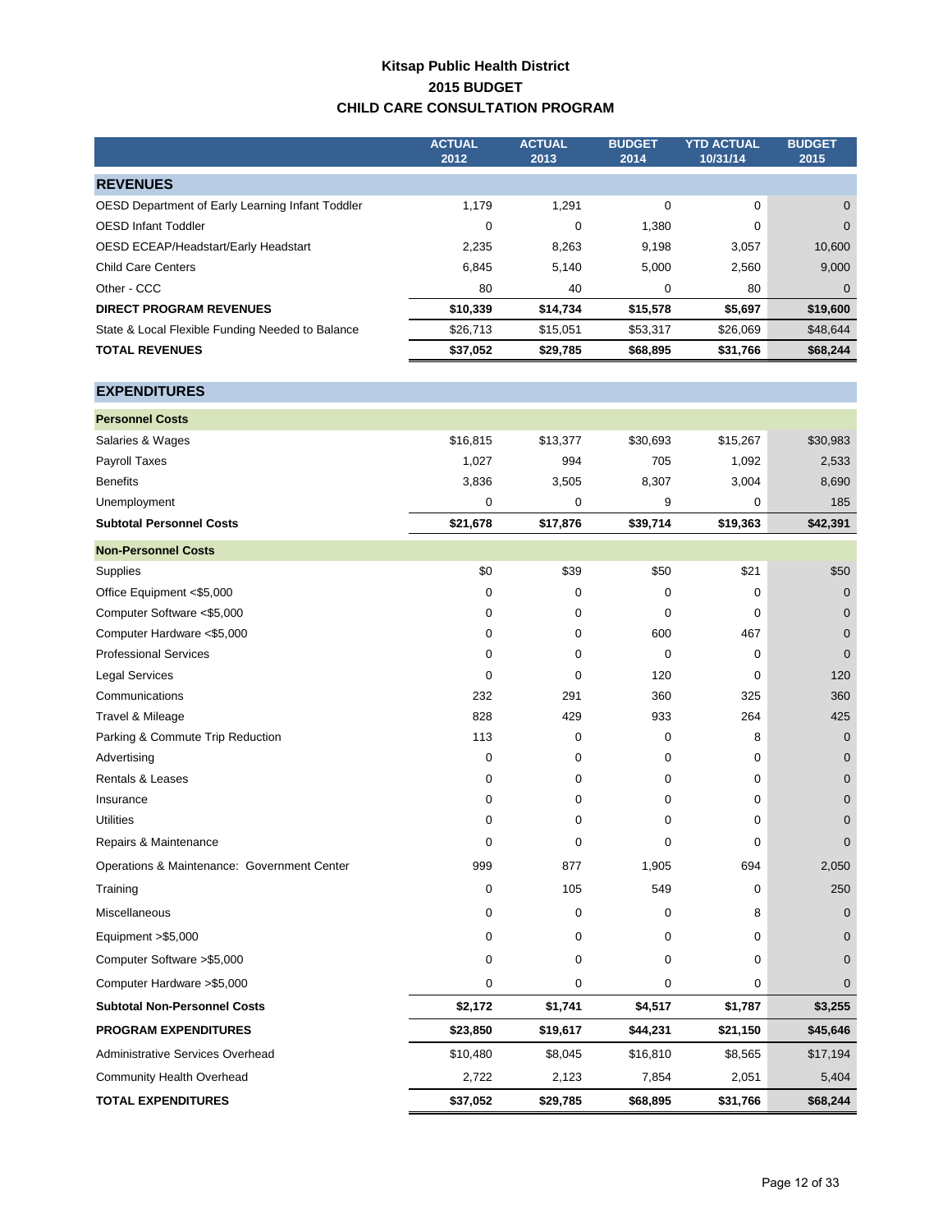# Kitsap Public Health District
## 2015 BUDGET
## CHILD CARE CONSULTATION PROGRAM

| | ACTUAL 2012 | ACTUAL 2013 | BUDGET 2014 | YTD ACTUAL 10/31/14 | BUDGET 2015 |
|---|---|---|---|---|---|
| **REVENUES** | | | | | |
| OESD Department of Early Learning Infant Toddler | 1,179 | 1,291 | 0 | 0 | 0 |
| OESD Infant Toddler | 0 | 0 | 1,380 | 0 | 0 |
| OESD ECEAP/Headstart/Early Headstart | 2,235 | 8,263 | 9,198 | 3,057 | 10,600 |
| Child Care Centers | 6,845 | 5,140 | 5,000 | 2,560 | 9,000 |
| Other - CCC | 80 | 40 | 0 | 80 | 0 |
| **DIRECT PROGRAM REVENUES** | **$10,339** | **$14,734** | **$15,578** | **$5,697** | **$19,600** |
| State & Local Flexible Funding Needed to Balance | $26,713 | $15,051 | $53,317 | $26,069 | $48,644 |
| **TOTAL REVENUES** | **$37,052** | **$29,785** | **$68,895** | **$31,766** | **$68,244** |
| **EXPENDITURES** | | | | | |
| **Personnel Costs** | | | | | |
| Salaries & Wages | $16,815 | $13,377 | $30,693 | $15,267 | $30,983 |
| Payroll Taxes | 1,027 | 994 | 705 | 1,092 | 2,533 |
| Benefits | 3,836 | 3,505 | 8,307 | 3,004 | 8,690 |
| Unemployment | 0 | 0 | 9 | 0 | 185 |
| **Subtotal Personnel Costs** | **$21,678** | **$17,876** | **$39,714** | **$19,363** | **$42,391** |
| **Non-Personnel Costs** | | | | | |
| Supplies | $0 | $39 | $50 | $21 | $50 |
| Office Equipment <$5,000 | 0 | 0 | 0 | 0 | 0 |
| Computer Software <$5,000 | 0 | 0 | 0 | 0 | 0 |
| Computer Hardware <$5,000 | 0 | 0 | 600 | 467 | 0 |
| Professional Services | 0 | 0 | 0 | 0 | 0 |
| Legal Services | 0 | 0 | 120 | 0 | 120 |
| Communications | 232 | 291 | 360 | 325 | 360 |
| Travel & Mileage | 828 | 429 | 933 | 264 | 425 |
| Parking & Commute Trip Reduction | 113 | 0 | 0 | 8 | 0 |
| Advertising | 0 | 0 | 0 | 0 | 0 |
| Rentals & Leases | 0 | 0 | 0 | 0 | 0 |
| Insurance | 0 | 0 | 0 | 0 | 0 |
| Utilities | 0 | 0 | 0 | 0 | 0 |
| Repairs & Maintenance | 0 | 0 | 0 | 0 | 0 |
| Operations & Maintenance: Government Center | 999 | 877 | 1,905 | 694 | 2,050 |
| Training | 0 | 105 | 549 | 0 | 250 |
| Miscellaneous | 0 | 0 | 0 | 8 | 0 |
| Equipment >$5,000 | 0 | 0 | 0 | 0 | 0 |
| Computer Software >$5,000 | 0 | 0 | 0 | 0 | 0 |
| Computer Hardware >$5,000 | 0 | 0 | 0 | 0 | 0 |
| **Subtotal Non-Personnel Costs** | **$2,172** | **$1,741** | **$4,517** | **$1,787** | **$3,255** |
| **PROGRAM EXPENDITURES** | **$23,850** | **$19,617** | **$44,231** | **$21,150** | **$45,646** |
| Administrative Services Overhead | $10,480 | $8,045 | $16,810 | $8,565 | $17,194 |
| Community Health Overhead | 2,722 | 2,123 | 7,854 | 2,051 | 5,404 |
| **TOTAL EXPENDITURES** | **$37,052** | **$29,785** | **$68,895** | **$31,766** | **$68,244** |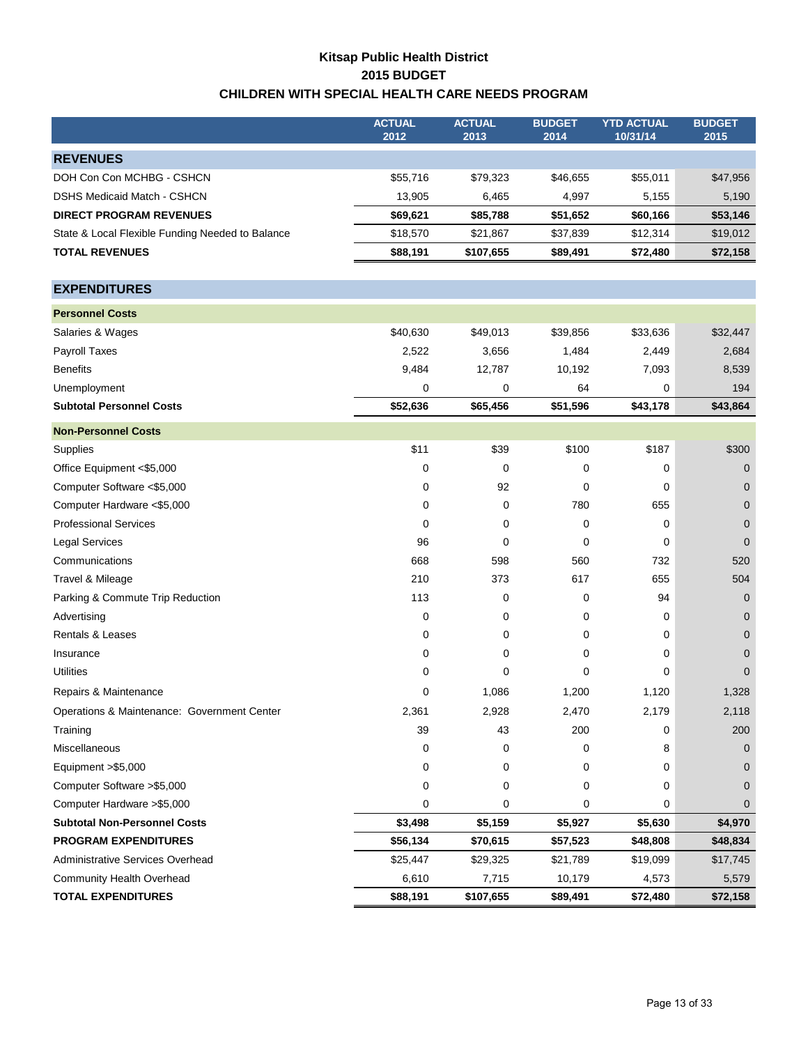# Kitsap Public Health District
## 2015 BUDGET
## CHILDREN WITH SPECIAL HEALTH CARE NEEDS PROGRAM

| | ACTUAL 2012 | ACTUAL 2013 | BUDGET 2014 | YTD ACTUAL 10/31/14 | BUDGET 2015 |
|---|---|---|---|---|---|
| **REVENUES** | | | | | |
| DOH Con Con MCHBG - CSHCN | $55,716 | $79,323 | $46,655 | $55,011 | $47,956 |
| DSHS Medicaid Match - CSHCN | 13,905 | 6,465 | 4,997 | 5,155 | 5,190 |
| **DIRECT PROGRAM REVENUES** | **$69,621** | **$85,788** | **$51,652** | **$60,166** | **$53,146** |
| State & Local Flexible Funding Needed to Balance | $18,570 | $21,867 | $37,839 | $12,314 | $19,012 |
| **TOTAL REVENUES** | **$88,191** | **$107,655** | **$89,491** | **$72,480** | **$72,158** |
| | | | | | |
| **EXPENDITURES** | | | | | |
| **Personnel Costs** | | | | | |
| Salaries & Wages | $40,630 | $49,013 | $39,856 | $33,636 | $32,447 |
| Payroll Taxes | 2,522 | 3,656 | 1,484 | 2,449 | 2,684 |
| Benefits | 9,484 | 12,787 | 10,192 | 7,093 | 8,539 |
| Unemployment | 0 | 0 | 64 | 0 | 194 |
| **Subtotal Personnel Costs** | **$52,636** | **$65,456** | **$51,596** | **$43,178** | **$43,864** |
| **Non-Personnel Costs** | | | | | |
| Supplies | $11 | $39 | $100 | $187 | $300 |
| Office Equipment <$5,000 | 0 | 0 | 0 | 0 | 0 |
| Computer Software <$5,000 | 0 | 92 | 0 | 0 | 0 |
| Computer Hardware <$5,000 | 0 | 0 | 780 | 655 | 0 |
| Professional Services | 0 | 0 | 0 | 0 | 0 |
| Legal Services | 96 | 0 | 0 | 0 | 0 |
| Communications | 668 | 598 | 560 | 732 | 520 |
| Travel & Mileage | 210 | 373 | 617 | 655 | 504 |
| Parking & Commute Trip Reduction | 113 | 0 | 0 | 94 | 0 |
| Advertising | 0 | 0 | 0 | 0 | 0 |
| Rentals & Leases | 0 | 0 | 0 | 0 | 0 |
| Insurance | 0 | 0 | 0 | 0 | 0 |
| Utilities | 0 | 0 | 0 | 0 | 0 |
| Repairs & Maintenance | 0 | 1,086 | 1,200 | 1,120 | 1,328 |
| Operations & Maintenance: Government Center | 2,361 | 2,928 | 2,470 | 2,179 | 2,118 |
| Training | 39 | 43 | 200 | 0 | 200 |
| Miscellaneous | 0 | 0 | 0 | 8 | 0 |
| Equipment >$5,000 | 0 | 0 | 0 | 0 | 0 |
| Computer Software >$5,000 | 0 | 0 | 0 | 0 | 0 |
| Computer Hardware >$5,000 | 0 | 0 | 0 | 0 | 0 |
| **Subtotal Non-Personnel Costs** | **$3,498** | **$5,159** | **$5,927** | **$5,630** | **$4,970** |
| **PROGRAM EXPENDITURES** | **$56,134** | **$70,615** | **$57,523** | **$48,808** | **$48,834** |
| Administrative Services Overhead | $25,447 | $29,325 | $21,789 | $19,099 | $17,745 |
| Community Health Overhead | 6,610 | 7,715 | 10,179 | 4,573 | 5,579 |
| **TOTAL EXPENDITURES** | **$88,191** | **$107,655** | **$89,491** | **$72,480** | **$72,158** |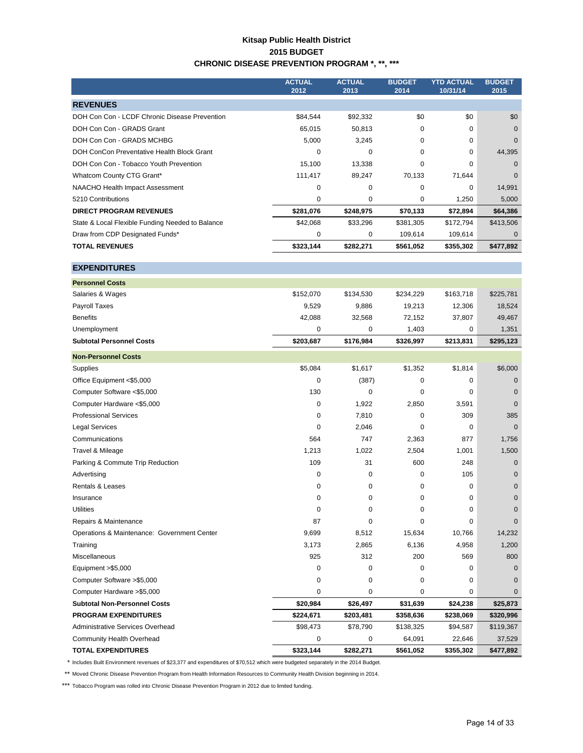# Kitsap Public Health District
## 2015 BUDGET
## CHRONIC DISEASE PREVENTION PROGRAM *, **, ***

| | ACTUAL 2012 | ACTUAL 2013 | BUDGET 2014 | YTD ACTUAL 10/31/14 | BUDGET 2015 |
|---|---|---|---|---|---|
| **REVENUES** | | | | | |
| DOH Con Con - LCDF Chronic Disease Prevention | $84,544 | $92,332 | $0 | $0 | $0 |
| DOH Con Con - GRADS Grant | 65,015 | 50,813 | 0 | 0 | 0 |
| DOH Con Con - GRADS MCHBG | 5,000 | 3,245 | 0 | 0 | 0 |
| DOH ConCon Preventative Health Block Grant | 0 | 0 | 0 | 0 | 44,395 |
| DOH Con Con - Tobacco Youth Prevention | 15,100 | 13,338 | 0 | 0 | 0 |
| Whatcom County CTG Grant* | 111,417 | 89,247 | 70,133 | 71,644 | 0 |
| NAACHO Health Impact Assessment | 0 | 0 | 0 | 0 | 14,991 |
| 5210 Contributions | 0 | 0 | 0 | 1,250 | 5,000 |
| **DIRECT PROGRAM REVENUES** | **$281,076** | **$248,975** | **$70,133** | **$72,894** | **$64,386** |
| State & Local Flexible Funding Needed to Balance | $42,068 | $33,296 | $381,305 | $172,794 | $413,506 |
| Draw from CDP Designated Funds* | 0 | 0 | 109,614 | 109,614 | 0 |
| **TOTAL REVENUES** | **$323,144** | **$282,271** | **$561,052** | **$355,302** | **$477,892** |
| **EXPENDITURES** | | | | | |
| **Personnel Costs** | | | | | |
| Salaries & Wages | $152,070 | $134,530 | $234,229 | $163,718 | $225,781 |
| Payroll Taxes | 9,529 | 9,886 | 19,213 | 12,306 | 18,524 |
| Benefits | 42,088 | 32,568 | 72,152 | 37,807 | 49,467 |
| Unemployment | 0 | 0 | 1,403 | 0 | 1,351 |
| **Subtotal Personnel Costs** | **$203,687** | **$176,984** | **$326,997** | **$213,831** | **$295,123** |
| **Non-Personnel Costs** | | | | | |
| Supplies | $5,084 | $1,617 | $1,352 | $1,814 | $6,000 |
| Office Equipment <$5,000 | 0 | (387) | 0 | 0 | 0 |
| Computer Software <$5,000 | 130 | 0 | 0 | 0 | 0 |
| Computer Hardware <$5,000 | 0 | 1,922 | 2,850 | 3,591 | 0 |
| Professional Services | 0 | 7,810 | 0 | 309 | 385 |
| Legal Services | 0 | 2,046 | 0 | 0 | 0 |
| Communications | 564 | 747 | 2,363 | 877 | 1,756 |
| Travel & Mileage | 1,213 | 1,022 | 2,504 | 1,001 | 1,500 |
| Parking & Commute Trip Reduction | 109 | 31 | 600 | 248 | 0 |
| Advertising | 0 | 0 | 0 | 105 | 0 |
| Rentals & Leases | 0 | 0 | 0 | 0 | 0 |
| Insurance | 0 | 0 | 0 | 0 | 0 |
| Utilities | 0 | 0 | 0 | 0 | 0 |
| Repairs & Maintenance | 87 | 0 | 0 | 0 | 0 |
| Operations & Maintenance: Government Center | 9,699 | 8,512 | 15,634 | 10,766 | 14,232 |
| Training | 3,173 | 2,865 | 6,136 | 4,958 | 1,200 |
| Miscellaneous | 925 | 312 | 200 | 569 | 800 |
| Equipment >$5,000 | 0 | 0 | 0 | 0 | 0 |
| Computer Software >$5,000 | 0 | 0 | 0 | 0 | 0 |
| Computer Hardware >$5,000 | 0 | 0 | 0 | 0 | 0 |
| **Subtotal Non-Personnel Costs** | **$20,984** | **$26,497** | **$31,639** | **$24,238** | **$25,873** |
| **PROGRAM EXPENDITURES** | **$224,671** | **$203,481** | **$358,636** | **$238,069** | **$320,996** |
| Administrative Services Overhead | $98,473 | $78,790 | $138,325 | $94,587 | $119,367 |
| Community Health Overhead | 0 | 0 | 64,091 | 22,646 | 37,529 |
| **TOTAL EXPENDITURES** | **$323,144** | **$282,271** | **$561,052** | **$355,302** | **$477,892** |

\* Includes Built Environment revenues of $23,377 and expenditures of $70,512 which were budgeted separately in the 2014 Budget.

** Moved Chronic Disease Prevention Program from Health Information Resources to Community Health Division beginning in 2014.

*** Tobacco Program was rolled into Chronic Disease Prevention Program in 2012 due to limited funding.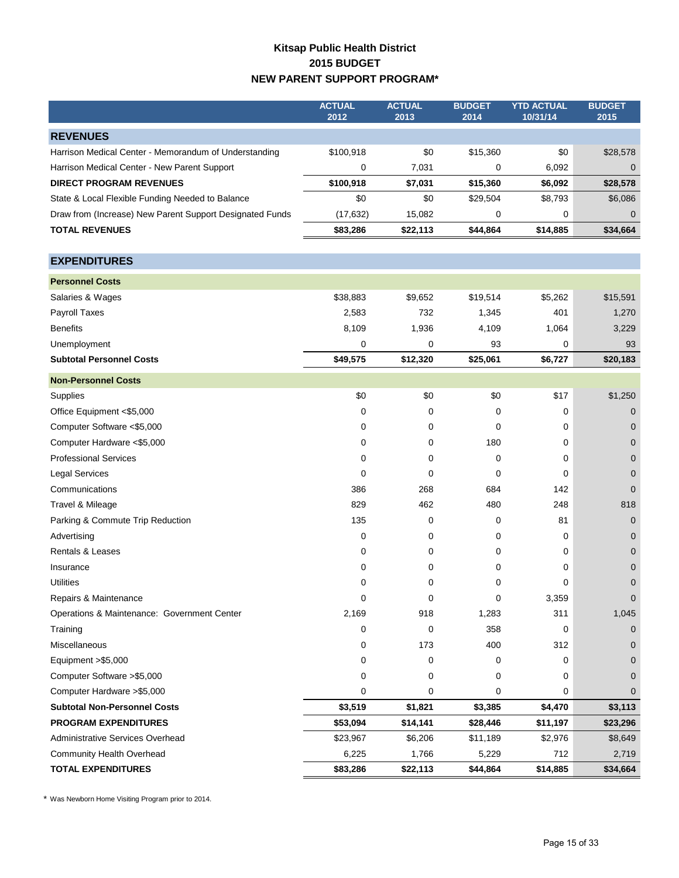# Kitsap Public Health District
## 2015 BUDGET
## NEW PARENT SUPPORT PROGRAM*

| | ACTUAL 2012 | ACTUAL 2013 | BUDGET 2014 | YTD ACTUAL 10/31/14 | BUDGET 2015 |
|---|---|---|---|---|---|
| **REVENUES** | | | | | |
| Harrison Medical Center - Memorandum of Understanding | $100,918 | $0 | $15,360 | $0 | $28,578 |
| Harrison Medical Center - New Parent Support | 0 | 7,031 | 0 | 6,092 | 0 |
| **DIRECT PROGRAM REVENUES** | **$100,918** | **$7,031** | **$15,360** | **$6,092** | **$28,578** |
| State & Local Flexible Funding Needed to Balance | $0 | $0 | $29,504 | $8,793 | $6,086 |
| Draw from (Increase) New Parent Support Designated Funds | (17,632) | 15,082 | 0 | 0 | 0 |
| **TOTAL REVENUES** | **$83,286** | **$22,113** | **$44,864** | **$14,885** | **$34,664** |
| **EXPENDITURES** | | | | | |
| **Personnel Costs** | | | | | |
| Salaries & Wages | $38,883 | $9,652 | $19,514 | $5,262 | $15,591 |
| Payroll Taxes | 2,583 | 732 | 1,345 | 401 | 1,270 |
| Benefits | 8,109 | 1,936 | 4,109 | 1,064 | 3,229 |
| Unemployment | 0 | 0 | 93 | 0 | 93 |
| **Subtotal Personnel Costs** | **$49,575** | **$12,320** | **$25,061** | **$6,727** | **$20,183** |
| **Non-Personnel Costs** | | | | | |
| Supplies | $0 | $0 | $0 | $17 | $1,250 |
| Office Equipment <$5,000 | 0 | 0 | 0 | 0 | 0 |
| Computer Software <$5,000 | 0 | 0 | 0 | 0 | 0 |
| Computer Hardware <$5,000 | 0 | 0 | 180 | 0 | 0 |
| Professional Services | 0 | 0 | 0 | 0 | 0 |
| Legal Services | 0 | 0 | 0 | 0 | 0 |
| Communications | 386 | 268 | 684 | 142 | 0 |
| Travel & Mileage | 829 | 462 | 480 | 248 | 818 |
| Parking & Commute Trip Reduction | 135 | 0 | 0 | 81 | 0 |
| Advertising | 0 | 0 | 0 | 0 | 0 |
| Rentals & Leases | 0 | 0 | 0 | 0 | 0 |
| Insurance | 0 | 0 | 0 | 0 | 0 |
| Utilities | 0 | 0 | 0 | 0 | 0 |
| Repairs & Maintenance | 0 | 0 | 0 | 3,359 | 0 |
| Operations & Maintenance: Government Center | 2,169 | 918 | 1,283 | 311 | 1,045 |
| Training | 0 | 0 | 358 | 0 | 0 |
| Miscellaneous | 0 | 173 | 400 | 312 | 0 |
| Equipment >$5,000 | 0 | 0 | 0 | 0 | 0 |
| Computer Software >$5,000 | 0 | 0 | 0 | 0 | 0 |
| Computer Hardware >$5,000 | 0 | 0 | 0 | 0 | 0 |
| **Subtotal Non-Personnel Costs** | **$3,519** | **$1,821** | **$3,385** | **$4,470** | **$3,113** |
| **PROGRAM EXPENDITURES** | **$53,094** | **$14,141** | **$28,446** | **$11,197** | **$23,296** |
| Administrative Services Overhead | $23,967 | $6,206 | $11,189 | $2,976 | $8,649 |
| Community Health Overhead | 6,225 | 1,766 | 5,229 | 712 | 2,719 |
| **TOTAL EXPENDITURES** | **$83,286** | **$22,113** | **$44,864** | **$14,885** | **$34,664** |

* Was Newborn Home Visiting Program prior to 2014.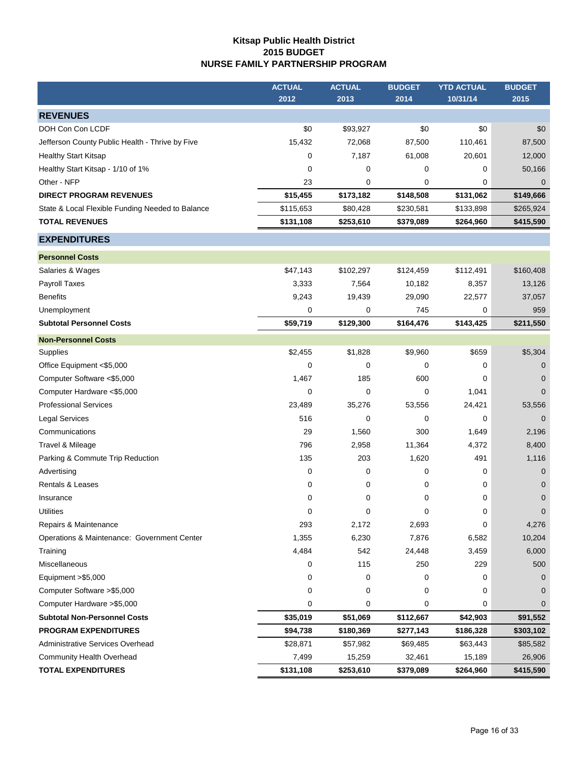# Kitsap Public Health District
## 2015 BUDGET
## NURSE FAMILY PARTNERSHIP PROGRAM

| | ACTUAL 2012 | ACTUAL 2013 | BUDGET 2014 | YTD ACTUAL 10/31/14 | BUDGET 2015 |
|---|---|---|---|---|---|
| **REVENUES** | | | | | |
| DOH Con Con LCDF | $0 | $93,927 | $0 | $0 | $0 |
| Jefferson County Public Health - Thrive by Five | 15,432 | 72,068 | 87,500 | 110,461 | 87,500 |
| Healthy Start Kitsap | 0 | 7,187 | 61,008 | 20,601 | 12,000 |
| Healthy Start Kitsap - 1/10 of 1% | 0 | 0 | 0 | 0 | 50,166 |
| Other - NFP | 23 | 0 | 0 | 0 | 0 |
| **DIRECT PROGRAM REVENUES** | **$15,455** | **$173,182** | **$148,508** | **$131,062** | **$149,666** |
| State & Local Flexible Funding Needed to Balance | $115,653 | $80,428 | $230,581 | $133,898 | $265,924 |
| **TOTAL REVENUES** | **$131,108** | **$253,610** | **$379,089** | **$264,960** | **$415,590** |
| **EXPENDITURES** | | | | | |
| **Personnel Costs** | | | | | |
| Salaries & Wages | $47,143 | $102,297 | $124,459 | $112,491 | $160,408 |
| Payroll Taxes | 3,333 | 7,564 | 10,182 | 8,357 | 13,126 |
| Benefits | 9,243 | 19,439 | 29,090 | 22,577 | 37,057 |
| Unemployment | 0 | 0 | 745 | 0 | 959 |
| **Subtotal Personnel Costs** | **$59,719** | **$129,300** | **$164,476** | **$143,425** | **$211,550** |
| **Non-Personnel Costs** | | | | | |
| Supplies | $2,455 | $1,828 | $9,960 | $659 | $5,304 |
| Office Equipment <$5,000 | 0 | 0 | 0 | 0 | 0 |
| Computer Software <$5,000 | 1,467 | 185 | 600 | 0 | 0 |
| Computer Hardware <$5,000 | 0 | 0 | 0 | 1,041 | 0 |
| Professional Services | 23,489 | 35,276 | 53,556 | 24,421 | 53,556 |
| Legal Services | 516 | 0 | 0 | 0 | 0 |
| Communications | 29 | 1,560 | 300 | 1,649 | 2,196 |
| Travel & Mileage | 796 | 2,958 | 11,364 | 4,372 | 8,400 |
| Parking & Commute Trip Reduction | 135 | 203 | 1,620 | 491 | 1,116 |
| Advertising | 0 | 0 | 0 | 0 | 0 |
| Rentals & Leases | 0 | 0 | 0 | 0 | 0 |
| Insurance | 0 | 0 | 0 | 0 | 0 |
| Utilities | 0 | 0 | 0 | 0 | 0 |
| Repairs & Maintenance | 293 | 2,172 | 2,693 | 0 | 4,276 |
| Operations & Maintenance: Government Center | 1,355 | 6,230 | 7,876 | 6,582 | 10,204 |
| Training | 4,484 | 542 | 24,448 | 3,459 | 6,000 |
| Miscellaneous | 0 | 115 | 250 | 229 | 500 |
| Equipment >$5,000 | 0 | 0 | 0 | 0 | 0 |
| Computer Software >$5,000 | 0 | 0 | 0 | 0 | 0 |
| Computer Hardware >$5,000 | 0 | 0 | 0 | 0 | 0 |
| **Subtotal Non-Personnel Costs** | **$35,019** | **$51,069** | **$112,667** | **$42,903** | **$91,552** |
| **PROGRAM EXPENDITURES** | **$94,738** | **$180,369** | **$277,143** | **$186,328** | **$303,102** |
| Administrative Services Overhead | $28,871 | $57,982 | $69,485 | $63,443 | $85,582 |
| Community Health Overhead | 7,499 | 15,259 | 32,461 | 15,189 | 26,906 |
| **TOTAL EXPENDITURES** | **$131,108** | **$253,610** | **$379,089** | **$264,960** | **$415,590** |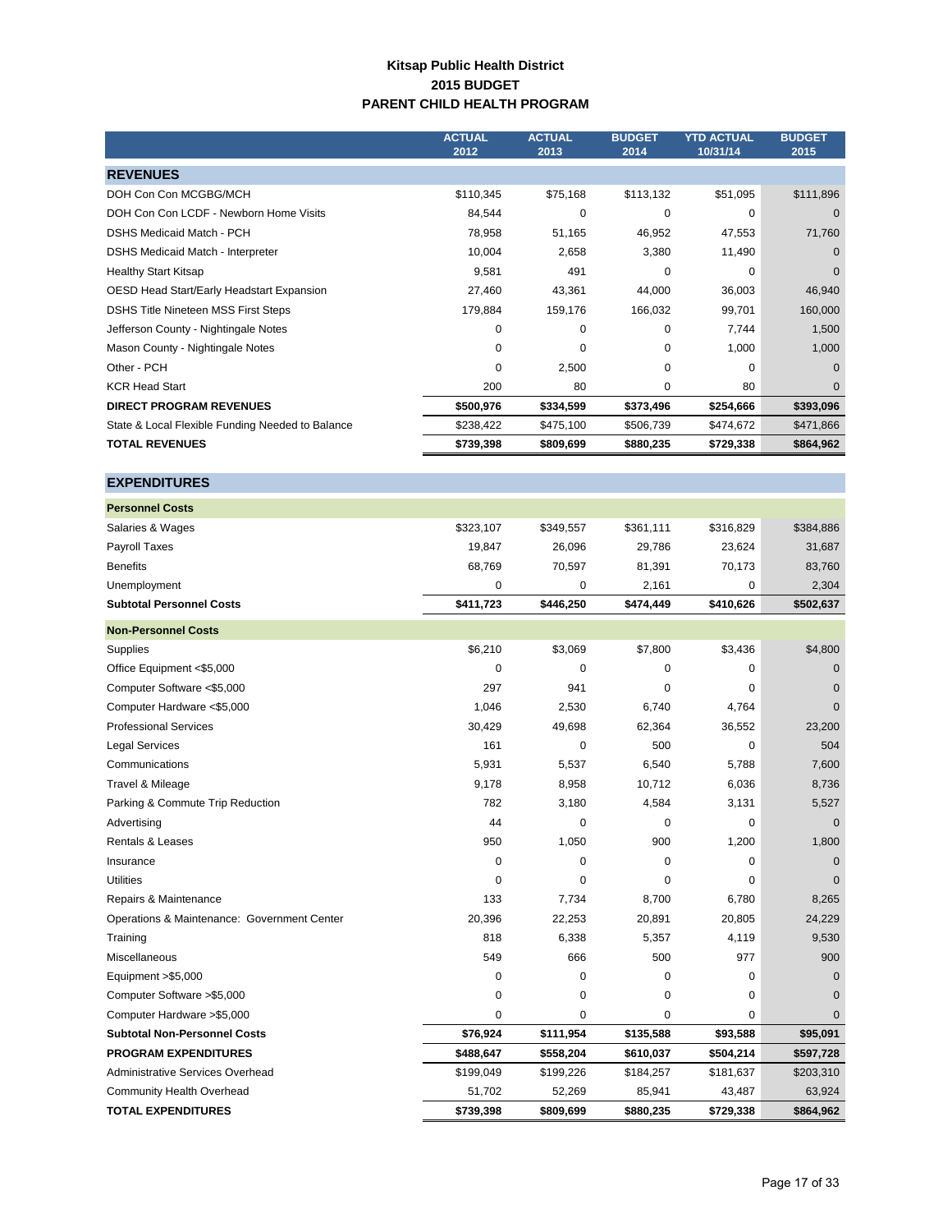# Kitsap Public Health District
## 2015 BUDGET
## PARENT CHILD HEALTH PROGRAM

| | ACTUAL 2012 | ACTUAL 2013 | BUDGET 2014 | YTD ACTUAL 10/31/14 | BUDGET 2015 |
|---|---|---|---|---|---|
| **REVENUES** | | | | | |
| DOH Con Con MCGBG/MCH | $110,345 | $75,168 | $113,132 | $51,095 | $111,896 |
| DOH Con Con LCDF - Newborn Home Visits | 84,544 | 0 | 0 | 0 | 0 |
| DSHS Medicaid Match - PCH | 78,958 | 51,165 | 46,952 | 47,553 | 71,760 |
| DSHS Medicaid Match - Interpreter | 10,004 | 2,658 | 3,380 | 11,490 | 0 |
| Healthy Start Kitsap | 9,581 | 491 | 0 | 0 | 0 |
| OESD Head Start/Early Headstart Expansion | 27,460 | 43,361 | 44,000 | 36,003 | 46,940 |
| DSHS Title Nineteen MSS First Steps | 179,884 | 159,176 | 166,032 | 99,701 | 160,000 |
| Jefferson County - Nightingale Notes | 0 | 0 | 0 | 7,744 | 1,500 |
| Mason County - Nightingale Notes | 0 | 0 | 0 | 1,000 | 1,000 |
| Other - PCH | 0 | 2,500 | 0 | 0 | 0 |
| KCR Head Start | 200 | 80 | 0 | 80 | 0 |
| **DIRECT PROGRAM REVENUES** | **$500,976** | **$334,599** | **$373,496** | **$254,666** | **$393,096** |
| State & Local Flexible Funding Needed to Balance | $238,422 | $475,100 | $506,739 | $474,672 | $471,866 |
| **TOTAL REVENUES** | **$739,398** | **$809,699** | **$880,235** | **$729,338** | **$864,962** |
| **EXPENDITURES** | | | | | |
| **Personnel Costs** | | | | | |
| Salaries & Wages | $323,107 | $349,557 | $361,111 | $316,829 | $384,886 |
| Payroll Taxes | 19,847 | 26,096 | 29,786 | 23,624 | 31,687 |
| Benefits | 68,769 | 70,597 | 81,391 | 70,173 | 83,760 |
| Unemployment | 0 | 0 | 2,161 | 0 | 2,304 |
| **Subtotal Personnel Costs** | **$411,723** | **$446,250** | **$474,449** | **$410,626** | **$502,637** |
| **Non-Personnel Costs** | | | | | |
| Supplies | $6,210 | $3,069 | $7,800 | $3,436 | $4,800 |
| Office Equipment <$5,000 | 0 | 0 | 0 | 0 | 0 |
| Computer Software <$5,000 | 297 | 941 | 0 | 0 | 0 |
| Computer Hardware <$5,000 | 1,046 | 2,530 | 6,740 | 4,764 | 0 |
| Professional Services | 30,429 | 49,698 | 62,364 | 36,552 | 23,200 |
| Legal Services | 161 | 0 | 500 | 0 | 504 |
| Communications | 5,931 | 5,537 | 6,540 | 5,788 | 7,600 |
| Travel & Mileage | 9,178 | 8,958 | 10,712 | 6,036 | 8,736 |
| Parking & Commute Trip Reduction | 782 | 3,180 | 4,584 | 3,131 | 5,527 |
| Advertising | 44 | 0 | 0 | 0 | 0 |
| Rentals & Leases | 950 | 1,050 | 900 | 1,200 | 1,800 |
| Insurance | 0 | 0 | 0 | 0 | 0 |
| Utilities | 0 | 0 | 0 | 0 | 0 |
| Repairs & Maintenance | 133 | 7,734 | 8,700 | 6,780 | 8,265 |
| Operations & Maintenance: Government Center | 20,396 | 22,253 | 20,891 | 20,805 | 24,229 |
| Training | 818 | 6,338 | 5,357 | 4,119 | 9,530 |
| Miscellaneous | 549 | 666 | 500 | 977 | 900 |
| Equipment >$5,000 | 0 | 0 | 0 | 0 | 0 |
| Computer Software >$5,000 | 0 | 0 | 0 | 0 | 0 |
| Computer Hardware >$5,000 | 0 | 0 | 0 | 0 | 0 |
| **Subtotal Non-Personnel Costs** | **$76,924** | **$111,954** | **$135,588** | **$93,588** | **$95,091** |
| **PROGRAM EXPENDITURES** | **$488,647** | **$558,204** | **$610,037** | **$504,214** | **$597,728** |
| Administrative Services Overhead | $199,049 | $199,226 | $184,257 | $181,637 | $203,310 |
| Community Health Overhead | 51,702 | 52,269 | 85,941 | 43,487 | 63,924 |
| **TOTAL EXPENDITURES** | **$739,398** | **$809,699** | **$880,235** | **$729,338** | **$864,962** |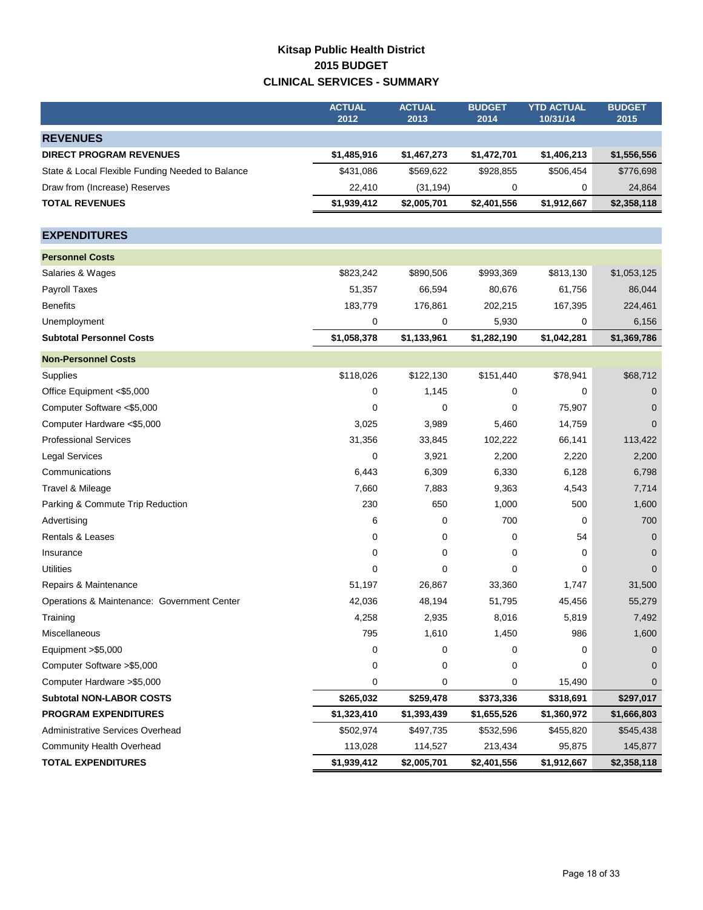# Kitsap Public Health District
## 2015 BUDGET
## CLINICAL SERVICES - SUMMARY

| | ACTUAL 2012 | ACTUAL 2013 | BUDGET 2014 | YTD ACTUAL 10/31/14 | BUDGET 2015 |
|---|---|---|---|---|---|
| **REVENUES** | | | | | |
| **DIRECT PROGRAM REVENUES** | **$1,485,916** | **$1,467,273** | **$1,472,701** | **$1,406,213** | **$1,556,556** |
| State & Local Flexible Funding Needed to Balance | $431,086 | $569,622 | $928,855 | $506,454 | $776,698 |
| Draw from (Increase) Reserves | 22,410 | (31,194) | 0 | 0 | 24,864 |
| **TOTAL REVENUES** | **$1,939,412** | **$2,005,701** | **$2,401,556** | **$1,912,667** | **$2,358,118** |
| **EXPENDITURES** | | | | | |
| **Personnel Costs** | | | | | |
| Salaries & Wages | $823,242 | $890,506 | $993,369 | $813,130 | $1,053,125 |
| Payroll Taxes | 51,357 | 66,594 | 80,676 | 61,756 | 86,044 |
| Benefits | 183,779 | 176,861 | 202,215 | 167,395 | 224,461 |
| Unemployment | 0 | 0 | 5,930 | 0 | 6,156 |
| **Subtotal Personnel Costs** | **$1,058,378** | **$1,133,961** | **$1,282,190** | **$1,042,281** | **$1,369,786** |
| **Non-Personnel Costs** | | | | | |
| Supplies | $118,026 | $122,130 | $151,440 | $78,941 | $68,712 |
| Office Equipment <$5,000 | 0 | 1,145 | 0 | 0 | 0 |
| Computer Software <$5,000 | 0 | 0 | 0 | 75,907 | 0 |
| Computer Hardware <$5,000 | 3,025 | 3,989 | 5,460 | 14,759 | 0 |
| Professional Services | 31,356 | 33,845 | 102,222 | 66,141 | 113,422 |
| Legal Services | 0 | 3,921 | 2,200 | 2,220 | 2,200 |
| Communications | 6,443 | 6,309 | 6,330 | 6,128 | 6,798 |
| Travel & Mileage | 7,660 | 7,883 | 9,363 | 4,543 | 7,714 |
| Parking & Commute Trip Reduction | 230 | 650 | 1,000 | 500 | 1,600 |
| Advertising | 6 | 0 | 700 | 0 | 700 |
| Rentals & Leases | 0 | 0 | 0 | 54 | 0 |
| Insurance | 0 | 0 | 0 | 0 | 0 |
| Utilities | 0 | 0 | 0 | 0 | 0 |
| Repairs & Maintenance | 51,197 | 26,867 | 33,360 | 1,747 | 31,500 |
| Operations & Maintenance: Government Center | 42,036 | 48,194 | 51,795 | 45,456 | 55,279 |
| Training | 4,258 | 2,935 | 8,016 | 5,819 | 7,492 |
| Miscellaneous | 795 | 1,610 | 1,450 | 986 | 1,600 |
| Equipment >$5,000 | 0 | 0 | 0 | 0 | 0 |
| Computer Software >$5,000 | 0 | 0 | 0 | 0 | 0 |
| Computer Hardware >$5,000 | 0 | 0 | 0 | 15,490 | 0 |
| **Subtotal NON-LABOR COSTS** | **$265,032** | **$259,478** | **$373,336** | **$318,691** | **$297,017** |
| **PROGRAM EXPENDITURES** | **$1,323,410** | **$1,393,439** | **$1,655,526** | **$1,360,972** | **$1,666,803** |
| Administrative Services Overhead | $502,974 | $497,735 | $532,596 | $455,820 | $545,438 |
| Community Health Overhead | 113,028 | 114,527 | 213,434 | 95,875 | 145,877 |
| **TOTAL EXPENDITURES** | **$1,939,412** | **$2,005,701** | **$2,401,556** | **$1,912,667** | **$2,358,118** |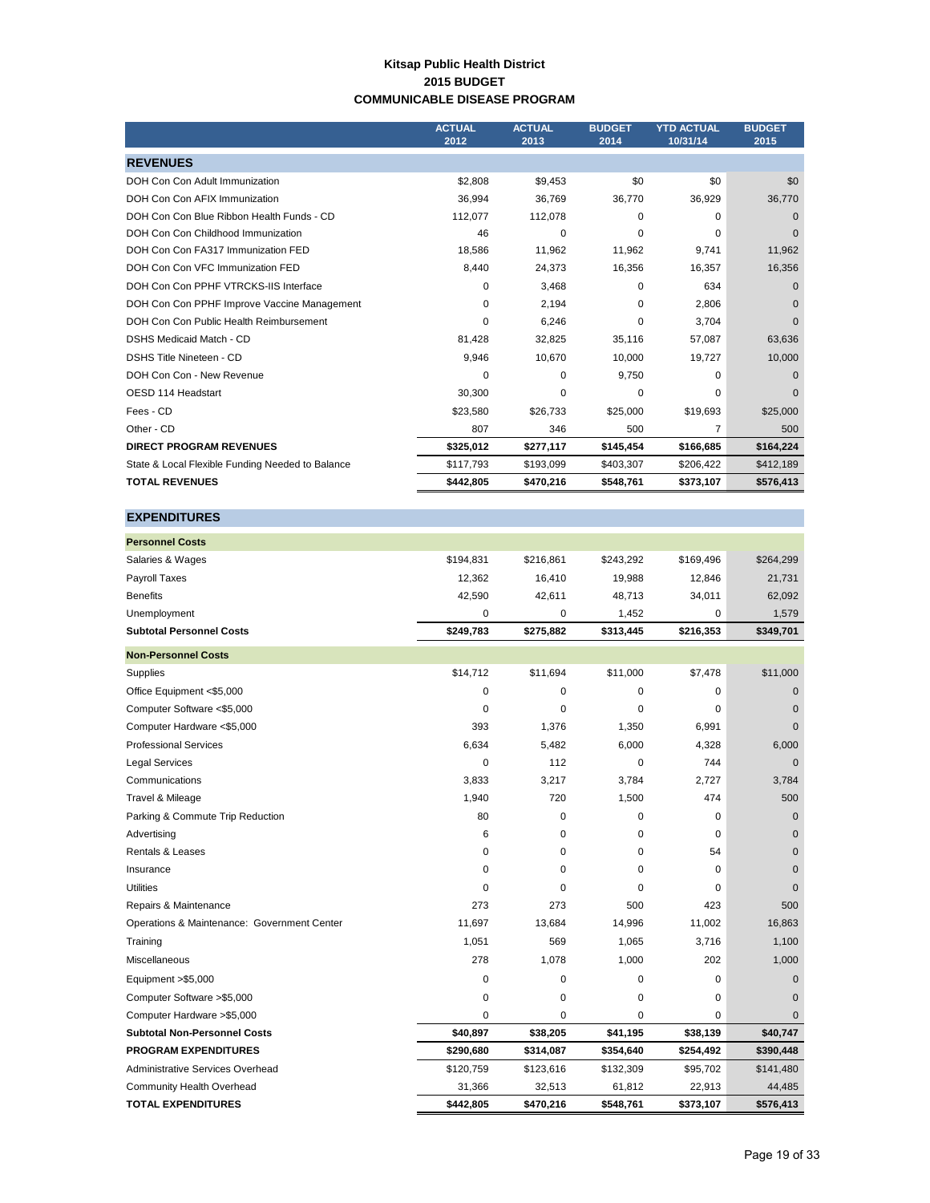**Kitsap Public Health District**
**2015 BUDGET**
**COMMUNICABLE DISEASE PROGRAM**

| | ACTUAL 2012 | ACTUAL 2013 | BUDGET 2014 | YTD ACTUAL 10/31/14 | BUDGET 2015 |
|---|---|---|---|---|---|
| **REVENUES** | | | | | |
| DOH Con Con Adult Immunization | $2,808 | $9,453 | $0 | $0 | $0 |
| DOH Con Con AFIX Immunization | 36,994 | 36,769 | 36,770 | 36,929 | 36,770 |
| DOH Con Con Blue Ribbon Health Funds - CD | 112,077 | 112,078 | 0 | 0 | 0 |
| DOH Con Con Childhood Immunization | 46 | 0 | 0 | 0 | 0 |
| DOH Con Con FA317 Immunization FED | 18,586 | 11,962 | 11,962 | 9,741 | 11,962 |
| DOH Con Con VFC Immunization FED | 8,440 | 24,373 | 16,356 | 16,357 | 16,356 |
| DOH Con Con PPHF VTRCKS-IIS Interface | 0 | 3,468 | 0 | 634 | 0 |
| DOH Con Con PPHF Improve Vaccine Management | 0 | 2,194 | 0 | 2,806 | 0 |
| DOH Con Con Public Health Reimbursement | 0 | 6,246 | 0 | 3,704 | 0 |
| DSHS Medicaid Match - CD | 81,428 | 32,825 | 35,116 | 57,087 | 63,636 |
| DSHS Title Nineteen - CD | 9,946 | 10,670 | 10,000 | 19,727 | 10,000 |
| DOH Con Con - New Revenue | 0 | 0 | 9,750 | 0 | 0 |
| OESD 114 Headstart | 30,300 | 0 | 0 | 0 | 0 |
| Fees - CD | $23,580 | $26,733 | $25,000 | $19,693 | $25,000 |
| Other - CD | 807 | 346 | 500 | 7 | 500 |
| **DIRECT PROGRAM REVENUES** | **$325,012** | **$277,117** | **$145,454** | **$166,685** | **$164,224** |
| State & Local Flexible Funding Needed to Balance | $117,793 | $193,099 | $403,307 | $206,422 | $412,189 |
| **TOTAL REVENUES** | **$442,805** | **$470,216** | **$548,761** | **$373,107** | **$576,413** |

| | ACTUAL 2012 | ACTUAL 2013 | BUDGET 2014 | YTD ACTUAL 10/31/14 | BUDGET 2015 |
|---|---|---|---|---|---|
| **EXPENDITURES** | | | | | |
| **Personnel Costs** | | | | | |
| Salaries & Wages | $194,831 | $216,861 | $243,292 | $169,496 | $264,299 |
| Payroll Taxes | 12,362 | 16,410 | 19,988 | 12,846 | 21,731 |
| Benefits | 42,590 | 42,611 | 48,713 | 34,011 | 62,092 |
| Unemployment | 0 | 0 | 1,452 | 0 | 1,579 |
| **Subtotal Personnel Costs** | **$249,783** | **$275,882** | **$313,445** | **$216,353** | **$349,701** |
| **Non-Personnel Costs** | | | | | |
| Supplies | $14,712 | $11,694 | $11,000 | $7,478 | $11,000 |
| Office Equipment <$5,000 | 0 | 0 | 0 | 0 | 0 |
| Computer Software <$5,000 | 0 | 0 | 0 | 0 | 0 |
| Computer Hardware <$5,000 | 393 | 1,376 | 1,350 | 6,991 | 0 |
| Professional Services | 6,634 | 5,482 | 6,000 | 4,328 | 6,000 |
| Legal Services | 0 | 112 | 0 | 744 | 0 |
| Communications | 3,833 | 3,217 | 3,784 | 2,727 | 3,784 |
| Travel & Mileage | 1,940 | 720 | 1,500 | 474 | 500 |
| Parking & Commute Trip Reduction | 80 | 0 | 0 | 0 | 0 |
| Advertising | 6 | 0 | 0 | 0 | 0 |
| Rentals & Leases | 0 | 0 | 0 | 54 | 0 |
| Insurance | 0 | 0 | 0 | 0 | 0 |
| Utilities | 0 | 0 | 0 | 0 | 0 |
| Repairs & Maintenance | 273 | 273 | 500 | 423 | 500 |
| Operations & Maintenance: Government Center | 11,697 | 13,684 | 14,996 | 11,002 | 16,863 |
| Training | 1,051 | 569 | 1,065 | 3,716 | 1,100 |
| Miscellaneous | 278 | 1,078 | 1,000 | 202 | 1,000 |
| Equipment >$5,000 | 0 | 0 | 0 | 0 | 0 |
| Computer Software >$5,000 | 0 | 0 | 0 | 0 | 0 |
| Computer Hardware >$5,000 | 0 | 0 | 0 | 0 | 0 |
| **Subtotal Non-Personnel Costs** | **$40,897** | **$38,205** | **$41,195** | **$38,139** | **$40,747** |
| **PROGRAM EXPENDITURES** | **$290,680** | **$314,087** | **$354,640** | **$254,492** | **$390,448** |
| Administrative Services Overhead | $120,759 | $123,616 | $132,309 | $95,702 | $141,480 |
| Community Health Overhead | 31,366 | 32,513 | 61,812 | 22,913 | 44,485 |
| **TOTAL EXPENDITURES** | **$442,805** | **$470,216** | **$548,761** | **$373,107** | **$576,413** |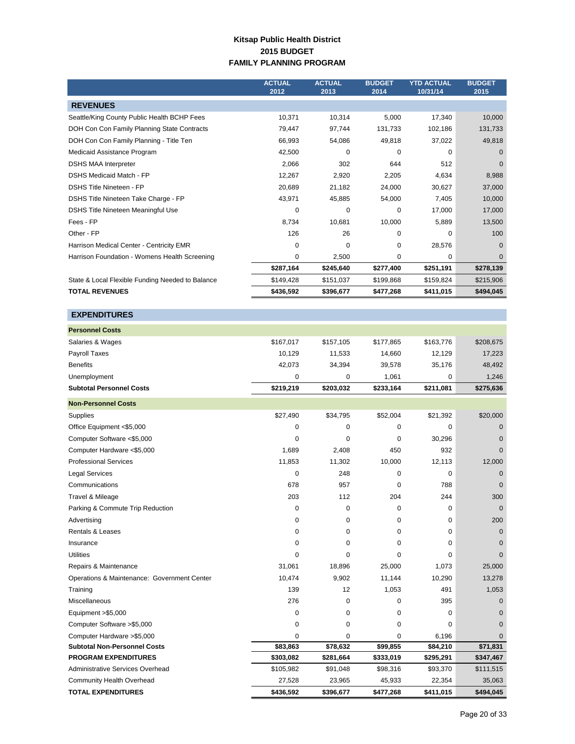# Kitsap Public Health District
## 2015 BUDGET
## FAMILY PLANNING PROGRAM

| | ACTUAL 2012 | ACTUAL 2013 | BUDGET 2014 | YTD ACTUAL 10/31/14 | BUDGET 2015 |
|---|---|---|---|---|---|
| **REVENUES** | | | | | |
| Seattle/King County Public Health BCHP Fees | 10,371 | 10,314 | 5,000 | 17,340 | 10,000 |
| DOH Con Con Family Planning State Contracts | 79,447 | 97,744 | 131,733 | 102,186 | 131,733 |
| DOH Con Con Family Planning - Title Ten | 66,993 | 54,086 | 49,818 | 37,022 | 49,818 |
| Medicaid Assistance Program | 42,500 | 0 | 0 | 0 | 0 |
| DSHS MAA Interpreter | 2,066 | 302 | 644 | 512 | 0 |
| DSHS Medicaid Match - FP | 12,267 | 2,920 | 2,205 | 4,634 | 8,988 |
| DSHS Title Nineteen - FP | 20,689 | 21,182 | 24,000 | 30,627 | 37,000 |
| DSHS Title Nineteen Take Charge - FP | 43,971 | 45,885 | 54,000 | 7,405 | 10,000 |
| DSHS Title Nineteen Meaningful Use | 0 | 0 | 0 | 17,000 | 17,000 |
| Fees - FP | 8,734 | 10,681 | 10,000 | 5,889 | 13,500 |
| Other - FP | 126 | 26 | 0 | 0 | 100 |
| Harrison Medical Center - Centricity EMR | 0 | 0 | 0 | 28,576 | 0 |
| Harrison Foundation - Womens Health Screening | 0 | 2,500 | 0 | 0 | 0 |
| | **$287,164** | **$245,640** | **$277,400** | **$251,191** | **$278,139** |
| State & Local Flexible Funding Needed to Balance | $149,428 | $151,037 | $199,868 | $159,824 | $215,906 |
| **TOTAL REVENUES** | **$436,592** | **$396,677** | **$477,268** | **$411,015** | **$494,045** |
| **EXPENDITURES** | | | | | |
| **Personnel Costs** | | | | | |
| Salaries & Wages | $167,017 | $157,105 | $177,865 | $163,776 | $208,675 |
| Payroll Taxes | 10,129 | 11,533 | 14,660 | 12,129 | 17,223 |
| Benefits | 42,073 | 34,394 | 39,578 | 35,176 | 48,492 |
| Unemployment | 0 | 0 | 1,061 | 0 | 1,246 |
| **Subtotal Personnel Costs** | **$219,219** | **$203,032** | **$233,164** | **$211,081** | **$275,636** |
| **Non-Personnel Costs** | | | | | |
| Supplies | $27,490 | $34,795 | $52,004 | $21,392 | $20,000 |
| Office Equipment <$5,000 | 0 | 0 | 0 | 0 | 0 |
| Computer Software <$5,000 | 0 | 0 | 0 | 30,296 | 0 |
| Computer Hardware <$5,000 | 1,689 | 2,408 | 450 | 932 | 0 |
| Professional Services | 11,853 | 11,302 | 10,000 | 12,113 | 12,000 |
| Legal Services | 0 | 248 | 0 | 0 | 0 |
| Communications | 678 | 957 | 0 | 788 | 0 |
| Travel & Mileage | 203 | 112 | 204 | 244 | 300 |
| Parking & Commute Trip Reduction | 0 | 0 | 0 | 0 | 0 |
| Advertising | 0 | 0 | 0 | 0 | 200 |
| Rentals & Leases | 0 | 0 | 0 | 0 | 0 |
| Insurance | 0 | 0 | 0 | 0 | 0 |
| Utilities | 0 | 0 | 0 | 0 | 0 |
| Repairs & Maintenance | 31,061 | 18,896 | 25,000 | 1,073 | 25,000 |
| Operations & Maintenance: Government Center | 10,474 | 9,902 | 11,144 | 10,290 | 13,278 |
| Training | 139 | 12 | 1,053 | 491 | 1,053 |
| Miscellaneous | 276 | 0 | 0 | 395 | 0 |
| Equipment >$5,000 | 0 | 0 | 0 | 0 | 0 |
| Computer Software >$5,000 | 0 | 0 | 0 | 0 | 0 |
| Computer Hardware >$5,000 | 0 | 0 | 0 | 6,196 | 0 |
| **Subtotal Non-Personnel Costs** | **$83,863** | **$78,632** | **$99,855** | **$84,210** | **$71,831** |
| **PROGRAM EXPENDITURES** | **$303,082** | **$281,664** | **$333,019** | **$295,291** | **$347,467** |
| Administrative Services Overhead | $105,982 | $91,048 | $98,316 | $93,370 | $111,515 |
| Community Health Overhead | 27,528 | 23,965 | 45,933 | 22,354 | 35,063 |
| **TOTAL EXPENDITURES** | **$436,592** | **$396,677** | **$477,268** | **$411,015** | **$494,045** |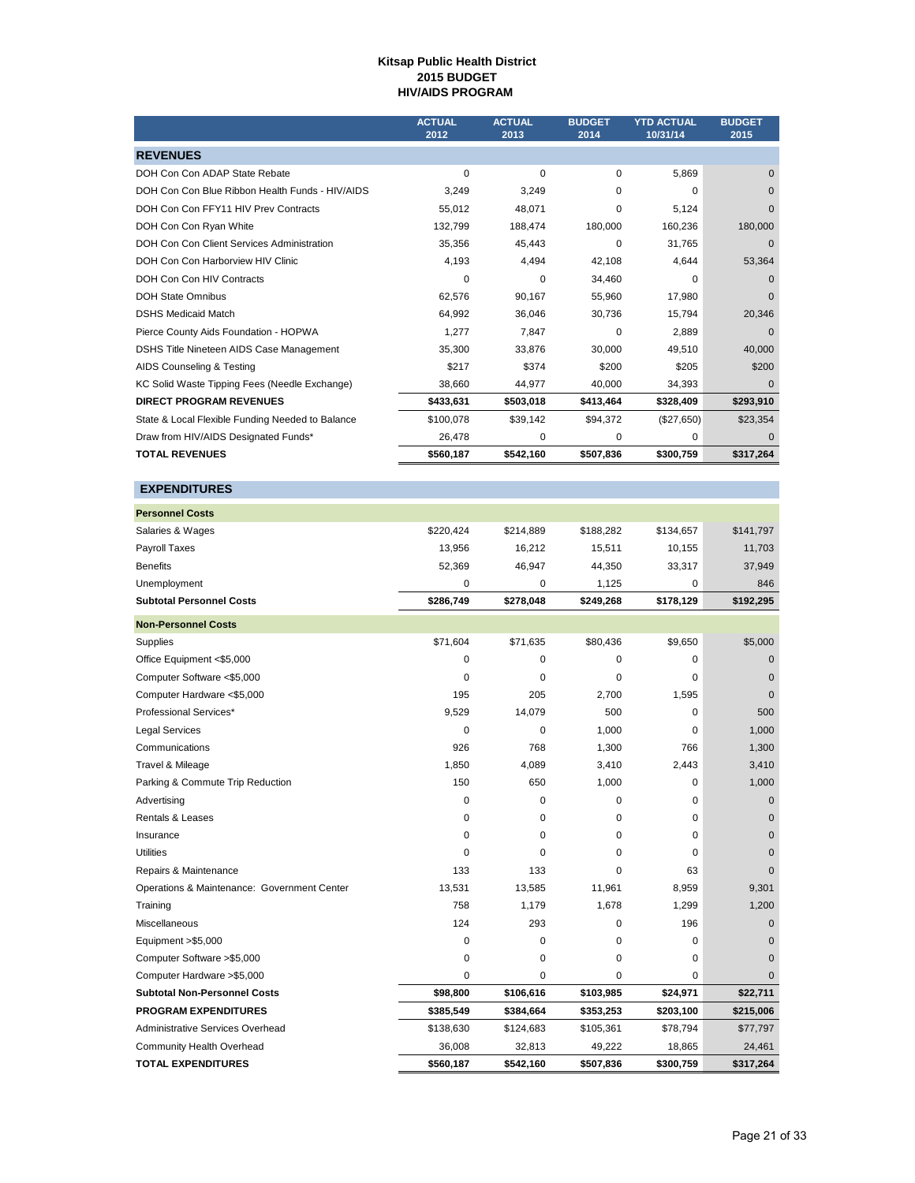# Kitsap Public Health District
## 2015 BUDGET
## HIV/AIDS PROGRAM

| | ACTUAL 2012 | ACTUAL 2013 | BUDGET 2014 | YTD ACTUAL 10/31/14 | BUDGET 2015 |
|---|---|---|---|---|---|
| **REVENUES** | | | | | |
| DOH Con Con ADAP State Rebate | 0 | 0 | 0 | 5,869 | 0 |
| DOH Con Con Blue Ribbon Health Funds - HIV/AIDS | 3,249 | 3,249 | 0 | 0 | 0 |
| DOH Con Con FFY11 HIV Prev Contracts | 55,012 | 48,071 | 0 | 5,124 | 0 |
| DOH Con Con Ryan White | 132,799 | 188,474 | 180,000 | 160,236 | 180,000 |
| DOH Con Con Client Services Administration | 35,356 | 45,443 | 0 | 31,765 | 0 |
| DOH Con Con Harborview HIV Clinic | 4,193 | 4,494 | 42,108 | 4,644 | 53,364 |
| DOH Con Con HIV Contracts | 0 | 0 | 34,460 | 0 | 0 |
| DOH State Omnibus | 62,576 | 90,167 | 55,960 | 17,980 | 0 |
| DSHS Medicaid Match | 64,992 | 36,046 | 30,736 | 15,794 | 20,346 |
| Pierce County Aids Foundation - HOPWA | 1,277 | 7,847 | 0 | 2,889 | 0 |
| DSHS Title Nineteen AIDS Case Management | 35,300 | 33,876 | 30,000 | 49,510 | 40,000 |
| AIDS Counseling & Testing | $217 | $374 | $200 | $205 | $200 |
| KC Solid Waste Tipping Fees (Needle Exchange) | 38,660 | 44,977 | 40,000 | 34,393 | 0 |
| **DIRECT PROGRAM REVENUES** | **$433,631** | **$503,018** | **$413,464** | **$328,409** | **$293,910** |
| State & Local Flexible Funding Needed to Balance | $100,078 | $39,142 | $94,372 | ($27,650) | $23,354 |
| Draw from HIV/AIDS Designated Funds* | 26,478 | 0 | 0 | 0 | 0 |
| **TOTAL REVENUES** | **$560,187** | **$542,160** | **$507,836** | **$300,759** | **$317,264** |

| | ACTUAL 2012 | ACTUAL 2013 | BUDGET 2014 | YTD ACTUAL 10/31/14 | BUDGET 2015 |
|---|---|---|---|---|---|
| **EXPENDITURES** | | | | | |
| **Personnel Costs** | | | | | |
| Salaries & Wages | $220,424 | $214,889 | $188,282 | $134,657 | $141,797 |
| Payroll Taxes | 13,956 | 16,212 | 15,511 | 10,155 | 11,703 |
| Benefits | 52,369 | 46,947 | 44,350 | 33,317 | 37,949 |
| Unemployment | 0 | 0 | 1,125 | 0 | 846 |
| **Subtotal Personnel Costs** | **$286,749** | **$278,048** | **$249,268** | **$178,129** | **$192,295** |
| **Non-Personnel Costs** | | | | | |
| Supplies | $71,604 | $71,635 | $80,436 | $9,650 | $5,000 |
| Office Equipment <$5,000 | 0 | 0 | 0 | 0 | 0 |
| Computer Software <$5,000 | 0 | 0 | 0 | 0 | 0 |
| Computer Hardware <$5,000 | 195 | 205 | 2,700 | 1,595 | 0 |
| Professional Services* | 9,529 | 14,079 | 500 | 0 | 500 |
| Legal Services | 0 | 0 | 1,000 | 0 | 1,000 |
| Communications | 926 | 768 | 1,300 | 766 | 1,300 |
| Travel & Mileage | 1,850 | 4,089 | 3,410 | 2,443 | 3,410 |
| Parking & Commute Trip Reduction | 150 | 650 | 1,000 | 0 | 1,000 |
| Advertising | 0 | 0 | 0 | 0 | 0 |
| Rentals & Leases | 0 | 0 | 0 | 0 | 0 |
| Insurance | 0 | 0 | 0 | 0 | 0 |
| Utilities | 0 | 0 | 0 | 0 | 0 |
| Repairs & Maintenance | 133 | 133 | 0 | 63 | 0 |
| Operations & Maintenance: Government Center | 13,531 | 13,585 | 11,961 | 8,959 | 9,301 |
| Training | 758 | 1,179 | 1,678 | 1,299 | 1,200 |
| Miscellaneous | 124 | 293 | 0 | 196 | 0 |
| Equipment >$5,000 | 0 | 0 | 0 | 0 | 0 |
| Computer Software >$5,000 | 0 | 0 | 0 | 0 | 0 |
| Computer Hardware >$5,000 | 0 | 0 | 0 | 0 | 0 |
| **Subtotal Non-Personnel Costs** | **$98,800** | **$106,616** | **$103,985** | **$24,971** | **$22,711** |
| **PROGRAM EXPENDITURES** | **$385,549** | **$384,664** | **$353,253** | **$203,100** | **$215,006** |
| Administrative Services Overhead | $138,630 | $124,683 | $105,361 | $78,794 | $77,797 |
| Community Health Overhead | 36,008 | 32,813 | 49,222 | 18,865 | 24,461 |
| **TOTAL EXPENDITURES** | **$560,187** | **$542,160** | **$507,836** | **$300,759** | **$317,264** |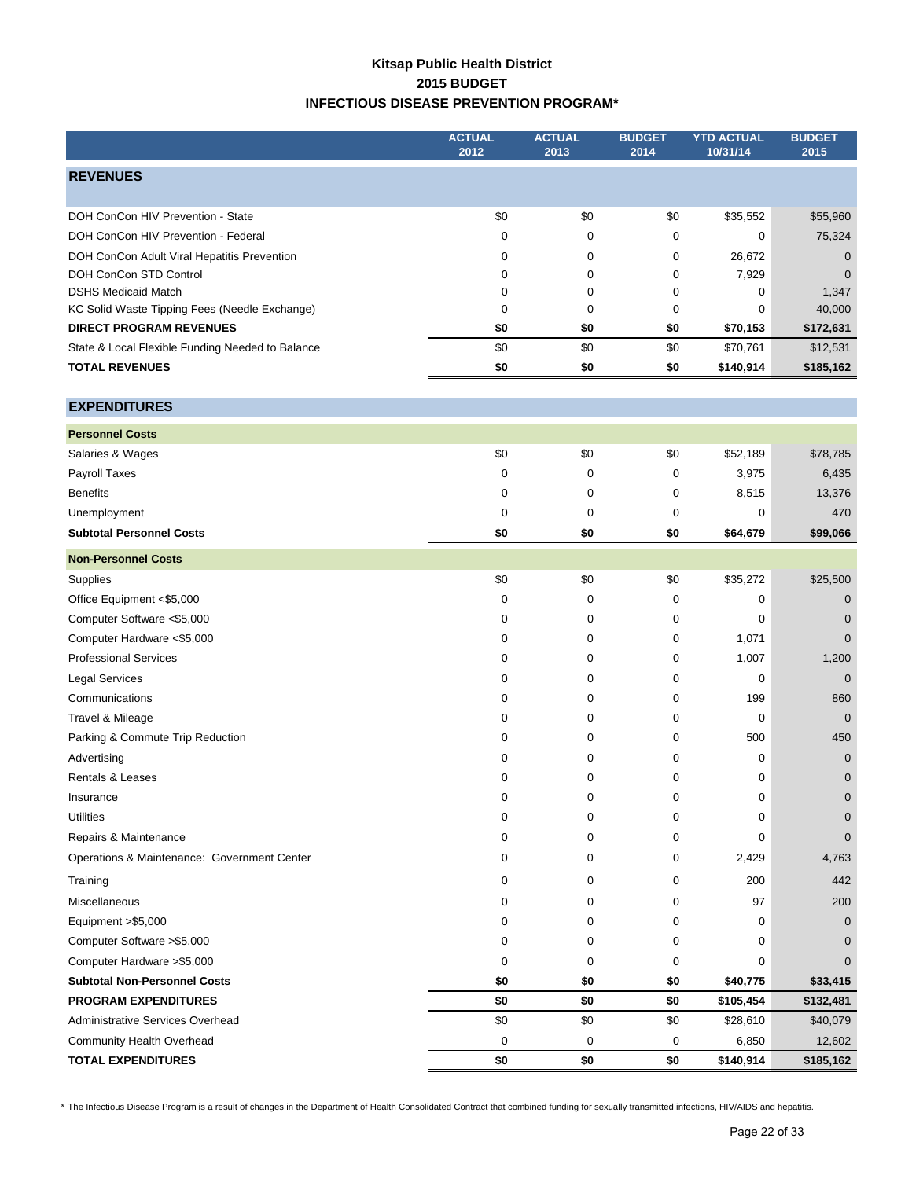# Kitsap Public Health District
## 2015 BUDGET
## INFECTIOUS DISEASE PREVENTION PROGRAM*

| | ACTUAL 2012 | ACTUAL 2013 | BUDGET 2014 | YTD ACTUAL 10/31/14 | BUDGET 2015 |
|---|---|---|---|---|---|
| **REVENUES** | | | | | |
| DOH ConCon HIV Prevention - State | $0 | $0 | $0 | $35,552 | $55,960 |
| DOH ConCon HIV Prevention - Federal | 0 | 0 | 0 | 0 | 75,324 |
| DOH ConCon Adult Viral Hepatitis Prevention | 0 | 0 | 0 | 26,672 | 0 |
| DOH ConCon STD Control | 0 | 0 | 0 | 7,929 | 0 |
| DSHS Medicaid Match | 0 | 0 | 0 | 0 | 1,347 |
| KC Solid Waste Tipping Fees (Needle Exchange) | 0 | 0 | 0 | 0 | 40,000 |
| **DIRECT PROGRAM REVENUES** | **$0** | **$0** | **$0** | **$70,153** | **$172,631** |
| State & Local Flexible Funding Needed to Balance | $0 | $0 | $0 | $70,761 | $12,531 |
| **TOTAL REVENUES** | **$0** | **$0** | **$0** | **$140,914** | **$185,162** |
| **EXPENDITURES** | | | | | |
| **Personnel Costs** | | | | | |
| Salaries & Wages | $0 | $0 | $0 | $52,189 | $78,785 |
| Payroll Taxes | 0 | 0 | 0 | 3,975 | 6,435 |
| Benefits | 0 | 0 | 0 | 8,515 | 13,376 |
| Unemployment | 0 | 0 | 0 | 0 | 470 |
| **Subtotal Personnel Costs** | **$0** | **$0** | **$0** | **$64,679** | **$99,066** |
| **Non-Personnel Costs** | | | | | |
| Supplies | $0 | $0 | $0 | $35,272 | $25,500 |
| Office Equipment <$5,000 | 0 | 0 | 0 | 0 | 0 |
| Computer Software <$5,000 | 0 | 0 | 0 | 0 | 0 |
| Computer Hardware <$5,000 | 0 | 0 | 0 | 1,071 | 0 |
| Professional Services | 0 | 0 | 0 | 1,007 | 1,200 |
| Legal Services | 0 | 0 | 0 | 0 | 0 |
| Communications | 0 | 0 | 0 | 199 | 860 |
| Travel & Mileage | 0 | 0 | 0 | 0 | 0 |
| Parking & Commute Trip Reduction | 0 | 0 | 0 | 500 | 450 |
| Advertising | 0 | 0 | 0 | 0 | 0 |
| Rentals & Leases | 0 | 0 | 0 | 0 | 0 |
| Insurance | 0 | 0 | 0 | 0 | 0 |
| Utilities | 0 | 0 | 0 | 0 | 0 |
| Repairs & Maintenance | 0 | 0 | 0 | 0 | 0 |
| Operations & Maintenance: Government Center | 0 | 0 | 0 | 2,429 | 4,763 |
| Training | 0 | 0 | 0 | 200 | 442 |
| Miscellaneous | 0 | 0 | 0 | 97 | 200 |
| Equipment >$5,000 | 0 | 0 | 0 | 0 | 0 |
| Computer Software >$5,000 | 0 | 0 | 0 | 0 | 0 |
| Computer Hardware >$5,000 | 0 | 0 | 0 | 0 | 0 |
| **Subtotal Non-Personnel Costs** | **$0** | **$0** | **$0** | **$40,775** | **$33,415** |
| **PROGRAM EXPENDITURES** | **$0** | **$0** | **$0** | **$105,454** | **$132,481** |
| Administrative Services Overhead | $0 | $0 | $0 | $28,610 | $40,079 |
| Community Health Overhead | 0 | 0 | 0 | 6,850 | 12,602 |
| **TOTAL EXPENDITURES** | **$0** | **$0** | **$0** | **$140,914** | **$185,162** |

* The Infectious Disease Program is a result of changes in the Department of Health Consolidated Contract that combined funding for sexually transmitted infections, HIV/AIDS and hepatitis.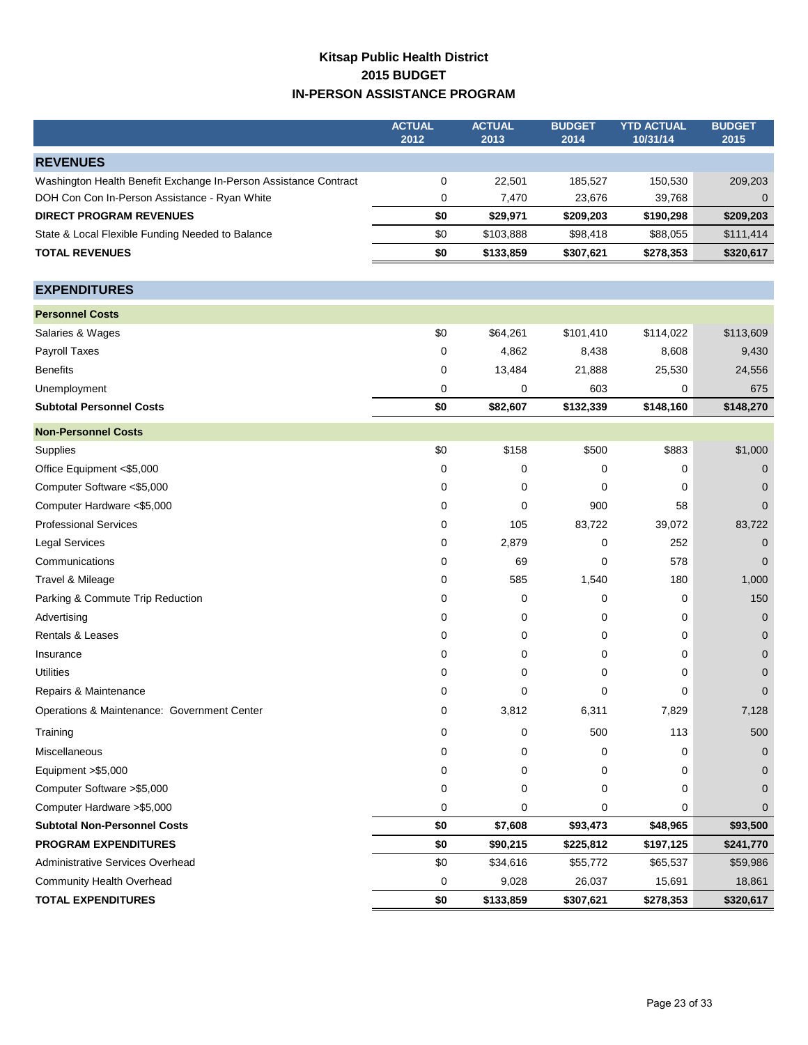# Kitsap Public Health District
## 2015 BUDGET
## IN-PERSON ASSISTANCE PROGRAM

| | ACTUAL 2012 | ACTUAL 2013 | BUDGET 2014 | YTD ACTUAL 10/31/14 | BUDGET 2015 |
|---|---|---|---|---|---|
| **REVENUES** | | | | | |
| Washington Health Benefit Exchange In-Person Assistance Contract | 0 | 22,501 | 185,527 | 150,530 | 209,203 |
| DOH Con Con In-Person Assistance - Ryan White | 0 | 7,470 | 23,676 | 39,768 | 0 |
| **DIRECT PROGRAM REVENUES** | **$0** | **$29,971** | **$209,203** | **$190,298** | **$209,203** |
| State & Local Flexible Funding Needed to Balance | $0 | $103,888 | $98,418 | $88,055 | $111,414 |
| **TOTAL REVENUES** | **$0** | **$133,859** | **$307,621** | **$278,353** | **$320,617** |
| **EXPENDITURES** | | | | | |
| **Personnel Costs** | | | | | |
| Salaries & Wages | $0 | $64,261 | $101,410 | $114,022 | $113,609 |
| Payroll Taxes | 0 | 4,862 | 8,438 | 8,608 | 9,430 |
| Benefits | 0 | 13,484 | 21,888 | 25,530 | 24,556 |
| Unemployment | 0 | 0 | 603 | 0 | 675 |
| **Subtotal Personnel Costs** | **$0** | **$82,607** | **$132,339** | **$148,160** | **$148,270** |
| **Non-Personnel Costs** | | | | | |
| Supplies | $0 | $158 | $500 | $883 | $1,000 |
| Office Equipment <$5,000 | 0 | 0 | 0 | 0 | 0 |
| Computer Software <$5,000 | 0 | 0 | 0 | 0 | 0 |
| Computer Hardware <$5,000 | 0 | 0 | 900 | 58 | 0 |
| Professional Services | 0 | 105 | 83,722 | 39,072 | 83,722 |
| Legal Services | 0 | 2,879 | 0 | 252 | 0 |
| Communications | 0 | 69 | 0 | 578 | 0 |
| Travel & Mileage | 0 | 585 | 1,540 | 180 | 1,000 |
| Parking & Commute Trip Reduction | 0 | 0 | 0 | 0 | 150 |
| Advertising | 0 | 0 | 0 | 0 | 0 |
| Rentals & Leases | 0 | 0 | 0 | 0 | 0 |
| Insurance | 0 | 0 | 0 | 0 | 0 |
| Utilities | 0 | 0 | 0 | 0 | 0 |
| Repairs & Maintenance | 0 | 0 | 0 | 0 | 0 |
| Operations & Maintenance: Government Center | 0 | 3,812 | 6,311 | 7,829 | 7,128 |
| Training | 0 | 0 | 500 | 113 | 500 |
| Miscellaneous | 0 | 0 | 0 | 0 | 0 |
| Equipment >$5,000 | 0 | 0 | 0 | 0 | 0 |
| Computer Software >$5,000 | 0 | 0 | 0 | 0 | 0 |
| Computer Hardware >$5,000 | 0 | 0 | 0 | 0 | 0 |
| **Subtotal Non-Personnel Costs** | **$0** | **$7,608** | **$93,473** | **$48,965** | **$93,500** |
| **PROGRAM EXPENDITURES** | **$0** | **$90,215** | **$225,812** | **$197,125** | **$241,770** |
| Administrative Services Overhead | $0 | $34,616 | $55,772 | $65,537 | $59,986 |
| Community Health Overhead | 0 | 9,028 | 26,037 | 15,691 | 18,861 |
| **TOTAL EXPENDITURES** | **$0** | **$133,859** | **$307,621** | **$278,353** | **$320,617** |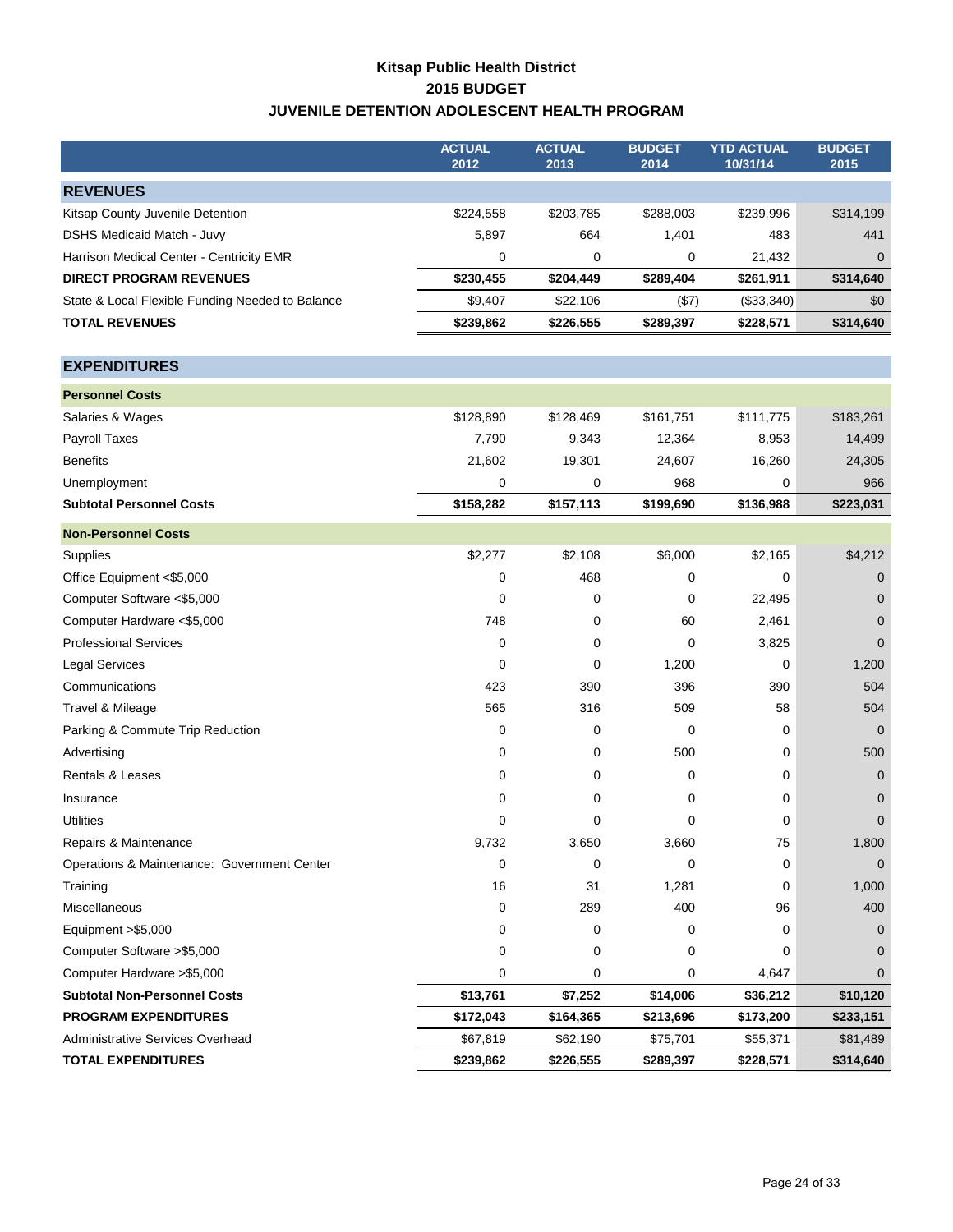# Kitsap Public Health District
## 2015 BUDGET
## JUVENILE DETENTION ADOLESCENT HEALTH PROGRAM

| | ACTUAL 2012 | ACTUAL 2013 | BUDGET 2014 | YTD ACTUAL 10/31/14 | BUDGET 2015 |
|---|---|---|---|---|---|
| **REVENUES** | | | | | |
| Kitsap County Juvenile Detention | $224,558 | $203,785 | $288,003 | $239,996 | $314,199 |
| DSHS Medicaid Match - Juvy | 5,897 | 664 | 1,401 | 483 | 441 |
| Harrison Medical Center - Centricity EMR | 0 | 0 | 0 | 21,432 | 0 |
| **DIRECT PROGRAM REVENUES** | **$230,455** | **$204,449** | **$289,404** | **$261,911** | **$314,640** |
| State & Local Flexible Funding Needed to Balance | $9,407 | $22,106 | ($7) | ($33,340) | $0 |
| **TOTAL REVENUES** | **$239,862** | **$226,555** | **$289,397** | **$228,571** | **$314,640** |
| **EXPENDITURES** | | | | | |
| **Personnel Costs** | | | | | |
| Salaries & Wages | $128,890 | $128,469 | $161,751 | $111,775 | $183,261 |
| Payroll Taxes | 7,790 | 9,343 | 12,364 | 8,953 | 14,499 |
| Benefits | 21,602 | 19,301 | 24,607 | 16,260 | 24,305 |
| Unemployment | 0 | 0 | 968 | 0 | 966 |
| **Subtotal Personnel Costs** | **$158,282** | **$157,113** | **$199,690** | **$136,988** | **$223,031** |
| **Non-Personnel Costs** | | | | | |
| Supplies | $2,277 | $2,108 | $6,000 | $2,165 | $4,212 |
| Office Equipment <$5,000 | 0 | 468 | 0 | 0 | 0 |
| Computer Software <$5,000 | 0 | 0 | 0 | 22,495 | 0 |
| Computer Hardware <$5,000 | 748 | 0 | 60 | 2,461 | 0 |
| Professional Services | 0 | 0 | 0 | 3,825 | 0 |
| Legal Services | 0 | 0 | 1,200 | 0 | 1,200 |
| Communications | 423 | 390 | 396 | 390 | 504 |
| Travel & Mileage | 565 | 316 | 509 | 58 | 504 |
| Parking & Commute Trip Reduction | 0 | 0 | 0 | 0 | 0 |
| Advertising | 0 | 0 | 500 | 0 | 500 |
| Rentals & Leases | 0 | 0 | 0 | 0 | 0 |
| Insurance | 0 | 0 | 0 | 0 | 0 |
| Utilities | 0 | 0 | 0 | 0 | 0 |
| Repairs & Maintenance | 9,732 | 3,650 | 3,660 | 75 | 1,800 |
| Operations & Maintenance: Government Center | 0 | 0 | 0 | 0 | 0 |
| Training | 16 | 31 | 1,281 | 0 | 1,000 |
| Miscellaneous | 0 | 289 | 400 | 96 | 400 |
| Equipment >$5,000 | 0 | 0 | 0 | 0 | 0 |
| Computer Software >$5,000 | 0 | 0 | 0 | 0 | 0 |
| Computer Hardware >$5,000 | 0 | 0 | 0 | 4,647 | 0 |
| **Subtotal Non-Personnel Costs** | **$13,761** | **$7,252** | **$14,006** | **$36,212** | **$10,120** |
| **PROGRAM EXPENDITURES** | **$172,043** | **$164,365** | **$213,696** | **$173,200** | **$233,151** |
| Administrative Services Overhead | $67,819 | $62,190 | $75,701 | $55,371 | $81,489 |
| **TOTAL EXPENDITURES** | **$239,862** | **$226,555** | **$289,397** | **$228,571** | **$314,640** |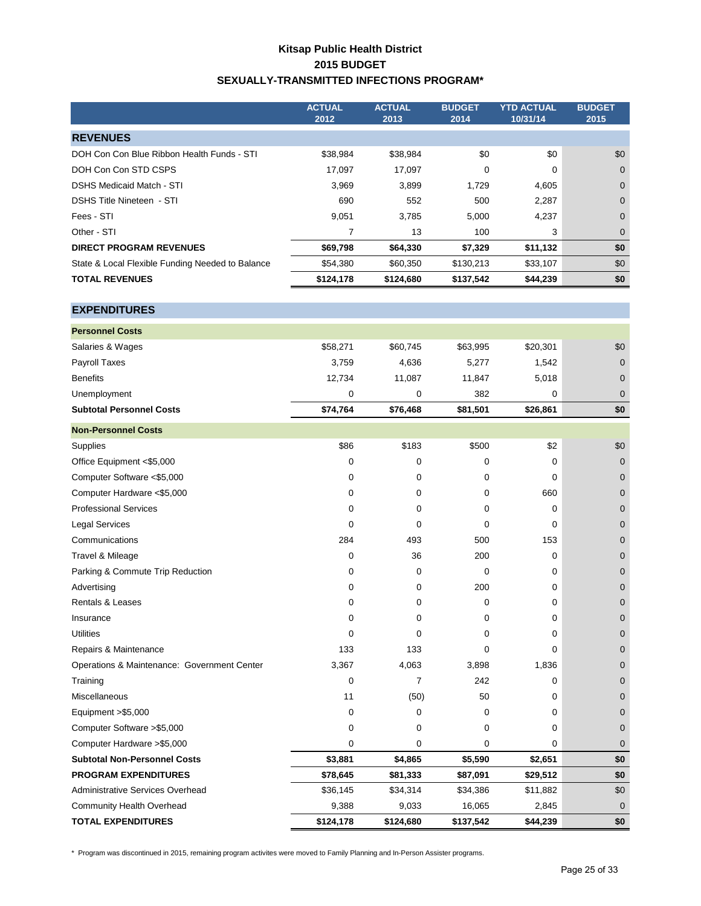# Kitsap Public Health District
## 2015 BUDGET
## SEXUALLY-TRANSMITTED INFECTIONS PROGRAM*

| | ACTUAL 2012 | ACTUAL 2013 | BUDGET 2014 | YTD ACTUAL 10/31/14 | BUDGET 2015 |
|---|---|---|---|---|---|
| **REVENUES** | | | | | |
| DOH Con Con Blue Ribbon Health Funds - STI | $38,984 | $38,984 | $0 | $0 | $0 |
| DOH Con Con STD CSPS | 17,097 | 17,097 | 0 | 0 | 0 |
| DSHS Medicaid Match - STI | 3,969 | 3,899 | 1,729 | 4,605 | 0 |
| DSHS Title Nineteen - STI | 690 | 552 | 500 | 2,287 | 0 |
| Fees - STI | 9,051 | 3,785 | 5,000 | 4,237 | 0 |
| Other - STI | 7 | 13 | 100 | 3 | 0 |
| **DIRECT PROGRAM REVENUES** | **$69,798** | **$64,330** | **$7,329** | **$11,132** | **$0** |
| State & Local Flexible Funding Needed to Balance | $54,380 | $60,350 | $130,213 | $33,107 | $0 |
| **TOTAL REVENUES** | **$124,178** | **$124,680** | **$137,542** | **$44,239** | **$0** |
| **EXPENDITURES** | | | | | |
| **Personnel Costs** | | | | | |
| Salaries & Wages | $58,271 | $60,745 | $63,995 | $20,301 | $0 |
| Payroll Taxes | 3,759 | 4,636 | 5,277 | 1,542 | 0 |
| Benefits | 12,734 | 11,087 | 11,847 | 5,018 | 0 |
| Unemployment | 0 | 0 | 382 | 0 | 0 |
| **Subtotal Personnel Costs** | **$74,764** | **$76,468** | **$81,501** | **$26,861** | **$0** |
| **Non-Personnel Costs** | | | | | |
| Supplies | $86 | $183 | $500 | $2 | $0 |
| Office Equipment <$5,000 | 0 | 0 | 0 | 0 | 0 |
| Computer Software <$5,000 | 0 | 0 | 0 | 0 | 0 |
| Computer Hardware <$5,000 | 0 | 0 | 0 | 660 | 0 |
| Professional Services | 0 | 0 | 0 | 0 | 0 |
| Legal Services | 0 | 0 | 0 | 0 | 0 |
| Communications | 284 | 493 | 500 | 153 | 0 |
| Travel & Mileage | 0 | 36 | 200 | 0 | 0 |
| Parking & Commute Trip Reduction | 0 | 0 | 0 | 0 | 0 |
| Advertising | 0 | 0 | 200 | 0 | 0 |
| Rentals & Leases | 0 | 0 | 0 | 0 | 0 |
| Insurance | 0 | 0 | 0 | 0 | 0 |
| Utilities | 0 | 0 | 0 | 0 | 0 |
| Repairs & Maintenance | 133 | 133 | 0 | 0 | 0 |
| Operations & Maintenance: Government Center | 3,367 | 4,063 | 3,898 | 1,836 | 0 |
| Training | 0 | 7 | 242 | 0 | 0 |
| Miscellaneous | 11 | (50) | 50 | 0 | 0 |
| Equipment >$5,000 | 0 | 0 | 0 | 0 | 0 |
| Computer Software >$5,000 | 0 | 0 | 0 | 0 | 0 |
| Computer Hardware >$5,000 | 0 | 0 | 0 | 0 | 0 |
| **Subtotal Non-Personnel Costs** | **$3,881** | **$4,865** | **$5,590** | **$2,651** | **$0** |
| **PROGRAM EXPENDITURES** | **$78,645** | **$81,333** | **$87,091** | **$29,512** | **$0** |
| Administrative Services Overhead | $36,145 | $34,314 | $34,386 | $11,882 | $0 |
| Community Health Overhead | 9,388 | 9,033 | 16,065 | 2,845 | 0 |
| **TOTAL EXPENDITURES** | **$124,178** | **$124,680** | **$137,542** | **$44,239** | **$0** |

\* Program was discontinued in 2015, remaining program activites were moved to Family Planning and In-Person Assister programs.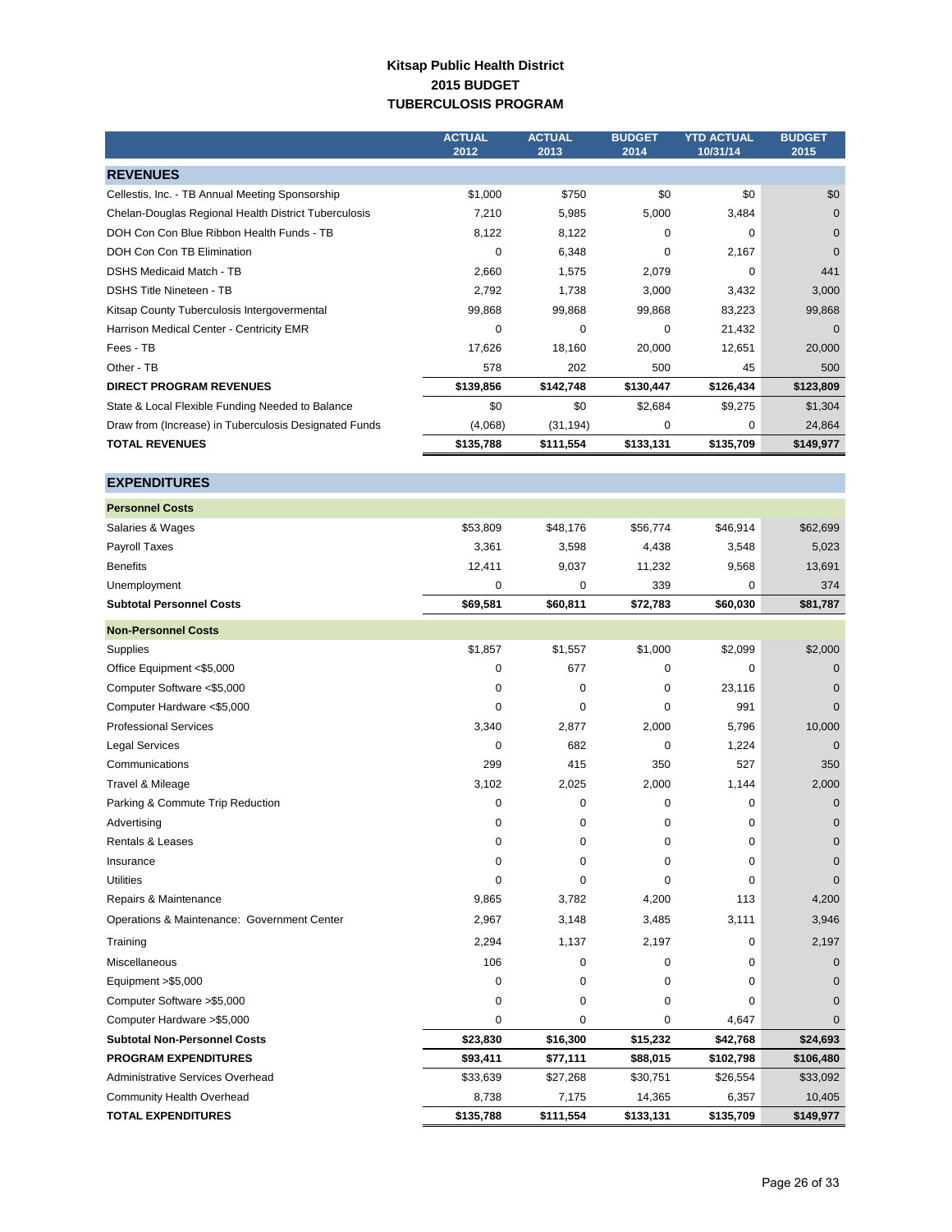## Kitsap Public Health District
## 2015 BUDGET
## TUBERCULOSIS PROGRAM

| | ACTUAL 2012 | ACTUAL 2013 | BUDGET 2014 | YTD ACTUAL 10/31/14 | BUDGET 2015 |
|---|---|---|---|---|---|
| **REVENUES** | | | | | |
| Cellestis, Inc. - TB Annual Meeting Sponsorship | $1,000 | $750 | $0 | $0 | $0 |
| Chelan-Douglas Regional Health District Tuberculosis | 7,210 | 5,985 | 5,000 | 3,484 | 0 |
| DOH Con Con Blue Ribbon Health Funds - TB | 8,122 | 8,122 | 0 | 0 | 0 |
| DOH Con Con TB Elimination | 0 | 6,348 | 0 | 2,167 | 0 |
| DSHS Medicaid Match - TB | 2,660 | 1,575 | 2,079 | 0 | 441 |
| DSHS Title Nineteen - TB | 2,792 | 1,738 | 3,000 | 3,432 | 3,000 |
| Kitsap County Tuberculosis Intergovermental | 99,868 | 99,868 | 99,868 | 83,223 | 99,868 |
| Harrison Medical Center - Centricity EMR | 0 | 0 | 0 | 21,432 | 0 |
| Fees - TB | 17,626 | 18,160 | 20,000 | 12,651 | 20,000 |
| Other - TB | 578 | 202 | 500 | 45 | 500 |
| **DIRECT PROGRAM REVENUES** | **$139,856** | **$142,748** | **$130,447** | **$126,434** | **$123,809** |
| State & Local Flexible Funding Needed to Balance | $0 | $0 | $2,684 | $9,275 | $1,304 |
| Draw from (Increase) in Tuberculosis Designated Funds | (4,068) | (31,194) | 0 | 0 | 24,864 |
| **TOTAL REVENUES** | **$135,788** | **$111,554** | **$133,131** | **$135,709** | **$149,977** |
| **EXPENDITURES** | | | | | |
| **Personnel Costs** | | | | | |
| Salaries & Wages | $53,809 | $48,176 | $56,774 | $46,914 | $62,699 |
| Payroll Taxes | 3,361 | 3,598 | 4,438 | 3,548 | 5,023 |
| Benefits | 12,411 | 9,037 | 11,232 | 9,568 | 13,691 |
| Unemployment | 0 | 0 | 339 | 0 | 374 |
| **Subtotal Personnel Costs** | **$69,581** | **$60,811** | **$72,783** | **$60,030** | **$81,787** |
| **Non-Personnel Costs** | | | | | |
| Supplies | $1,857 | $1,557 | $1,000 | $2,099 | $2,000 |
| Office Equipment <$5,000 | 0 | 677 | 0 | 0 | 0 |
| Computer Software <$5,000 | 0 | 0 | 0 | 23,116 | 0 |
| Computer Hardware <$5,000 | 0 | 0 | 0 | 991 | 0 |
| Professional Services | 3,340 | 2,877 | 2,000 | 5,796 | 10,000 |
| Legal Services | 0 | 682 | 0 | 1,224 | 0 |
| Communications | 299 | 415 | 350 | 527 | 350 |
| Travel & Mileage | 3,102 | 2,025 | 2,000 | 1,144 | 2,000 |
| Parking & Commute Trip Reduction | 0 | 0 | 0 | 0 | 0 |
| Advertising | 0 | 0 | 0 | 0 | 0 |
| Rentals & Leases | 0 | 0 | 0 | 0 | 0 |
| Insurance | 0 | 0 | 0 | 0 | 0 |
| Utilities | 0 | 0 | 0 | 0 | 0 |
| Repairs & Maintenance | 9,865 | 3,782 | 4,200 | 113 | 4,200 |
| Operations & Maintenance: Government Center | 2,967 | 3,148 | 3,485 | 3,111 | 3,946 |
| Training | 2,294 | 1,137 | 2,197 | 0 | 2,197 |
| Miscellaneous | 106 | 0 | 0 | 0 | 0 |
| Equipment >$5,000 | 0 | 0 | 0 | 0 | 0 |
| Computer Software >$5,000 | 0 | 0 | 0 | 0 | 0 |
| Computer Hardware >$5,000 | 0 | 0 | 0 | 4,647 | 0 |
| **Subtotal Non-Personnel Costs** | **$23,830** | **$16,300** | **$15,232** | **$42,768** | **$24,693** |
| **PROGRAM EXPENDITURES** | **$93,411** | **$77,111** | **$88,015** | **$102,798** | **$106,480** |
| Administrative Services Overhead | $33,639 | $27,268 | $30,751 | $26,554 | $33,092 |
| Community Health Overhead | 8,738 | 7,175 | 14,365 | 6,357 | 10,405 |
| **TOTAL EXPENDITURES** | **$135,788** | **$111,554** | **$133,131** | **$135,709** | **$149,977** |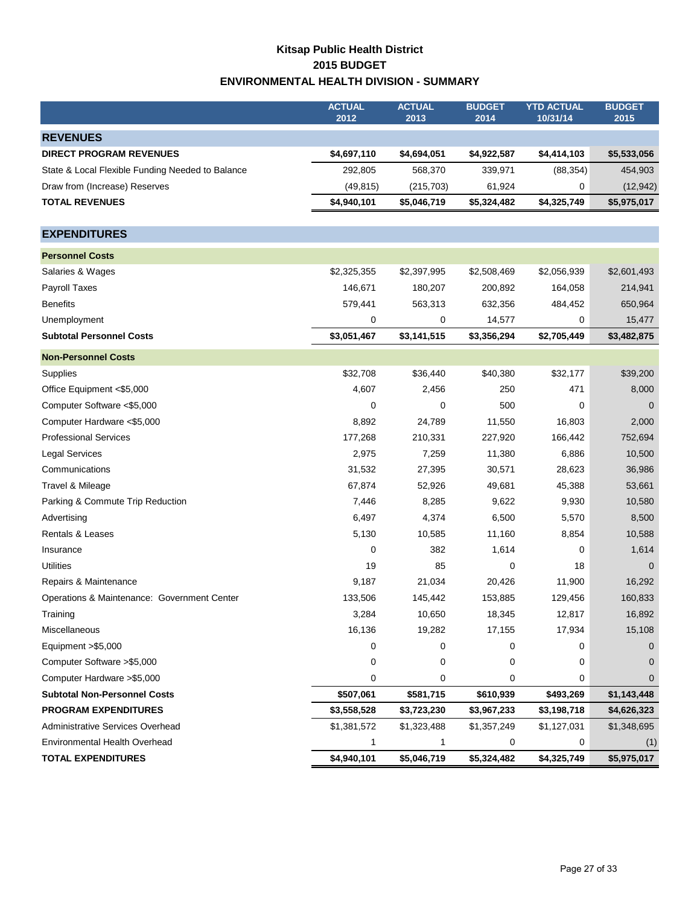# Kitsap Public Health District
## 2015 BUDGET
## ENVIRONMENTAL HEALTH DIVISION - SUMMARY

| | ACTUAL 2012 | ACTUAL 2013 | BUDGET 2014 | YTD ACTUAL 10/31/14 | BUDGET 2015 |
|---|---|---|---|---|---|
| **REVENUES** | | | | | |
| **DIRECT PROGRAM REVENUES** | **$4,697,110** | **$4,694,051** | **$4,922,587** | **$4,414,103** | **$5,533,056** |
| State & Local Flexible Funding Needed to Balance | 292,805 | 568,370 | 339,971 | (88,354) | 454,903 |
| Draw from (Increase) Reserves | (49,815) | (215,703) | 61,924 | 0 | (12,942) |
| **TOTAL REVENUES** | **$4,940,101** | **$5,046,719** | **$5,324,482** | **$4,325,749** | **$5,975,017** |
| **EXPENDITURES** | | | | | |
| **Personnel Costs** | | | | | |
| Salaries & Wages | $2,325,355 | $2,397,995 | $2,508,469 | $2,056,939 | $2,601,493 |
| Payroll Taxes | 146,671 | 180,207 | 200,892 | 164,058 | 214,941 |
| Benefits | 579,441 | 563,313 | 632,356 | 484,452 | 650,964 |
| Unemployment | 0 | 0 | 14,577 | 0 | 15,477 |
| **Subtotal Personnel Costs** | **$3,051,467** | **$3,141,515** | **$3,356,294** | **$2,705,449** | **$3,482,875** |
| **Non-Personnel Costs** | | | | | |
| Supplies | $32,708 | $36,440 | $40,380 | $32,177 | $39,200 |
| Office Equipment <$5,000 | 4,607 | 2,456 | 250 | 471 | 8,000 |
| Computer Software <$5,000 | 0 | 0 | 500 | 0 | 0 |
| Computer Hardware <$5,000 | 8,892 | 24,789 | 11,550 | 16,803 | 2,000 |
| Professional Services | 177,268 | 210,331 | 227,920 | 166,442 | 752,694 |
| Legal Services | 2,975 | 7,259 | 11,380 | 6,886 | 10,500 |
| Communications | 31,532 | 27,395 | 30,571 | 28,623 | 36,986 |
| Travel & Mileage | 67,874 | 52,926 | 49,681 | 45,388 | 53,661 |
| Parking & Commute Trip Reduction | 7,446 | 8,285 | 9,622 | 9,930 | 10,580 |
| Advertising | 6,497 | 4,374 | 6,500 | 5,570 | 8,500 |
| Rentals & Leases | 5,130 | 10,585 | 11,160 | 8,854 | 10,588 |
| Insurance | 0 | 382 | 1,614 | 0 | 1,614 |
| Utilities | 19 | 85 | 0 | 18 | 0 |
| Repairs & Maintenance | 9,187 | 21,034 | 20,426 | 11,900 | 16,292 |
| Operations & Maintenance: Government Center | 133,506 | 145,442 | 153,885 | 129,456 | 160,833 |
| Training | 3,284 | 10,650 | 18,345 | 12,817 | 16,892 |
| Miscellaneous | 16,136 | 19,282 | 17,155 | 17,934 | 15,108 |
| Equipment >$5,000 | 0 | 0 | 0 | 0 | 0 |
| Computer Software >$5,000 | 0 | 0 | 0 | 0 | 0 |
| Computer Hardware >$5,000 | 0 | 0 | 0 | 0 | 0 |
| **Subtotal Non-Personnel Costs** | **$507,061** | **$581,715** | **$610,939** | **$493,269** | **$1,143,448** |
| **PROGRAM EXPENDITURES** | **$3,558,528** | **$3,723,230** | **$3,967,233** | **$3,198,718** | **$4,626,323** |
| Administrative Services Overhead | $1,381,572 | $1,323,488 | $1,357,249 | $1,127,031 | $1,348,695 |
| Environmental Health Overhead | 1 | 1 | 0 | 0 | (1) |
| **TOTAL EXPENDITURES** | **$4,940,101** | **$5,046,719** | **$5,324,482** | **$4,325,749** | **$5,975,017** |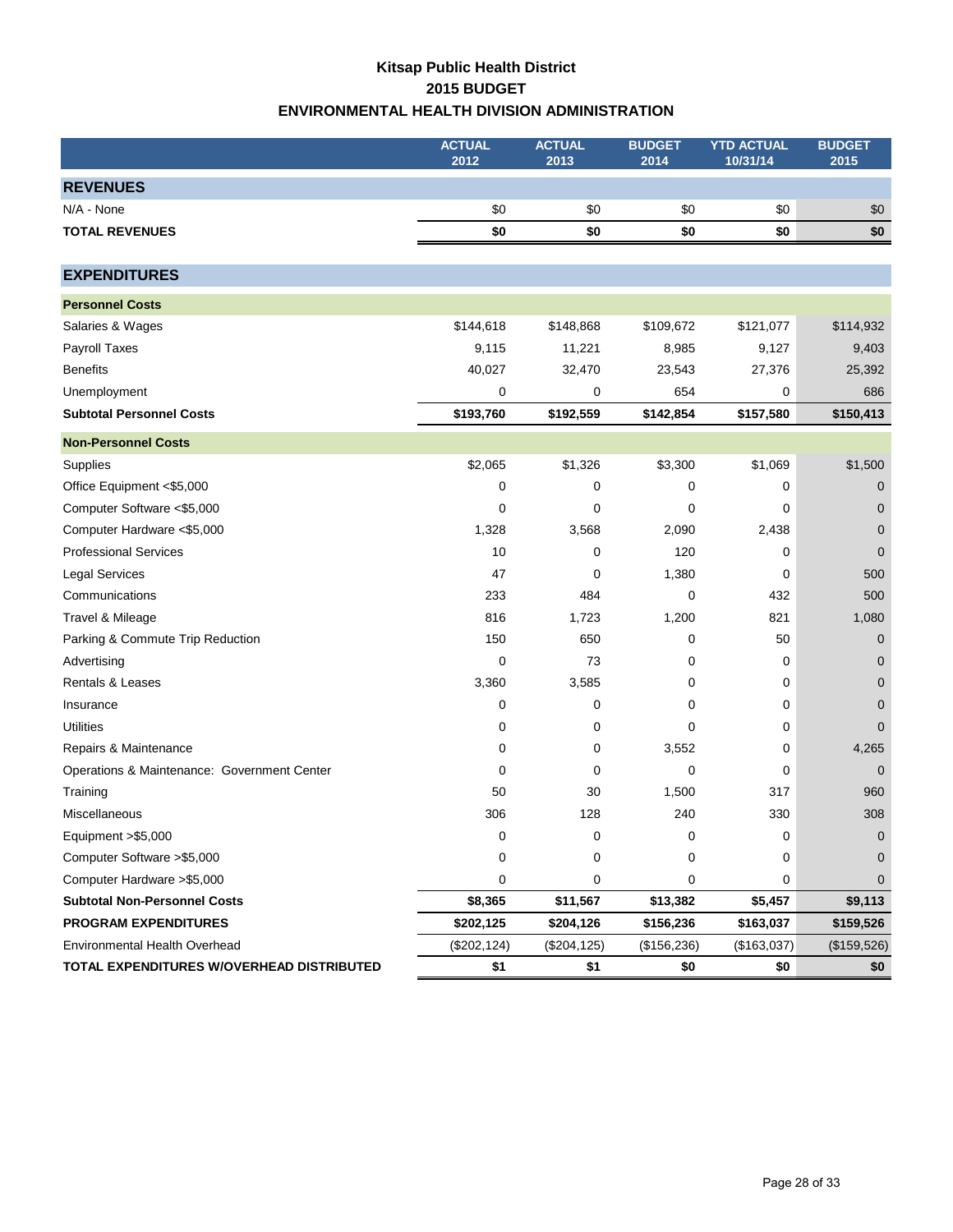# Kitsap Public Health District
## 2015 BUDGET
## ENVIRONMENTAL HEALTH DIVISION ADMINISTRATION

| | ACTUAL 2012 | ACTUAL 2013 | BUDGET 2014 | YTD ACTUAL 10/31/14 | BUDGET 2015 |
|---|---|---|---|---|---|
| **REVENUES** | | | | | |
| N/A - None | $0 | $0 | $0 | $0 | $0 |
| **TOTAL REVENUES** | **$0** | **$0** | **$0** | **$0** | **$0** |
| **EXPENDITURES** | | | | | |
| **Personnel Costs** | | | | | |
| Salaries & Wages | $144,618 | $148,868 | $109,672 | $121,077 | $114,932 |
| Payroll Taxes | 9,115 | 11,221 | 8,985 | 9,127 | 9,403 |
| Benefits | 40,027 | 32,470 | 23,543 | 27,376 | 25,392 |
| Unemployment | 0 | 0 | 654 | 0 | 686 |
| **Subtotal Personnel Costs** | **$193,760** | **$192,559** | **$142,854** | **$157,580** | **$150,413** |
| **Non-Personnel Costs** | | | | | |
| Supplies | $2,065 | $1,326 | $3,300 | $1,069 | $1,500 |
| Office Equipment <$5,000 | 0 | 0 | 0 | 0 | 0 |
| Computer Software <$5,000 | 0 | 0 | 0 | 0 | 0 |
| Computer Hardware <$5,000 | 1,328 | 3,568 | 2,090 | 2,438 | 0 |
| Professional Services | 10 | 0 | 120 | 0 | 0 |
| Legal Services | 47 | 0 | 1,380 | 0 | 500 |
| Communications | 233 | 484 | 0 | 432 | 500 |
| Travel & Mileage | 816 | 1,723 | 1,200 | 821 | 1,080 |
| Parking & Commute Trip Reduction | 150 | 650 | 0 | 50 | 0 |
| Advertising | 0 | 73 | 0 | 0 | 0 |
| Rentals & Leases | 3,360 | 3,585 | 0 | 0 | 0 |
| Insurance | 0 | 0 | 0 | 0 | 0 |
| Utilities | 0 | 0 | 0 | 0 | 0 |
| Repairs & Maintenance | 0 | 0 | 3,552 | 0 | 4,265 |
| Operations & Maintenance: Government Center | 0 | 0 | 0 | 0 | 0 |
| Training | 50 | 30 | 1,500 | 317 | 960 |
| Miscellaneous | 306 | 128 | 240 | 330 | 308 |
| Equipment >$5,000 | 0 | 0 | 0 | 0 | 0 |
| Computer Software >$5,000 | 0 | 0 | 0 | 0 | 0 |
| Computer Hardware >$5,000 | 0 | 0 | 0 | 0 | 0 |
| **Subtotal Non-Personnel Costs** | **$8,365** | **$11,567** | **$13,382** | **$5,457** | **$9,113** |
| **PROGRAM EXPENDITURES** | **$202,125** | **$204,126** | **$156,236** | **$163,037** | **$159,526** |
| Environmental Health Overhead | ($202,124) | ($204,125) | ($156,236) | ($163,037) | ($159,526) |
| **TOTAL EXPENDITURES W/OVERHEAD DISTRIBUTED** | **$1** | **$1** | **$0** | **$0** | **$0** |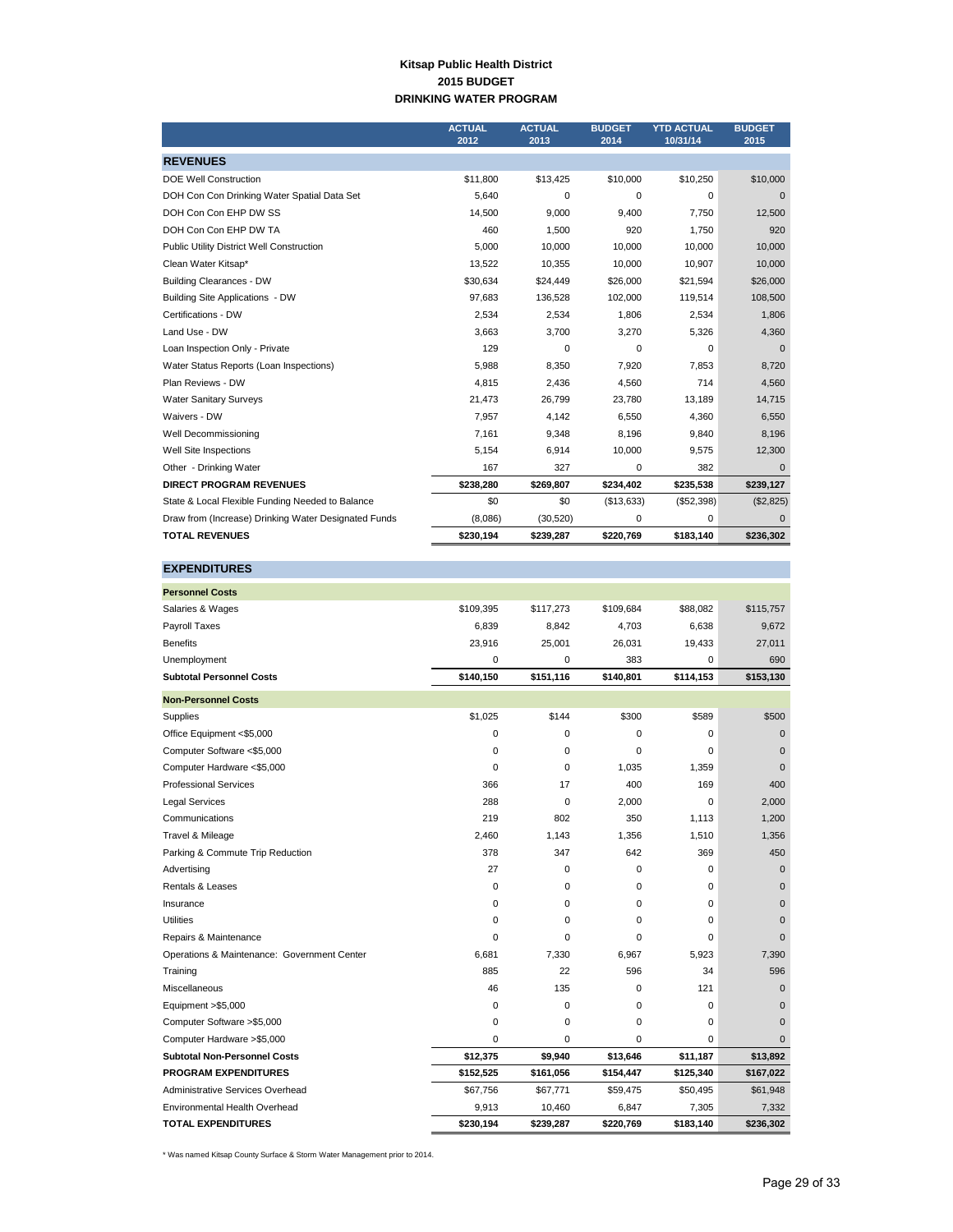**Kitsap Public Health District**
**2015 BUDGET**
**DRINKING WATER PROGRAM**

| | ACTUAL 2012 | ACTUAL 2013 | BUDGET 2014 | YTD ACTUAL 10/31/14 | BUDGET 2015 |
|---|---|---|---|---|---|
| **REVENUES** | | | | | |
| DOE Well Construction | $11,800 | $13,425 | $10,000 | $10,250 | $10,000 |
| DOH Con Con Drinking Water Spatial Data Set | 5,640 | 0 | 0 | 0 | 0 |
| DOH Con Con EHP DW SS | 14,500 | 9,000 | 9,400 | 7,750 | 12,500 |
| DOH Con Con EHP DW TA | 460 | 1,500 | 920 | 1,750 | 920 |
| Public Utility District Well Construction | 5,000 | 10,000 | 10,000 | 10,000 | 10,000 |
| Clean Water Kitsap* | 13,522 | 10,355 | 10,000 | 10,907 | 10,000 |
| Building Clearances - DW | $30,634 | $24,449 | $26,000 | $21,594 | $26,000 |
| Building Site Applications - DW | 97,683 | 136,528 | 102,000 | 119,514 | 108,500 |
| Certifications - DW | 2,534 | 2,534 | 1,806 | 2,534 | 1,806 |
| Land Use - DW | 3,663 | 3,700 | 3,270 | 5,326 | 4,360 |
| Loan Inspection Only - Private | 129 | 0 | 0 | 0 | 0 |
| Water Status Reports (Loan Inspections) | 5,988 | 8,350 | 7,920 | 7,853 | 8,720 |
| Plan Reviews - DW | 4,815 | 2,436 | 4,560 | 714 | 4,560 |
| Water Sanitary Surveys | 21,473 | 26,799 | 23,780 | 13,189 | 14,715 |
| Waivers - DW | 7,957 | 4,142 | 6,550 | 4,360 | 6,550 |
| Well Decommissioning | 7,161 | 9,348 | 8,196 | 9,840 | 8,196 |
| Well Site Inspections | 5,154 | 6,914 | 10,000 | 9,575 | 12,300 |
| Other - Drinking Water | 167 | 327 | 0 | 382 | 0 |
| **DIRECT PROGRAM REVENUES** | **$238,280** | **$269,807** | **$234,402** | **$235,538** | **$239,127** |
| State & Local Flexible Funding Needed to Balance | $0 | $0 | ($13,633) | ($52,398) | ($2,825) |
| Draw from (Increase) Drinking Water Designated Funds | (8,086) | (30,520) | 0 | 0 | 0 |
| **TOTAL REVENUES** | **$230,194** | **$239,287** | **$220,769** | **$183,140** | **$236,302** |
| **EXPENDITURES** | | | | | |
| **Personnel Costs** | | | | | |
| Salaries & Wages | $109,395 | $117,273 | $109,684 | $88,082 | $115,757 |
| Payroll Taxes | 6,839 | 8,842 | 4,703 | 6,638 | 9,672 |
| Benefits | 23,916 | 25,001 | 26,031 | 19,433 | 27,011 |
| Unemployment | 0 | 0 | 383 | 0 | 690 |
| **Subtotal Personnel Costs** | **$140,150** | **$151,116** | **$140,801** | **$114,153** | **$153,130** |
| **Non-Personnel Costs** | | | | | |
| Supplies | $1,025 | $144 | $300 | $589 | $500 |
| Office Equipment <$5,000 | 0 | 0 | 0 | 0 | 0 |
| Computer Software <$5,000 | 0 | 0 | 0 | 0 | 0 |
| Computer Hardware <$5,000 | 0 | 0 | 1,035 | 1,359 | 0 |
| Professional Services | 366 | 17 | 400 | 169 | 400 |
| Legal Services | 288 | 0 | 2,000 | 0 | 2,000 |
| Communications | 219 | 802 | 350 | 1,113 | 1,200 |
| Travel & Mileage | 2,460 | 1,143 | 1,356 | 1,510 | 1,356 |
| Parking & Commute Trip Reduction | 378 | 347 | 642 | 369 | 450 |
| Advertising | 27 | 0 | 0 | 0 | 0 |
| Rentals & Leases | 0 | 0 | 0 | 0 | 0 |
| Insurance | 0 | 0 | 0 | 0 | 0 |
| Utilities | 0 | 0 | 0 | 0 | 0 |
| Repairs & Maintenance | 0 | 0 | 0 | 0 | 0 |
| Operations & Maintenance: Government Center | 6,681 | 7,330 | 6,967 | 5,923 | 7,390 |
| Training | 885 | 22 | 596 | 34 | 596 |
| Miscellaneous | 46 | 135 | 0 | 121 | 0 |
| Equipment >$5,000 | 0 | 0 | 0 | 0 | 0 |
| Computer Software >$5,000 | 0 | 0 | 0 | 0 | 0 |
| Computer Hardware >$5,000 | 0 | 0 | 0 | 0 | 0 |
| **Subtotal Non-Personnel Costs** | **$12,375** | **$9,940** | **$13,646** | **$11,187** | **$13,892** |
| **PROGRAM EXPENDITURES** | **$152,525** | **$161,056** | **$154,447** | **$125,340** | **$167,022** |
| Administrative Services Overhead | $67,756 | $67,771 | $59,475 | $50,495 | $61,948 |
| Environmental Health Overhead | 9,913 | 10,460 | 6,847 | 7,305 | 7,332 |
| **TOTAL EXPENDITURES** | **$230,194** | **$239,287** | **$220,769** | **$183,140** | **$236,302** |

\* Was named Kitsap County Surface & Storm Water Management prior to 2014.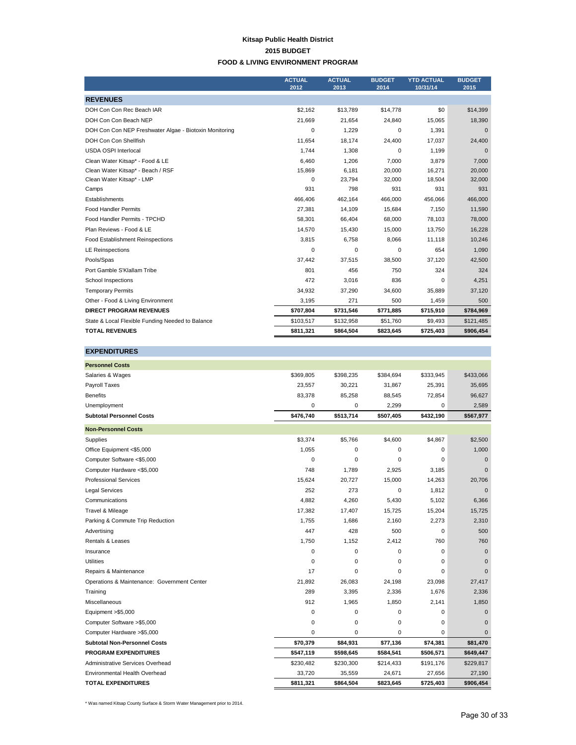**Kitsap Public Health District**

**2015 BUDGET**

**FOOD & LIVING ENVIRONMENT PROGRAM**

| | ACTUAL 2012 | ACTUAL 2013 | BUDGET 2014 | YTD ACTUAL 10/31/14 | BUDGET 2015 |
|---|---|---|---|---|---|
| **REVENUES** | | | | | |
| DOH Con Con Rec Beach IAR | $2,162 | $13,789 | $14,778 | $0 | $14,399 |
| DOH Con Con Beach NEP | 21,669 | 21,654 | 24,840 | 15,065 | 18,390 |
| DOH Con Con NEP Freshwater Algae - Biotoxin Monitoring | 0 | 1,229 | 0 | 1,391 | 0 |
| DOH Con Con Shellfish | 11,654 | 18,174 | 24,400 | 17,037 | 24,400 |
| USDA OSPI Interlocal | 1,744 | 1,308 | 0 | 1,199 | 0 |
| Clean Water Kitsap* - Food & LE | 6,460 | 1,206 | 7,000 | 3,879 | 7,000 |
| Clean Water Kitsap* - Beach / RSF | 15,869 | 6,181 | 20,000 | 16,271 | 20,000 |
| Clean Water Kitsap* - LMP | 0 | 23,794 | 32,000 | 18,504 | 32,000 |
| Camps | 931 | 798 | 931 | 931 | 931 |
| Establishments | 466,406 | 462,164 | 466,000 | 456,066 | 466,000 |
| Food Handler Permits | 27,381 | 14,109 | 15,684 | 7,150 | 11,590 |
| Food Handler Permits - TPCHD | 58,301 | 66,404 | 68,000 | 78,103 | 78,000 |
| Plan Reviews - Food & LE | 14,570 | 15,430 | 15,000 | 13,750 | 16,228 |
| Food Establishment Reinspections | 3,815 | 6,758 | 8,066 | 11,118 | 10,246 |
| LE Reinspections | 0 | 0 | 0 | 654 | 1,090 |
| Pools/Spas | 37,442 | 37,515 | 38,500 | 37,120 | 42,500 |
| Port Gamble S'Klallam Tribe | 801 | 456 | 750 | 324 | 324 |
| School Inspections | 472 | 3,016 | 836 | 0 | 4,251 |
| Temporary Permits | 34,932 | 37,290 | 34,600 | 35,889 | 37,120 |
| Other - Food & Living Environment | 3,195 | 271 | 500 | 1,459 | 500 |
| **DIRECT PROGRAM REVENUES** | **$707,804** | **$731,546** | **$771,885** | **$715,910** | **$784,969** |
| State & Local Flexible Funding Needed to Balance | $103,517 | $132,958 | $51,760 | $9,493 | $121,485 |
| **TOTAL REVENUES** | **$811,321** | **$864,504** | **$823,645** | **$725,403** | **$906,454** |
| **EXPENDITURES** | | | | | |
| **Personnel Costs** | | | | | |
| Salaries & Wages | $369,805 | $398,235 | $384,694 | $333,945 | $433,066 |
| Payroll Taxes | 23,557 | 30,221 | 31,867 | 25,391 | 35,695 |
| Benefits | 83,378 | 85,258 | 88,545 | 72,854 | 96,627 |
| Unemployment | 0 | 0 | 2,299 | 0 | 2,589 |
| **Subtotal Personnel Costs** | **$476,740** | **$513,714** | **$507,405** | **$432,190** | **$567,977** |
| **Non-Personnel Costs** | | | | | |
| Supplies | $3,374 | $5,766 | $4,600 | $4,867 | $2,500 |
| Office Equipment <$5,000 | 1,055 | 0 | 0 | 0 | 1,000 |
| Computer Software <$5,000 | 0 | 0 | 0 | 0 | 0 |
| Computer Hardware <$5,000 | 748 | 1,789 | 2,925 | 3,185 | 0 |
| Professional Services | 15,624 | 20,727 | 15,000 | 14,263 | 20,706 |
| Legal Services | 252 | 273 | 0 | 1,812 | 0 |
| Communications | 4,882 | 4,260 | 5,430 | 5,102 | 6,366 |
| Travel & Mileage | 17,382 | 17,407 | 15,725 | 15,204 | 15,725 |
| Parking & Commute Trip Reduction | 1,755 | 1,686 | 2,160 | 2,273 | 2,310 |
| Advertising | 447 | 428 | 500 | 0 | 500 |
| Rentals & Leases | 1,750 | 1,152 | 2,412 | 760 | 760 |
| Insurance | 0 | 0 | 0 | 0 | 0 |
| Utilities | 0 | 0 | 0 | 0 | 0 |
| Repairs & Maintenance | 17 | 0 | 0 | 0 | 0 |
| Operations & Maintenance: Government Center | 21,892 | 26,083 | 24,198 | 23,098 | 27,417 |
| Training | 289 | 3,395 | 2,336 | 1,676 | 2,336 |
| Miscellaneous | 912 | 1,965 | 1,850 | 2,141 | 1,850 |
| Equipment >$5,000 | 0 | 0 | 0 | 0 | 0 |
| Computer Software >$5,000 | 0 | 0 | 0 | 0 | 0 |
| Computer Hardware >$5,000 | 0 | 0 | 0 | 0 | 0 |
| **Subtotal Non-Personnel Costs** | **$70,379** | **$84,931** | **$77,136** | **$74,381** | **$81,470** |
| **PROGRAM EXPENDITURES** | **$547,119** | **$598,645** | **$584,541** | **$506,571** | **$649,447** |
| Administrative Services Overhead | $230,482 | $230,300 | $214,433 | $191,176 | $229,817 |
| Environmental Health Overhead | 33,720 | 35,559 | 24,671 | 27,656 | 27,190 |
| **TOTAL EXPENDITURES** | **$811,321** | **$864,504** | **$823,645** | **$725,403** | **$906,454** |

* Was named Kitsap County Surface & Storm Water Management prior to 2014.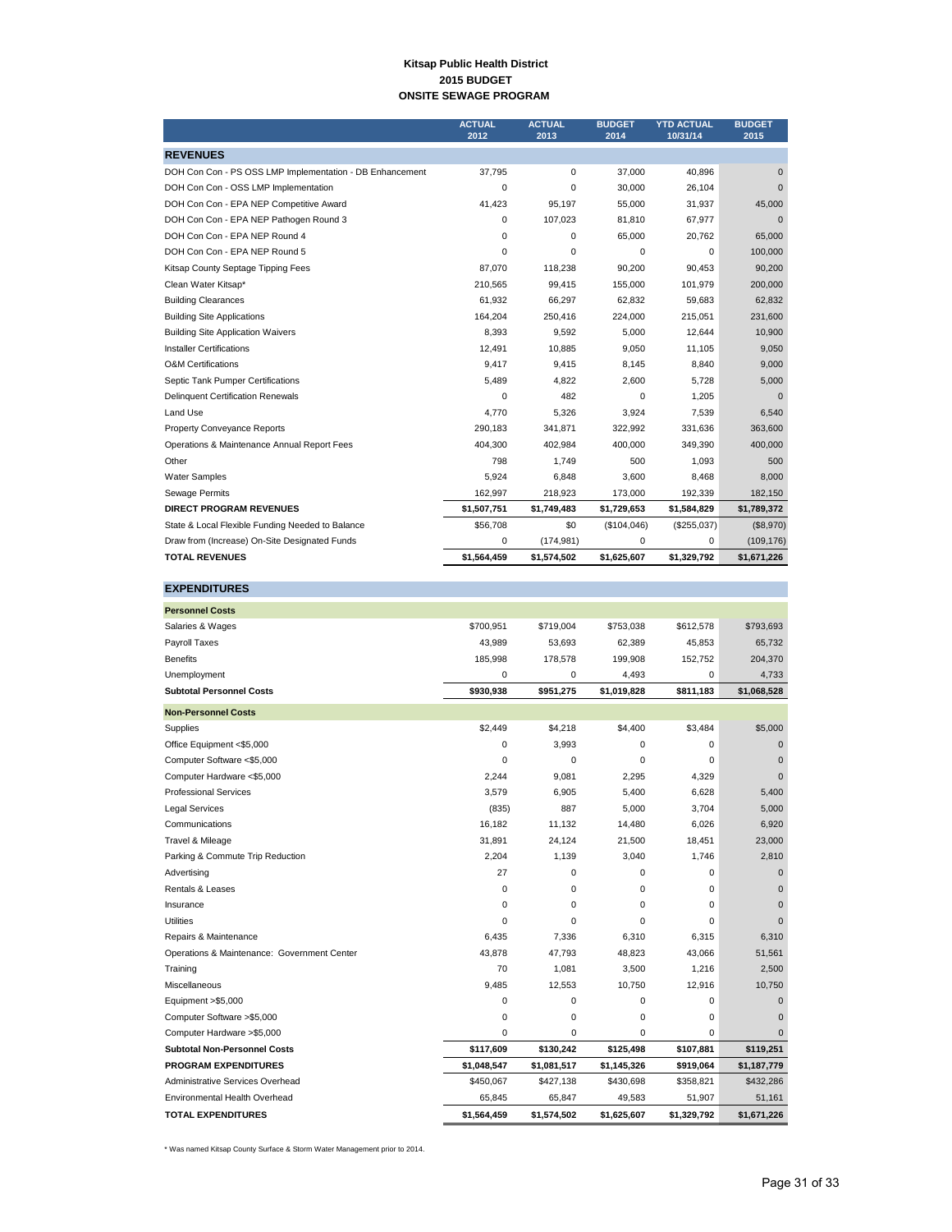# Kitsap Public Health District
## 2015 BUDGET
## ONSITE SEWAGE PROGRAM

| | ACTUAL 2012 | ACTUAL 2013 | BUDGET 2014 | YTD ACTUAL 10/31/14 | BUDGET 2015 |
|---|---|---|---|---|---|
| **REVENUES** | | | | | |
| DOH Con Con - PS OSS LMP Implementation - DB Enhancement | 37,795 | 0 | 37,000 | 40,896 | 0 |
| DOH Con Con - OSS LMP Implementation | 0 | 0 | 30,000 | 26,104 | 0 |
| DOH Con Con - EPA NEP Competitive Award | 41,423 | 95,197 | 55,000 | 31,937 | 45,000 |
| DOH Con Con - EPA NEP Pathogen Round 3 | 0 | 107,023 | 81,810 | 67,977 | 0 |
| DOH Con Con - EPA NEP Round 4 | 0 | 0 | 65,000 | 20,762 | 65,000 |
| DOH Con Con - EPA NEP Round 5 | 0 | 0 | 0 | 0 | 100,000 |
| Kitsap County Septage Tipping Fees | 87,070 | 118,238 | 90,200 | 90,453 | 90,200 |
| Clean Water Kitsap* | 210,565 | 99,415 | 155,000 | 101,979 | 200,000 |
| Building Clearances | 61,932 | 66,297 | 62,832 | 59,683 | 62,832 |
| Building Site Applications | 164,204 | 250,416 | 224,000 | 215,051 | 231,600 |
| Building Site Application Waivers | 8,393 | 9,592 | 5,000 | 12,644 | 10,900 |
| Installer Certifications | 12,491 | 10,885 | 9,050 | 11,105 | 9,050 |
| O&M Certifications | 9,417 | 9,415 | 8,145 | 8,840 | 9,000 |
| Septic Tank Pumper Certifications | 5,489 | 4,822 | 2,600 | 5,728 | 5,000 |
| Delinquent Certification Renewals | 0 | 482 | 0 | 1,205 | 0 |
| Land Use | 4,770 | 5,326 | 3,924 | 7,539 | 6,540 |
| Property Conveyance Reports | 290,183 | 341,871 | 322,992 | 331,636 | 363,600 |
| Operations & Maintenance Annual Report Fees | 404,300 | 402,984 | 400,000 | 349,390 | 400,000 |
| Other | 798 | 1,749 | 500 | 1,093 | 500 |
| Water Samples | 5,924 | 6,848 | 3,600 | 8,468 | 8,000 |
| Sewage Permits | 162,997 | 218,923 | 173,000 | 192,339 | 182,150 |
| **DIRECT PROGRAM REVENUES** | **$1,507,751** | **$1,749,483** | **$1,729,653** | **$1,584,829** | **$1,789,372** |
| State & Local Flexible Funding Needed to Balance | $56,708 | $0 | ($104,046) | ($255,037) | ($8,970) |
| Draw from (Increase) On-Site Designated Funds | 0 | (174,981) | 0 | 0 | (109,176) |
| **TOTAL REVENUES** | **$1,564,459** | **$1,574,502** | **$1,625,607** | **$1,329,792** | **$1,671,226** |
| **EXPENDITURES** | | | | | |
| **Personnel Costs** | | | | | |
| Salaries & Wages | $700,951 | $719,004 | $753,038 | $612,578 | $793,693 |
| Payroll Taxes | 43,989 | 53,693 | 62,389 | 45,853 | 65,732 |
| Benefits | 185,998 | 178,578 | 199,908 | 152,752 | 204,370 |
| Unemployment | 0 | 0 | 4,493 | 0 | 4,733 |
| **Subtotal Personnel Costs** | **$930,938** | **$951,275** | **$1,019,828** | **$811,183** | **$1,068,528** |
| **Non-Personnel Costs** | | | | | |
| Supplies | $2,449 | $4,218 | $4,400 | $3,484 | $5,000 |
| Office Equipment <$5,000 | 0 | 3,993 | 0 | 0 | 0 |
| Computer Software <$5,000 | 0 | 0 | 0 | 0 | 0 |
| Computer Hardware <$5,000 | 2,244 | 9,081 | 2,295 | 4,329 | 0 |
| Professional Services | 3,579 | 6,905 | 5,400 | 6,628 | 5,400 |
| Legal Services | (835) | 887 | 5,000 | 3,704 | 5,000 |
| Communications | 16,182 | 11,132 | 14,480 | 6,026 | 6,920 |
| Travel & Mileage | 31,891 | 24,124 | 21,500 | 18,451 | 23,000 |
| Parking & Commute Trip Reduction | 2,204 | 1,139 | 3,040 | 1,746 | 2,810 |
| Advertising | 27 | 0 | 0 | 0 | 0 |
| Rentals & Leases | 0 | 0 | 0 | 0 | 0 |
| Insurance | 0 | 0 | 0 | 0 | 0 |
| Utilities | 0 | 0 | 0 | 0 | 0 |
| Repairs & Maintenance | 6,435 | 7,336 | 6,310 | 6,315 | 6,310 |
| Operations & Maintenance: Government Center | 43,878 | 47,793 | 48,823 | 43,066 | 51,561 |
| Training | 70 | 1,081 | 3,500 | 1,216 | 2,500 |
| Miscellaneous | 9,485 | 12,553 | 10,750 | 12,916 | 10,750 |
| Equipment >$5,000 | 0 | 0 | 0 | 0 | 0 |
| Computer Software >$5,000 | 0 | 0 | 0 | 0 | 0 |
| Computer Hardware >$5,000 | 0 | 0 | 0 | 0 | 0 |
| **Subtotal Non-Personnel Costs** | **$117,609** | **$130,242** | **$125,498** | **$107,881** | **$119,251** |
| **PROGRAM EXPENDITURES** | **$1,048,547** | **$1,081,517** | **$1,145,326** | **$919,064** | **$1,187,779** |
| Administrative Services Overhead | $450,067 | $427,138 | $430,698 | $358,821 | $432,286 |
| Environmental Health Overhead | 65,845 | 65,847 | 49,583 | 51,907 | 51,161 |
| **TOTAL EXPENDITURES** | **$1,564,459** | **$1,574,502** | **$1,625,607** | **$1,329,792** | **$1,671,226** |

\* Was named Kitsap County Surface & Storm Water Management prior to 2014.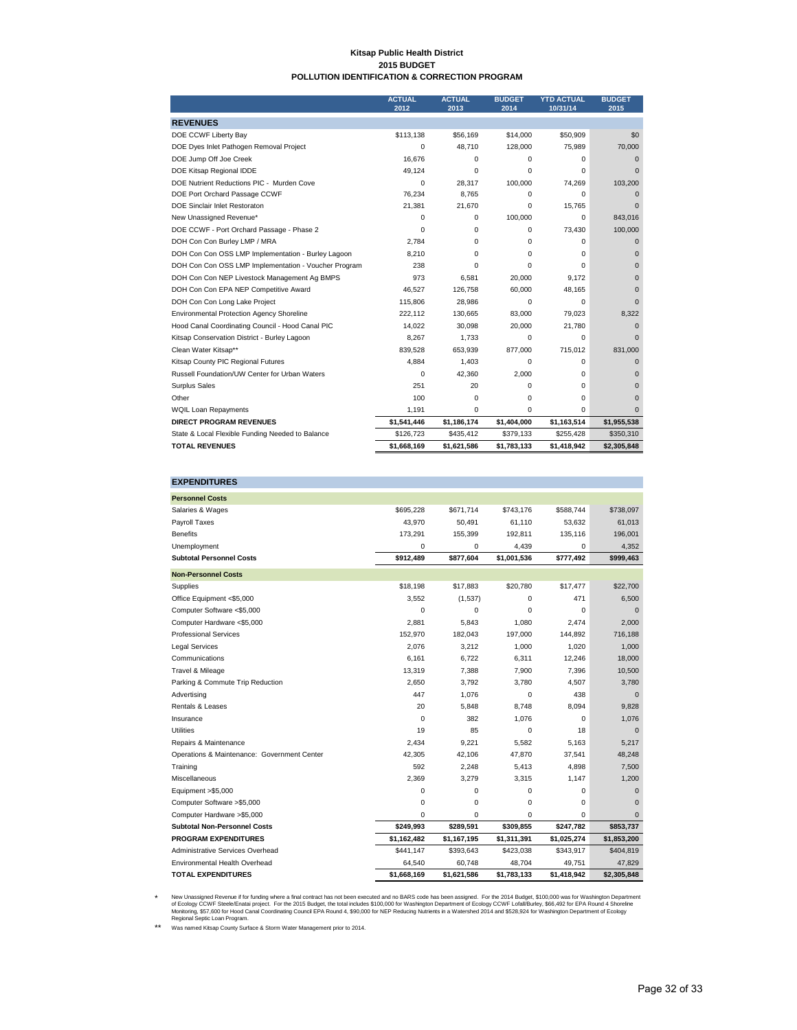# Kitsap Public Health District
## 2015 BUDGET
## POLLUTION IDENTIFICATION & CORRECTION PROGRAM

| | ACTUAL 2012 | ACTUAL 2013 | BUDGET 2014 | YTD ACTUAL 10/31/14 | BUDGET 2015 |
|---|---|---|---|---|---|
| **REVENUES** | | | | | |
| DOE CCWF Liberty Bay | $113,138 | $56,169 | $14,000 | $50,909 | $0 |
| DOE Dyes Inlet Pathogen Removal Project | 0 | 48,710 | 128,000 | 75,989 | 70,000 |
| DOE Jump Off Joe Creek | 16,676 | 0 | 0 | 0 | 0 |
| DOE Kitsap Regional IDDE | 49,124 | 0 | 0 | 0 | 0 |
| DOE Nutrient Reductions PIC - Murden Cove | 0 | 28,317 | 100,000 | 74,269 | 103,200 |
| DOE Port Orchard Passage CCWF | 76,234 | 8,765 | 0 | 0 | 0 |
| DOE Sinclair Inlet Restoraton | 21,381 | 21,670 | 0 | 15,765 | 0 |
| New Unassigned Revenue* | 0 | 0 | 100,000 | 0 | 843,016 |
| DOE CCWF - Port Orchard Passage - Phase 2 | 0 | 0 | 0 | 73,430 | 100,000 |
| DOH Con Con Burley LMP / MRA | 2,784 | 0 | 0 | 0 | 0 |
| DOH Con Con OSS LMP Implementation - Burley Lagoon | 8,210 | 0 | 0 | 0 | 0 |
| DOH Con Con OSS LMP Implementation - Voucher Program | 238 | 0 | 0 | 0 | 0 |
| DOH Con Con NEP Livestock Management Ag BMPS | 973 | 6,581 | 20,000 | 9,172 | 0 |
| DOH Con Con EPA NEP Competitive Award | 46,527 | 126,758 | 60,000 | 48,165 | 0 |
| DOH Con Con Long Lake Project | 115,806 | 28,986 | 0 | 0 | 0 |
| Environmental Protection Agency Shoreline | 222,112 | 130,665 | 83,000 | 79,023 | 8,322 |
| Hood Canal Coordinating Council - Hood Canal PIC | 14,022 | 30,098 | 20,000 | 21,780 | 0 |
| Kitsap Conservation District - Burley Lagoon | 8,267 | 1,733 | 0 | 0 | 0 |
| Clean Water Kitsap** | 839,528 | 653,939 | 877,000 | 715,012 | 831,000 |
| Kitsap County PIC Regional Futures | 4,884 | 1,403 | 0 | 0 | 0 |
| Russell Foundation/UW Center for Urban Waters | 0 | 42,360 | 2,000 | 0 | 0 |
| Surplus Sales | 251 | 20 | 0 | 0 | 0 |
| Other | 100 | 0 | 0 | 0 | 0 |
| WQIL Loan Repayments | 1,191 | 0 | 0 | 0 | 0 |
| **DIRECT PROGRAM REVENUES** | **$1,541,446** | **$1,186,174** | **$1,404,000** | **$1,163,514** | **$1,955,538** |
| State & Local Flexible Funding Needed to Balance | $126,723 | $435,412 | $379,133 | $255,428 | $350,310 |
| **TOTAL REVENUES** | **$1,668,169** | **$1,621,586** | **$1,783,133** | **$1,418,942** | **$2,305,848** |

| | ACTUAL 2012 | ACTUAL 2013 | BUDGET 2014 | YTD ACTUAL 10/31/14 | BUDGET 2015 |
|---|---|---|---|---|---|
| **EXPENDITURES** | | | | | |
| **Personnel Costs** | | | | | |
| Salaries & Wages | $695,228 | $671,714 | $743,176 | $588,744 | $738,097 |
| Payroll Taxes | 43,970 | 50,491 | 61,110 | 53,632 | 61,013 |
| Benefits | 173,291 | 155,399 | 192,811 | 135,116 | 196,001 |
| Unemployment | 0 | 0 | 4,439 | 0 | 4,352 |
| **Subtotal Personnel Costs** | **$912,489** | **$877,604** | **$1,001,536** | **$777,492** | **$999,463** |
| **Non-Personnel Costs** | | | | | |
| Supplies | $18,198 | $17,883 | $20,780 | $17,477 | $22,700 |
| Office Equipment <$5,000 | 3,552 | (1,537) | 0 | 471 | 6,500 |
| Computer Software <$5,000 | 0 | 0 | 0 | 0 | 0 |
| Computer Hardware <$5,000 | 2,881 | 5,843 | 1,080 | 2,474 | 2,000 |
| Professional Services | 152,970 | 182,043 | 197,000 | 144,892 | 716,188 |
| Legal Services | 2,076 | 3,212 | 1,000 | 1,020 | 1,000 |
| Communications | 6,161 | 6,722 | 6,311 | 12,246 | 18,000 |
| Travel & Mileage | 13,319 | 7,388 | 7,900 | 7,396 | 10,500 |
| Parking & Commute Trip Reduction | 2,650 | 3,792 | 3,780 | 4,507 | 3,780 |
| Advertising | 447 | 1,076 | 0 | 438 | 0 |
| Rentals & Leases | 20 | 5,848 | 8,748 | 8,094 | 9,828 |
| Insurance | 0 | 382 | 1,076 | 0 | 1,076 |
| Utilities | 19 | 85 | 0 | 18 | 0 |
| Repairs & Maintenance | 2,434 | 9,221 | 5,582 | 5,163 | 5,217 |
| Operations & Maintenance: Government Center | 42,305 | 42,106 | 47,870 | 37,541 | 48,248 |
| Training | 592 | 2,248 | 5,413 | 4,898 | 7,500 |
| Miscellaneous | 2,369 | 3,279 | 3,315 | 1,147 | 1,200 |
| Equipment >$5,000 | 0 | 0 | 0 | 0 | 0 |
| Computer Software >$5,000 | 0 | 0 | 0 | 0 | 0 |
| Computer Hardware >$5,000 | 0 | 0 | 0 | 0 | 0 |
| **Subtotal Non-Personnel Costs** | **$249,993** | **$289,591** | **$309,855** | **$247,782** | **$853,737** |
| **PROGRAM EXPENDITURES** | **$1,162,482** | **$1,167,195** | **$1,311,391** | **$1,025,274** | **$1,853,200** |
| Administrative Services Overhead | $441,147 | $393,643 | $423,038 | $343,917 | $404,819 |
| Environmental Health Overhead | 64,540 | 60,748 | 48,704 | 49,751 | 47,829 |
| **TOTAL EXPENDITURES** | **$1,668,169** | **$1,621,586** | **$1,783,133** | **$1,418,942** | **$2,305,848** |

\* New Unassigned Revenue if for funding where a final contract has not been executed and no BARS code has been assigned. For the 2014 Budget, $100,000 was for Washington Department of Ecology CCWF Steele/Enatai project. For the 2015 Budget, the total includes $100,000 for Washington Department of Ecology CCWF Lofall/Burley, $66,492 for EPA Round 4 Shoreline Monitoring, $57,600 for Hood Canal Coordinating Council EPA Round 4, $90,000 for NEP Reducing Nutrients in a Watershed 2014 and $528,924 for Washington Department of Ecology Regional Septic Loan Program.

\*\* Was named Kitsap County Surface & Storm Water Management prior to 2014.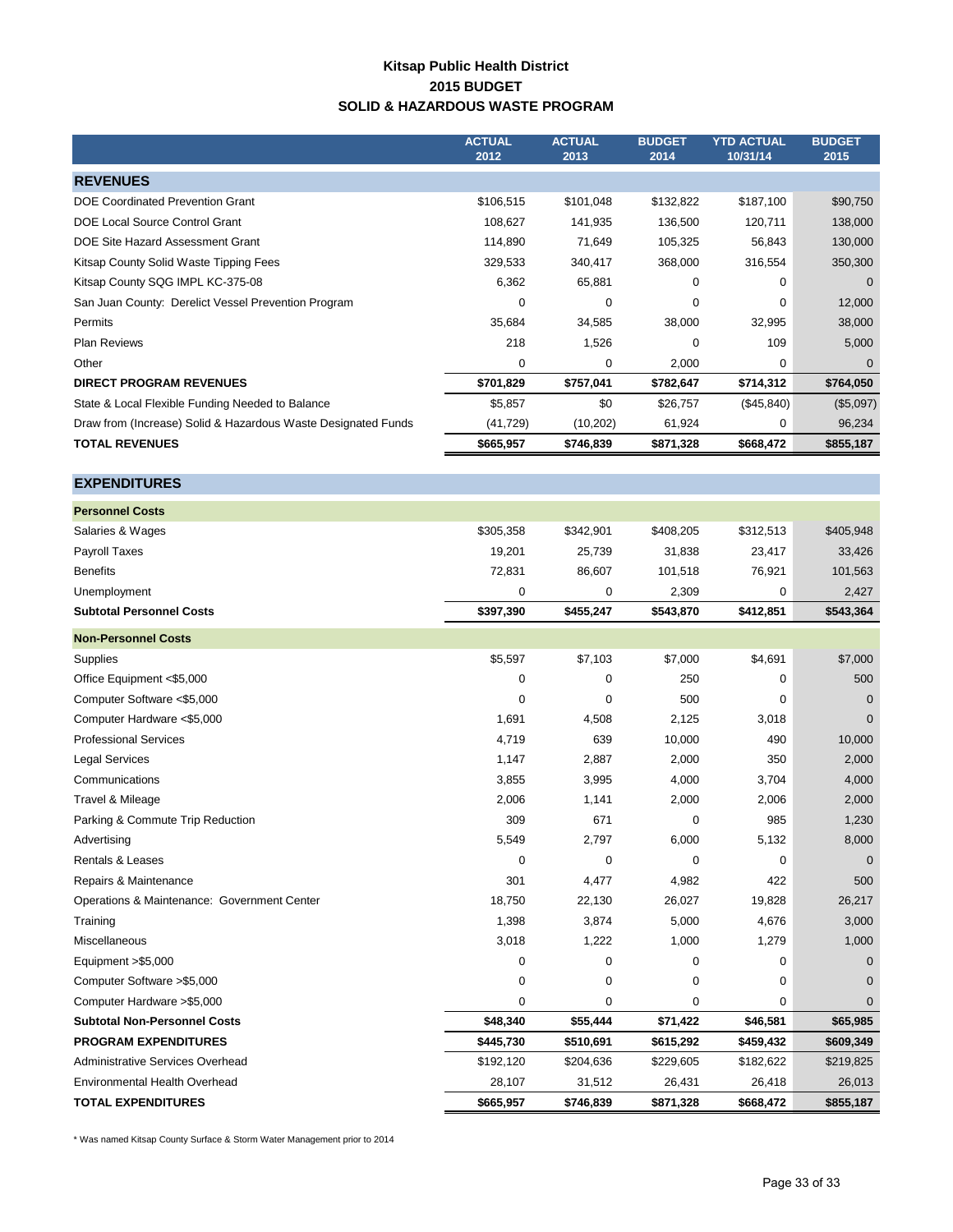**Kitsap Public Health District**
**2015 BUDGET**
**SOLID & HAZARDOUS WASTE PROGRAM**

| | ACTUAL 2012 | ACTUAL 2013 | BUDGET 2014 | YTD ACTUAL 10/31/14 | BUDGET 2015 |
|---|---|---|---|---|---|
| **REVENUES** | | | | | |
| DOE Coordinated Prevention Grant | $106,515 | $101,048 | $132,822 | $187,100 | $90,750 |
| DOE Local Source Control Grant | 108,627 | 141,935 | 136,500 | 120,711 | 138,000 |
| DOE Site Hazard Assessment Grant | 114,890 | 71,649 | 105,325 | 56,843 | 130,000 |
| Kitsap County Solid Waste Tipping Fees | 329,533 | 340,417 | 368,000 | 316,554 | 350,300 |
| Kitsap County SQG IMPL KC-375-08 | 6,362 | 65,881 | 0 | 0 | 0 |
| San Juan County: Derelict Vessel Prevention Program | 0 | 0 | 0 | 0 | 12,000 |
| Permits | 35,684 | 34,585 | 38,000 | 32,995 | 38,000 |
| Plan Reviews | 218 | 1,526 | 0 | 109 | 5,000 |
| Other | 0 | 0 | 2,000 | 0 | 0 |
| **DIRECT PROGRAM REVENUES** | **$701,829** | **$757,041** | **$782,647** | **$714,312** | **$764,050** |
| State & Local Flexible Funding Needed to Balance | $5,857 | $0 | $26,757 | ($45,840) | ($5,097) |
| Draw from (Increase) Solid & Hazardous Waste Designated Funds | (41,729) | (10,202) | 61,924 | 0 | 96,234 |
| **TOTAL REVENUES** | **$665,957** | **$746,839** | **$871,328** | **$668,472** | **$855,187** |
| **EXPENDITURES** | | | | | |
| **Personnel Costs** | | | | | |
| Salaries & Wages | $305,358 | $342,901 | $408,205 | $312,513 | $405,948 |
| Payroll Taxes | 19,201 | 25,739 | 31,838 | 23,417 | 33,426 |
| Benefits | 72,831 | 86,607 | 101,518 | 76,921 | 101,563 |
| Unemployment | 0 | 0 | 2,309 | 0 | 2,427 |
| **Subtotal Personnel Costs** | **$397,390** | **$455,247** | **$543,870** | **$412,851** | **$543,364** |
| **Non-Personnel Costs** | | | | | |
| Supplies | $5,597 | $7,103 | $7,000 | $4,691 | $7,000 |
| Office Equipment <$5,000 | 0 | 0 | 250 | 0 | 500 |
| Computer Software <$5,000 | 0 | 0 | 500 | 0 | 0 |
| Computer Hardware <$5,000 | 1,691 | 4,508 | 2,125 | 3,018 | 0 |
| Professional Services | 4,719 | 639 | 10,000 | 490 | 10,000 |
| Legal Services | 1,147 | 2,887 | 2,000 | 350 | 2,000 |
| Communications | 3,855 | 3,995 | 4,000 | 3,704 | 4,000 |
| Travel & Mileage | 2,006 | 1,141 | 2,000 | 2,006 | 2,000 |
| Parking & Commute Trip Reduction | 309 | 671 | 0 | 985 | 1,230 |
| Advertising | 5,549 | 2,797 | 6,000 | 5,132 | 8,000 |
| Rentals & Leases | 0 | 0 | 0 | 0 | 0 |
| Repairs & Maintenance | 301 | 4,477 | 4,982 | 422 | 500 |
| Operations & Maintenance: Government Center | 18,750 | 22,130 | 26,027 | 19,828 | 26,217 |
| Training | 1,398 | 3,874 | 5,000 | 4,676 | 3,000 |
| Miscellaneous | 3,018 | 1,222 | 1,000 | 1,279 | 1,000 |
| Equipment >$5,000 | 0 | 0 | 0 | 0 | 0 |
| Computer Software >$5,000 | 0 | 0 | 0 | 0 | 0 |
| Computer Hardware >$5,000 | 0 | 0 | 0 | 0 | 0 |
| **Subtotal Non-Personnel Costs** | **$48,340** | **$55,444** | **$71,422** | **$46,581** | **$65,985** |
| **PROGRAM EXPENDITURES** | **$445,730** | **$510,691** | **$615,292** | **$459,432** | **$609,349** |
| Administrative Services Overhead | $192,120 | $204,636 | $229,605 | $182,622 | $219,825 |
| Environmental Health Overhead | 28,107 | 31,512 | 26,431 | 26,418 | 26,013 |
| **TOTAL EXPENDITURES** | **$665,957** | **$746,839** | **$871,328** | **$668,472** | **$855,187** |

* Was named Kitsap County Surface & Storm Water Management prior to 2014